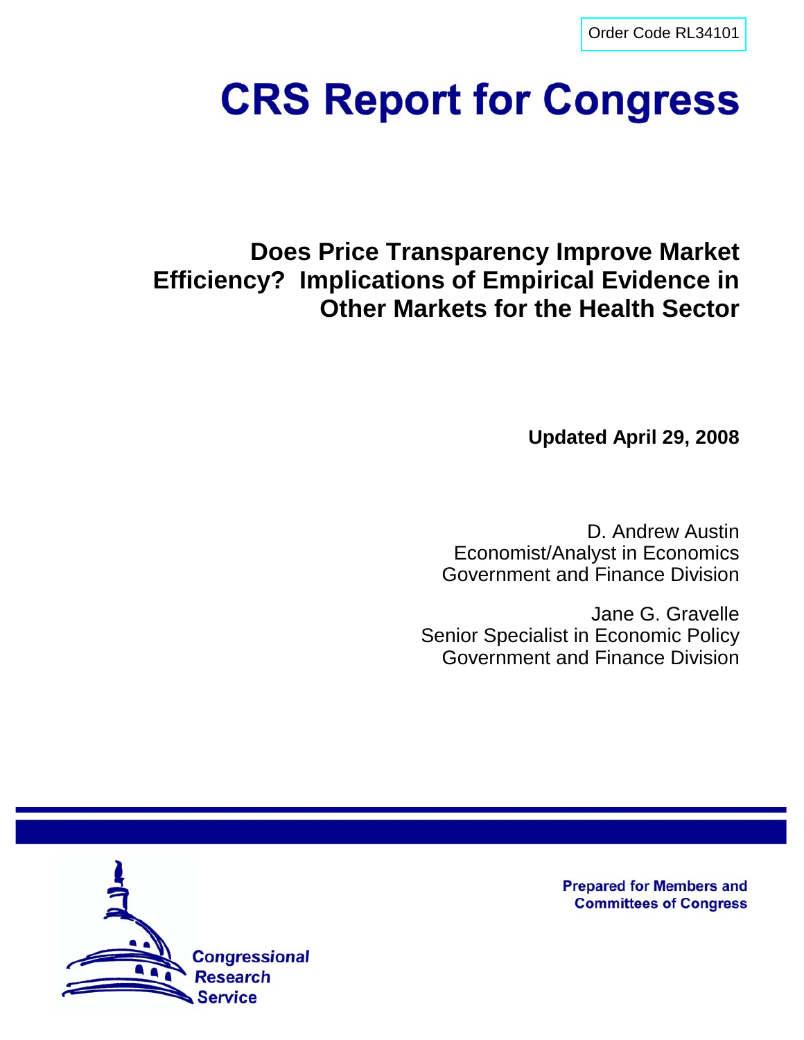Order Code RL34101

# CRS Report for Congress

## Does Price Transparency Improve Market Efficiency? Implications of Empirical Evidence in Other Markets for the Health Sector

**Updated April 29, 2008**

D. Andrew Austin
Economist/Analyst in Economics
Government and Finance Division

Jane G. Gravelle
Senior Specialist in Economic Policy
Government and Finance Division

Prepared for Members and Committees of Congress

Congressional Research Service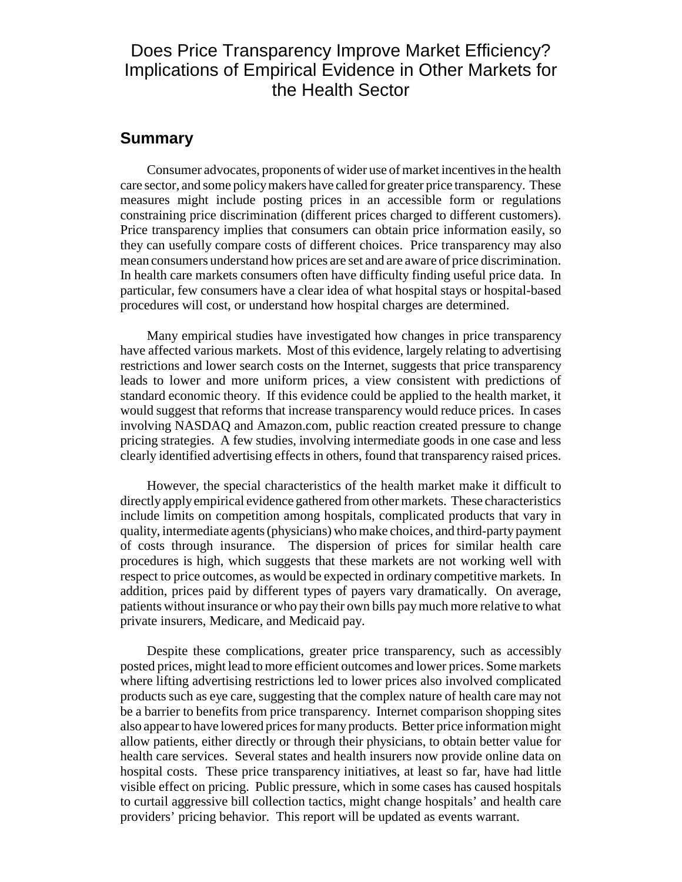# Does Price Transparency Improve Market Efficiency? Implications of Empirical Evidence in Other Markets for the Health Sector

## Summary

Consumer advocates, proponents of wider use of market incentives in the health care sector, and some policy makers have called for greater price transparency. These measures might include posting prices in an accessible form or regulations constraining price discrimination (different prices charged to different customers). Price transparency implies that consumers can obtain price information easily, so they can usefully compare costs of different choices. Price transparency may also mean consumers understand how prices are set and are aware of price discrimination. In health care markets consumers often have difficulty finding useful price data. In particular, few consumers have a clear idea of what hospital stays or hospital-based procedures will cost, or understand how hospital charges are determined.

Many empirical studies have investigated how changes in price transparency have affected various markets. Most of this evidence, largely relating to advertising restrictions and lower search costs on the Internet, suggests that price transparency leads to lower and more uniform prices, a view consistent with predictions of standard economic theory. If this evidence could be applied to the health market, it would suggest that reforms that increase transparency would reduce prices. In cases involving NASDAQ and Amazon.com, public reaction created pressure to change pricing strategies. A few studies, involving intermediate goods in one case and less clearly identified advertising effects in others, found that transparency raised prices.

However, the special characteristics of the health market make it difficult to directly apply empirical evidence gathered from other markets. These characteristics include limits on competition among hospitals, complicated products that vary in quality, intermediate agents (physicians) who make choices, and third-party payment of costs through insurance. The dispersion of prices for similar health care procedures is high, which suggests that these markets are not working well with respect to price outcomes, as would be expected in ordinary competitive markets. In addition, prices paid by different types of payers vary dramatically. On average, patients without insurance or who pay their own bills pay much more relative to what private insurers, Medicare, and Medicaid pay.

Despite these complications, greater price transparency, such as accessibly posted prices, might lead to more efficient outcomes and lower prices. Some markets where lifting advertising restrictions led to lower prices also involved complicated products such as eye care, suggesting that the complex nature of health care may not be a barrier to benefits from price transparency. Internet comparison shopping sites also appear to have lowered prices for many products. Better price information might allow patients, either directly or through their physicians, to obtain better value for health care services. Several states and health insurers now provide online data on hospital costs. These price transparency initiatives, at least so far, have had little visible effect on pricing. Public pressure, which in some cases has caused hospitals to curtail aggressive bill collection tactics, might change hospitals' and health care providers' pricing behavior. This report will be updated as events warrant.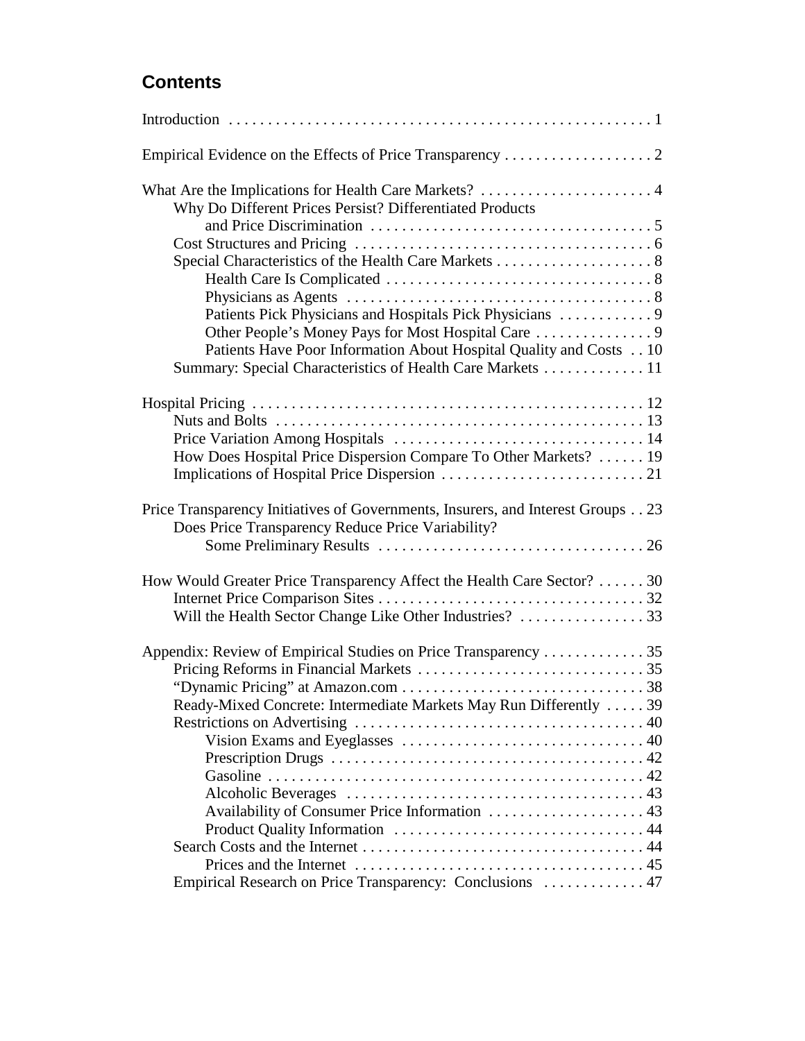## Contents

Introduction . . . . . . . . . . 1

Empirical Evidence on the Effects of Price Transparency . . . . . . . . . . 2

What Are the Implications for Health Care Markets? . . . . . . . . . . 4
- Why Do Different Prices Persist? Differentiated Products and Price Discrimination . . . . . . . . . . 5
- Cost Structures and Pricing . . . . . . . . . . 6
- Special Characteristics of the Health Care Markets . . . . . . . . . . 8
  - Health Care Is Complicated . . . . . . . . . . 8
  - Physicians as Agents . . . . . . . . . . 8
  - Patients Pick Physicians and Hospitals Pick Physicians . . . . . . . . . . 9
  - Other People's Money Pays for Most Hospital Care . . . . . . . . . . 9
  - Patients Have Poor Information About Hospital Quality and Costs . . 10
- Summary: Special Characteristics of Health Care Markets . . . . . . . . . . 11

Hospital Pricing . . . . . . . . . . 12
- Nuts and Bolts . . . . . . . . . . 13
- Price Variation Among Hospitals . . . . . . . . . . 14
- How Does Hospital Price Dispersion Compare To Other Markets? . . . . . . 19
- Implications of Hospital Price Dispersion . . . . . . . . . . 21

Price Transparency Initiatives of Governments, Insurers, and Interest Groups . . 23
- Does Price Transparency Reduce Price Variability?
  - Some Preliminary Results . . . . . . . . . . 26

How Would Greater Price Transparency Affect the Health Care Sector? . . . . . . 30
- Internet Price Comparison Sites . . . . . . . . . . 32
- Will the Health Sector Change Like Other Industries? . . . . . . . . . . 33

Appendix: Review of Empirical Studies on Price Transparency . . . . . . . . . . 35
- Pricing Reforms in Financial Markets . . . . . . . . . . 35
- "Dynamic Pricing" at Amazon.com . . . . . . . . . . 38
- Ready-Mixed Concrete: Intermediate Markets May Run Differently . . . . . 39
- Restrictions on Advertising . . . . . . . . . . 40
  - Vision Exams and Eyeglasses . . . . . . . . . . 40
  - Prescription Drugs . . . . . . . . . . 42
  - Gasoline . . . . . . . . . . 42
  - Alcoholic Beverages . . . . . . . . . . 43
  - Availability of Consumer Price Information . . . . . . . . . . 43
  - Product Quality Information . . . . . . . . . . 44
- Search Costs and the Internet . . . . . . . . . . 44
  - Prices and the Internet . . . . . . . . . . 45
- Empirical Research on Price Transparency: Conclusions . . . . . . . . . . 47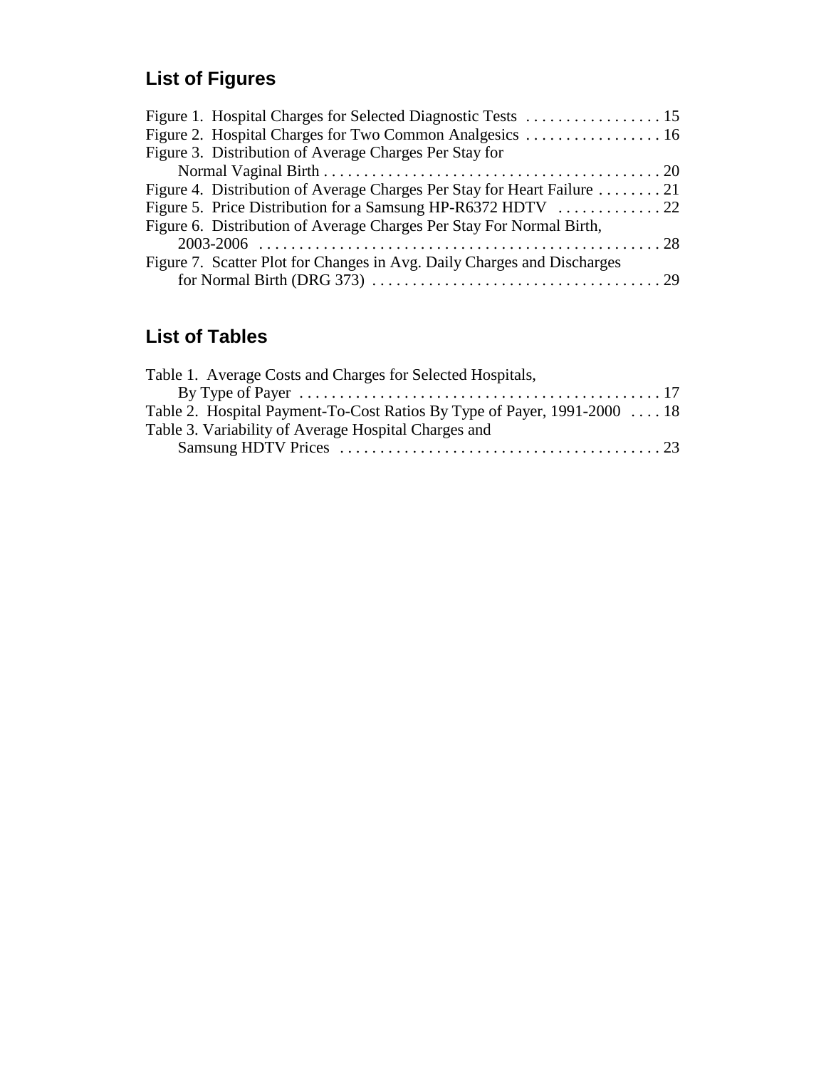## List of Figures

Figure 1. Hospital Charges for Selected Diagnostic Tests . . . . . . . . . . . . . . . . . 15
Figure 2. Hospital Charges for Two Common Analgesics . . . . . . . . . . . . . . . . . 16
Figure 3. Distribution of Average Charges Per Stay for Normal Vaginal Birth . . . . . . . . . . . . . . . . . . . . . . . . . . . . . . . . . . . . . . . . . . 20
Figure 4. Distribution of Average Charges Per Stay for Heart Failure . . . . . . . . 21
Figure 5. Price Distribution for a Samsung HP-R6372 HDTV . . . . . . . . . . . . . 22
Figure 6. Distribution of Average Charges Per Stay For Normal Birth, 2003-2006 . . . . . . . . . . . . . . . . . . . . . . . . . . . . . . . . . . . . . . . . . . . . . . . . . . 28
Figure 7. Scatter Plot for Changes in Avg. Daily Charges and Discharges for Normal Birth (DRG 373) . . . . . . . . . . . . . . . . . . . . . . . . . . . . . . . . . . . . 29

## List of Tables

Table 1. Average Costs and Charges for Selected Hospitals, By Type of Payer . . . . . . . . . . . . . . . . . . . . . . . . . . . . . . . . . . . . . . . . . . . . . 17
Table 2. Hospital Payment-To-Cost Ratios By Type of Payer, 1991-2000 . . . . 18
Table 3. Variability of Average Hospital Charges and Samsung HDTV Prices . . . . . . . . . . . . . . . . . . . . . . . . . . . . . . . . . . . . . . . . 23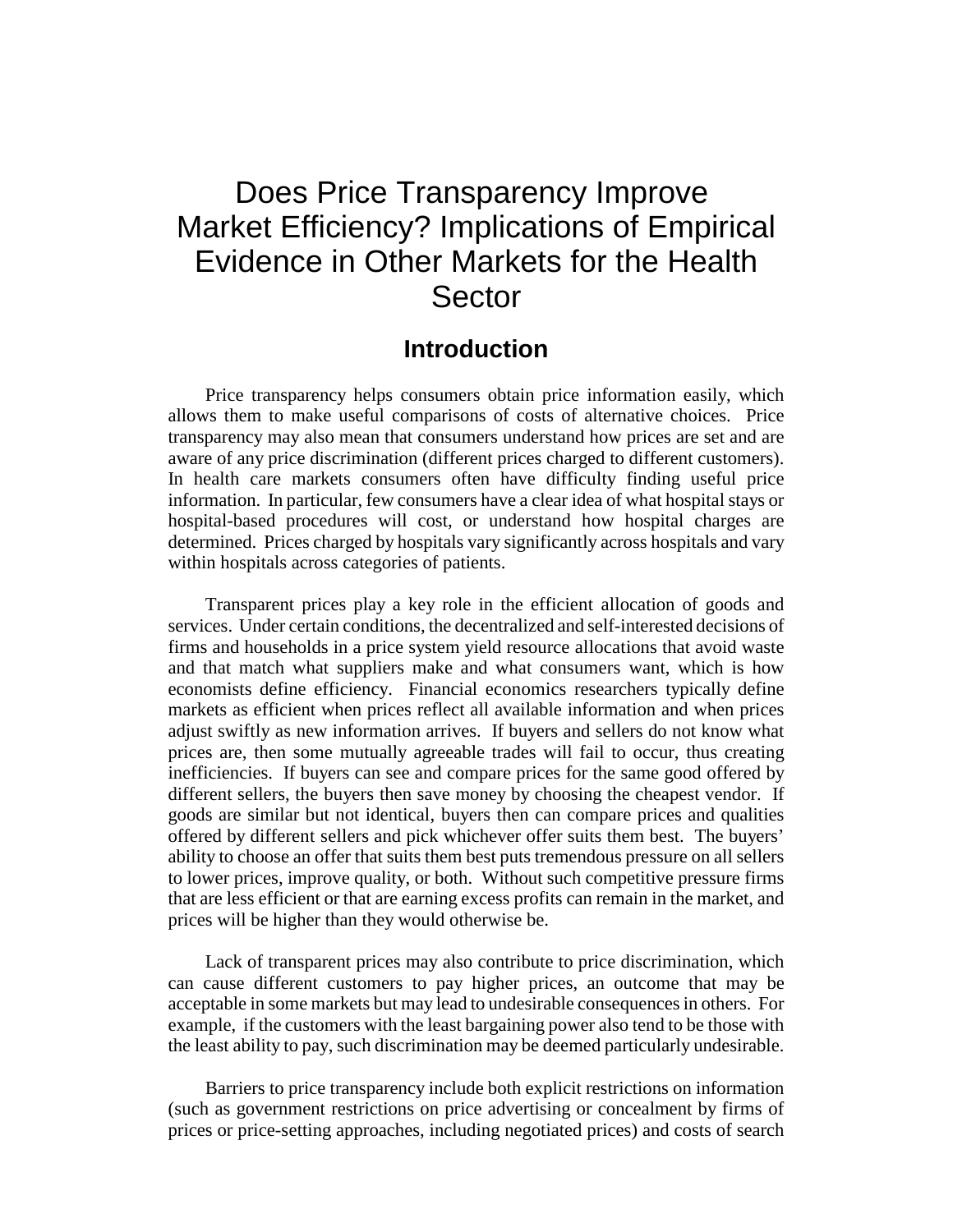# Does Price Transparency Improve Market Efficiency? Implications of Empirical Evidence in Other Markets for the Health Sector

## Introduction

Price transparency helps consumers obtain price information easily, which allows them to make useful comparisons of costs of alternative choices. Price transparency may also mean that consumers understand how prices are set and are aware of any price discrimination (different prices charged to different customers). In health care markets consumers often have difficulty finding useful price information. In particular, few consumers have a clear idea of what hospital stays or hospital-based procedures will cost, or understand how hospital charges are determined. Prices charged by hospitals vary significantly across hospitals and vary within hospitals across categories of patients.

Transparent prices play a key role in the efficient allocation of goods and services. Under certain conditions, the decentralized and self-interested decisions of firms and households in a price system yield resource allocations that avoid waste and that match what suppliers make and what consumers want, which is how economists define efficiency. Financial economics researchers typically define markets as efficient when prices reflect all available information and when prices adjust swiftly as new information arrives. If buyers and sellers do not know what prices are, then some mutually agreeable trades will fail to occur, thus creating inefficiencies. If buyers can see and compare prices for the same good offered by different sellers, the buyers then save money by choosing the cheapest vendor. If goods are similar but not identical, buyers then can compare prices and qualities offered by different sellers and pick whichever offer suits them best. The buyers' ability to choose an offer that suits them best puts tremendous pressure on all sellers to lower prices, improve quality, or both. Without such competitive pressure firms that are less efficient or that are earning excess profits can remain in the market, and prices will be higher than they would otherwise be.

Lack of transparent prices may also contribute to price discrimination, which can cause different customers to pay higher prices, an outcome that may be acceptable in some markets but may lead to undesirable consequences in others. For example, if the customers with the least bargaining power also tend to be those with the least ability to pay, such discrimination may be deemed particularly undesirable.

Barriers to price transparency include both explicit restrictions on information (such as government restrictions on price advertising or concealment by firms of prices or price-setting approaches, including negotiated prices) and costs of search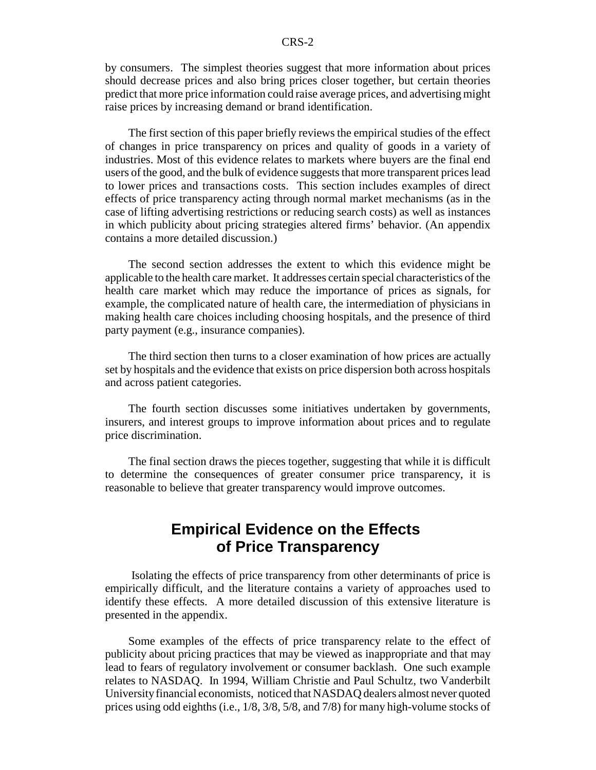by consumers. The simplest theories suggest that more information about prices should decrease prices and also bring prices closer together, but certain theories predict that more price information could raise average prices, and advertising might raise prices by increasing demand or brand identification.

The first section of this paper briefly reviews the empirical studies of the effect of changes in price transparency on prices and quality of goods in a variety of industries. Most of this evidence relates to markets where buyers are the final end users of the good, and the bulk of evidence suggests that more transparent prices lead to lower prices and transactions costs. This section includes examples of direct effects of price transparency acting through normal market mechanisms (as in the case of lifting advertising restrictions or reducing search costs) as well as instances in which publicity about pricing strategies altered firms' behavior. (An appendix contains a more detailed discussion.)

The second section addresses the extent to which this evidence might be applicable to the health care market. It addresses certain special characteristics of the health care market which may reduce the importance of prices as signals, for example, the complicated nature of health care, the intermediation of physicians in making health care choices including choosing hospitals, and the presence of third party payment (e.g., insurance companies).

The third section then turns to a closer examination of how prices are actually set by hospitals and the evidence that exists on price dispersion both across hospitals and across patient categories.

The fourth section discusses some initiatives undertaken by governments, insurers, and interest groups to improve information about prices and to regulate price discrimination.

The final section draws the pieces together, suggesting that while it is difficult to determine the consequences of greater consumer price transparency, it is reasonable to believe that greater transparency would improve outcomes.

## Empirical Evidence on the Effects of Price Transparency

Isolating the effects of price transparency from other determinants of price is empirically difficult, and the literature contains a variety of approaches used to identify these effects. A more detailed discussion of this extensive literature is presented in the appendix.

Some examples of the effects of price transparency relate to the effect of publicity about pricing practices that may be viewed as inappropriate and that may lead to fears of regulatory involvement or consumer backlash. One such example relates to NASDAQ. In 1994, William Christie and Paul Schultz, two Vanderbilt University financial economists, noticed that NASDAQ dealers almost never quoted prices using odd eighths (i.e., 1/8, 3/8, 5/8, and 7/8) for many high-volume stocks of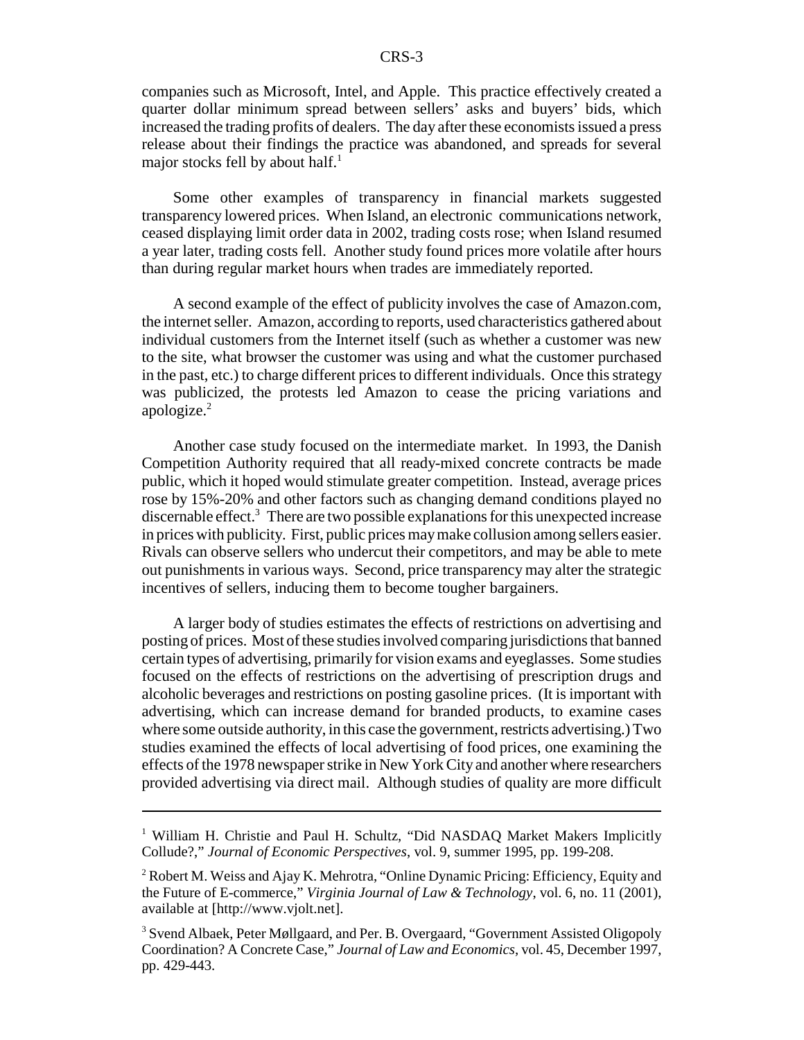companies such as Microsoft, Intel, and Apple. This practice effectively created a quarter dollar minimum spread between sellers' asks and buyers' bids, which increased the trading profits of dealers. The day after these economists issued a press release about their findings the practice was abandoned, and spreads for several major stocks fell by about half.[1]

Some other examples of transparency in financial markets suggested transparency lowered prices. When Island, an electronic communications network, ceased displaying limit order data in 2002, trading costs rose; when Island resumed a year later, trading costs fell. Another study found prices more volatile after hours than during regular market hours when trades are immediately reported.

A second example of the effect of publicity involves the case of Amazon.com, the internet seller. Amazon, according to reports, used characteristics gathered about individual customers from the Internet itself (such as whether a customer was new to the site, what browser the customer was using and what the customer purchased in the past, etc.) to charge different prices to different individuals. Once this strategy was publicized, the protests led Amazon to cease the pricing variations and apologize.[2]

Another case study focused on the intermediate market. In 1993, the Danish Competition Authority required that all ready-mixed concrete contracts be made public, which it hoped would stimulate greater competition. Instead, average prices rose by 15%-20% and other factors such as changing demand conditions played no discernable effect.[3] There are two possible explanations for this unexpected increase in prices with publicity. First, public prices may make collusion among sellers easier. Rivals can observe sellers who undercut their competitors, and may be able to mete out punishments in various ways. Second, price transparency may alter the strategic incentives of sellers, inducing them to become tougher bargainers.

A larger body of studies estimates the effects of restrictions on advertising and posting of prices. Most of these studies involved comparing jurisdictions that banned certain types of advertising, primarily for vision exams and eyeglasses. Some studies focused on the effects of restrictions on the advertising of prescription drugs and alcoholic beverages and restrictions on posting gasoline prices. (It is important with advertising, which can increase demand for branded products, to examine cases where some outside authority, in this case the government, restricts advertising.) Two studies examined the effects of local advertising of food prices, one examining the effects of the 1978 newspaper strike in New York City and another where researchers provided advertising via direct mail. Although studies of quality are more difficult

---

[1] William H. Christie and Paul H. Schultz, "Did NASDAQ Market Makers Implicitly Collude?," *Journal of Economic Perspectives*, vol. 9, summer 1995, pp. 199-208.

[2] Robert M. Weiss and Ajay K. Mehrotra, "Online Dynamic Pricing: Efficiency, Equity and the Future of E-commerce," *Virginia Journal of Law & Technology*, vol. 6, no. 11 (2001), available at [http://www.vjolt.net].

[3] Svend Albaek, Peter Møllgaard, and Per. B. Overgaard, "Government Assisted Oligopoly Coordination? A Concrete Case," *Journal of Law and Economics*, vol. 45, December 1997, pp. 429-443.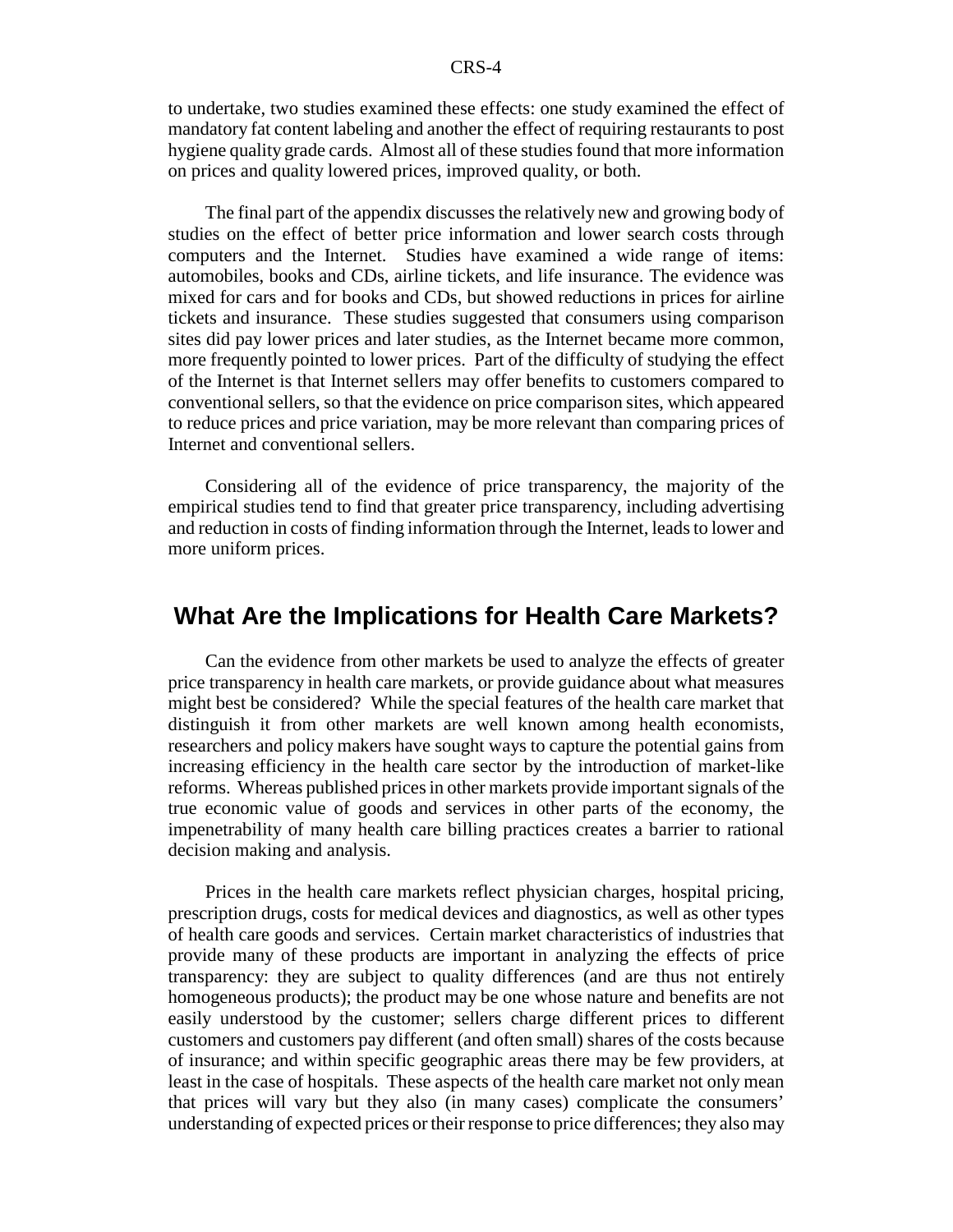to undertake, two studies examined these effects: one study examined the effect of mandatory fat content labeling and another the effect of requiring restaurants to post hygiene quality grade cards. Almost all of these studies found that more information on prices and quality lowered prices, improved quality, or both.

The final part of the appendix discusses the relatively new and growing body of studies on the effect of better price information and lower search costs through computers and the Internet. Studies have examined a wide range of items: automobiles, books and CDs, airline tickets, and life insurance. The evidence was mixed for cars and for books and CDs, but showed reductions in prices for airline tickets and insurance. These studies suggested that consumers using comparison sites did pay lower prices and later studies, as the Internet became more common, more frequently pointed to lower prices. Part of the difficulty of studying the effect of the Internet is that Internet sellers may offer benefits to customers compared to conventional sellers, so that the evidence on price comparison sites, which appeared to reduce prices and price variation, may be more relevant than comparing prices of Internet and conventional sellers.

Considering all of the evidence of price transparency, the majority of the empirical studies tend to find that greater price transparency, including advertising and reduction in costs of finding information through the Internet, leads to lower and more uniform prices.

## What Are the Implications for Health Care Markets?

Can the evidence from other markets be used to analyze the effects of greater price transparency in health care markets, or provide guidance about what measures might best be considered? While the special features of the health care market that distinguish it from other markets are well known among health economists, researchers and policy makers have sought ways to capture the potential gains from increasing efficiency in the health care sector by the introduction of market-like reforms. Whereas published prices in other markets provide important signals of the true economic value of goods and services in other parts of the economy, the impenetrability of many health care billing practices creates a barrier to rational decision making and analysis.

Prices in the health care markets reflect physician charges, hospital pricing, prescription drugs, costs for medical devices and diagnostics, as well as other types of health care goods and services. Certain market characteristics of industries that provide many of these products are important in analyzing the effects of price transparency: they are subject to quality differences (and are thus not entirely homogeneous products); the product may be one whose nature and benefits are not easily understood by the customer; sellers charge different prices to different customers and customers pay different (and often small) shares of the costs because of insurance; and within specific geographic areas there may be few providers, at least in the case of hospitals. These aspects of the health care market not only mean that prices will vary but they also (in many cases) complicate the consumers' understanding of expected prices or their response to price differences; they also may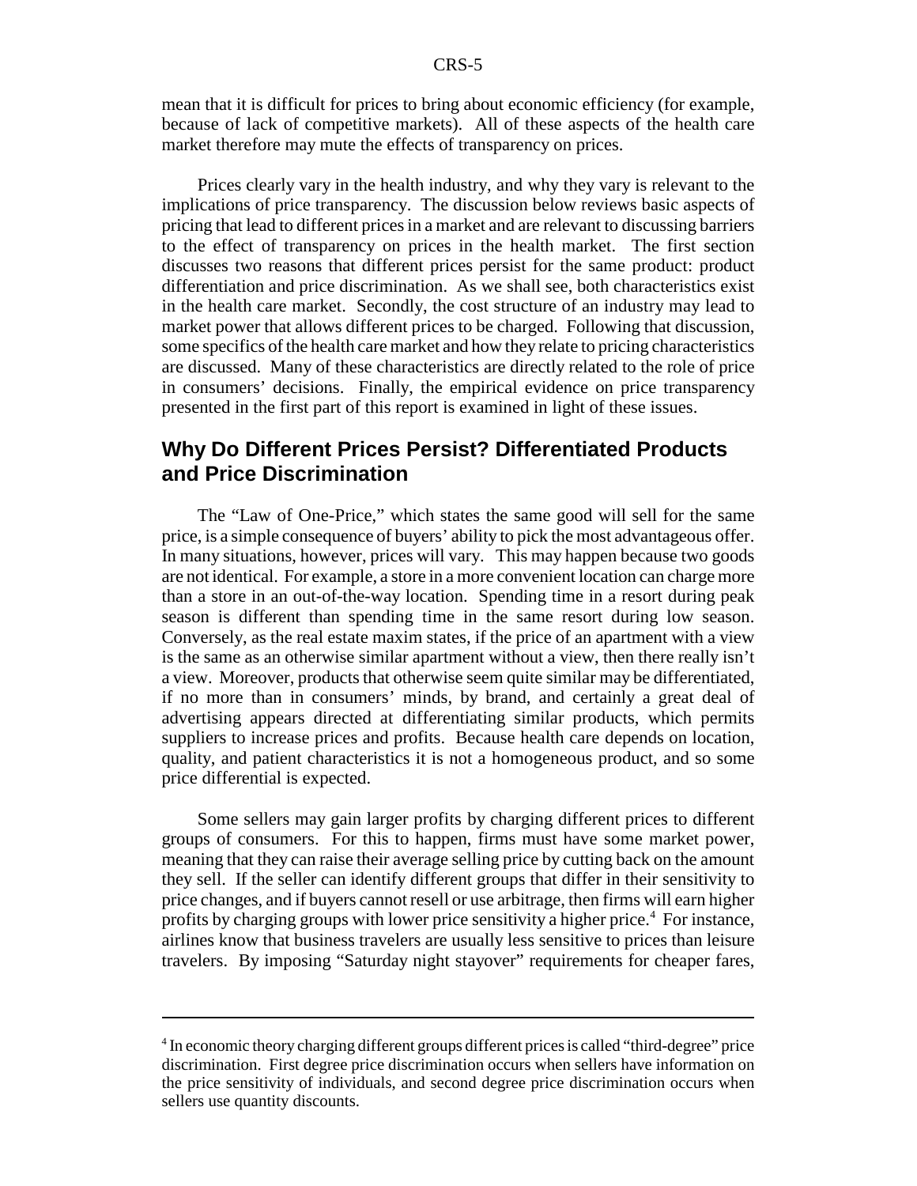mean that it is difficult for prices to bring about economic efficiency (for example, because of lack of competitive markets). All of these aspects of the health care market therefore may mute the effects of transparency on prices.

Prices clearly vary in the health industry, and why they vary is relevant to the implications of price transparency. The discussion below reviews basic aspects of pricing that lead to different prices in a market and are relevant to discussing barriers to the effect of transparency on prices in the health market. The first section discusses two reasons that different prices persist for the same product: product differentiation and price discrimination. As we shall see, both characteristics exist in the health care market. Secondly, the cost structure of an industry may lead to market power that allows different prices to be charged. Following that discussion, some specifics of the health care market and how they relate to pricing characteristics are discussed. Many of these characteristics are directly related to the role of price in consumers' decisions. Finally, the empirical evidence on price transparency presented in the first part of this report is examined in light of these issues.

## Why Do Different Prices Persist? Differentiated Products and Price Discrimination

The "Law of One-Price," which states the same good will sell for the same price, is a simple consequence of buyers' ability to pick the most advantageous offer. In many situations, however, prices will vary. This may happen because two goods are not identical. For example, a store in a more convenient location can charge more than a store in an out-of-the-way location. Spending time in a resort during peak season is different than spending time in the same resort during low season. Conversely, as the real estate maxim states, if the price of an apartment with a view is the same as an otherwise similar apartment without a view, then there really isn't a view. Moreover, products that otherwise seem quite similar may be differentiated, if no more than in consumers' minds, by brand, and certainly a great deal of advertising appears directed at differentiating similar products, which permits suppliers to increase prices and profits. Because health care depends on location, quality, and patient characteristics it is not a homogeneous product, and so some price differential is expected.

Some sellers may gain larger profits by charging different prices to different groups of consumers. For this to happen, firms must have some market power, meaning that they can raise their average selling price by cutting back on the amount they sell. If the seller can identify different groups that differ in their sensitivity to price changes, and if buyers cannot resell or use arbitrage, then firms will earn higher profits by charging groups with lower price sensitivity a higher price.[4] For instance, airlines know that business travelers are usually less sensitive to prices than leisure travelers. By imposing "Saturday night stayover" requirements for cheaper fares,

[4] In economic theory charging different groups different prices is called "third-degree" price discrimination. First degree price discrimination occurs when sellers have information on the price sensitivity of individuals, and second degree price discrimination occurs when sellers use quantity discounts.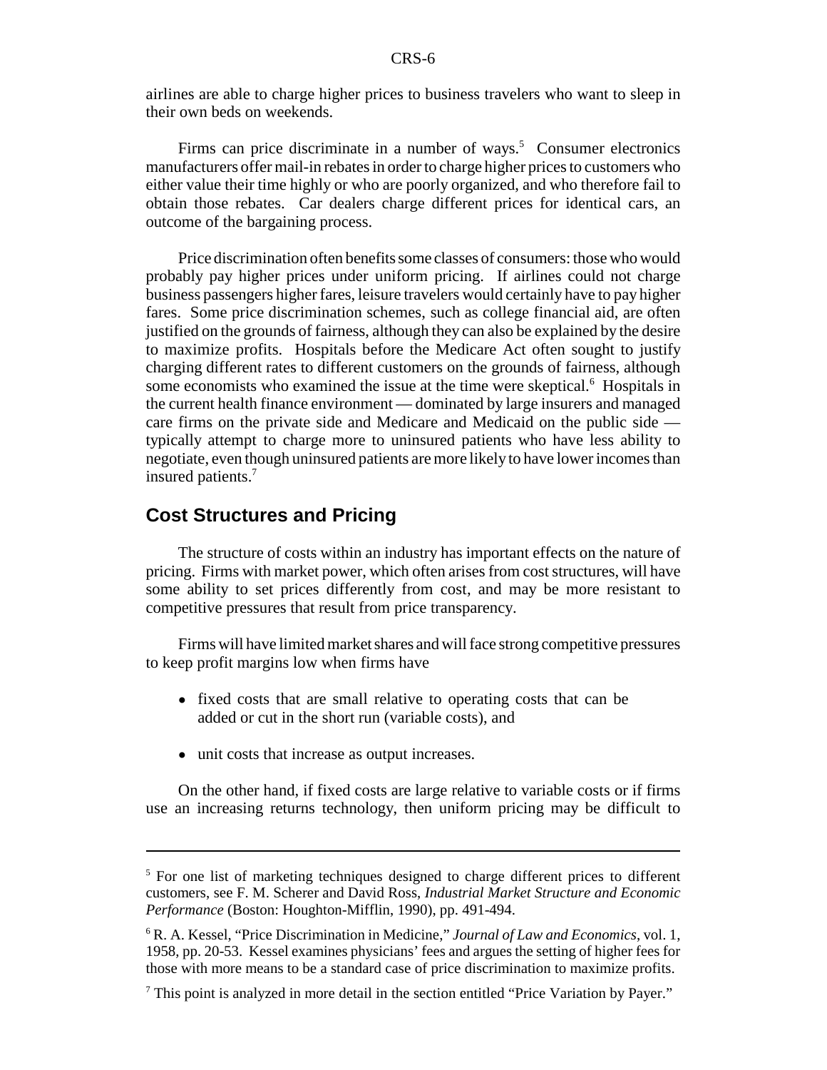airlines are able to charge higher prices to business travelers who want to sleep in their own beds on weekends.

Firms can price discriminate in a number of ways.[5] Consumer electronics manufacturers offer mail-in rebates in order to charge higher prices to customers who either value their time highly or who are poorly organized, and who therefore fail to obtain those rebates. Car dealers charge different prices for identical cars, an outcome of the bargaining process.

Price discrimination often benefits some classes of consumers: those who would probably pay higher prices under uniform pricing. If airlines could not charge business passengers higher fares, leisure travelers would certainly have to pay higher fares. Some price discrimination schemes, such as college financial aid, are often justified on the grounds of fairness, although they can also be explained by the desire to maximize profits. Hospitals before the Medicare Act often sought to justify charging different rates to different customers on the grounds of fairness, although some economists who examined the issue at the time were skeptical.[6] Hospitals in the current health finance environment — dominated by large insurers and managed care firms on the private side and Medicare and Medicaid on the public side — typically attempt to charge more to uninsured patients who have less ability to negotiate, even though uninsured patients are more likely to have lower incomes than insured patients.[7]

## Cost Structures and Pricing

The structure of costs within an industry has important effects on the nature of pricing. Firms with market power, which often arises from cost structures, will have some ability to set prices differently from cost, and may be more resistant to competitive pressures that result from price transparency.

Firms will have limited market shares and will face strong competitive pressures to keep profit margins low when firms have

- fixed costs that are small relative to operating costs that can be added or cut in the short run (variable costs), and
- unit costs that increase as output increases.

On the other hand, if fixed costs are large relative to variable costs or if firms use an increasing returns technology, then uniform pricing may be difficult to

---

[5] For one list of marketing techniques designed to charge different prices to different customers, see F. M. Scherer and David Ross, *Industrial Market Structure and Economic Performance* (Boston: Houghton-Mifflin, 1990), pp. 491-494.

[6] R. A. Kessel, "Price Discrimination in Medicine," *Journal of Law and Economics*, vol. 1, 1958, pp. 20-53. Kessel examines physicians' fees and argues the setting of higher fees for those with more means to be a standard case of price discrimination to maximize profits.

[7] This point is analyzed in more detail in the section entitled "Price Variation by Payer."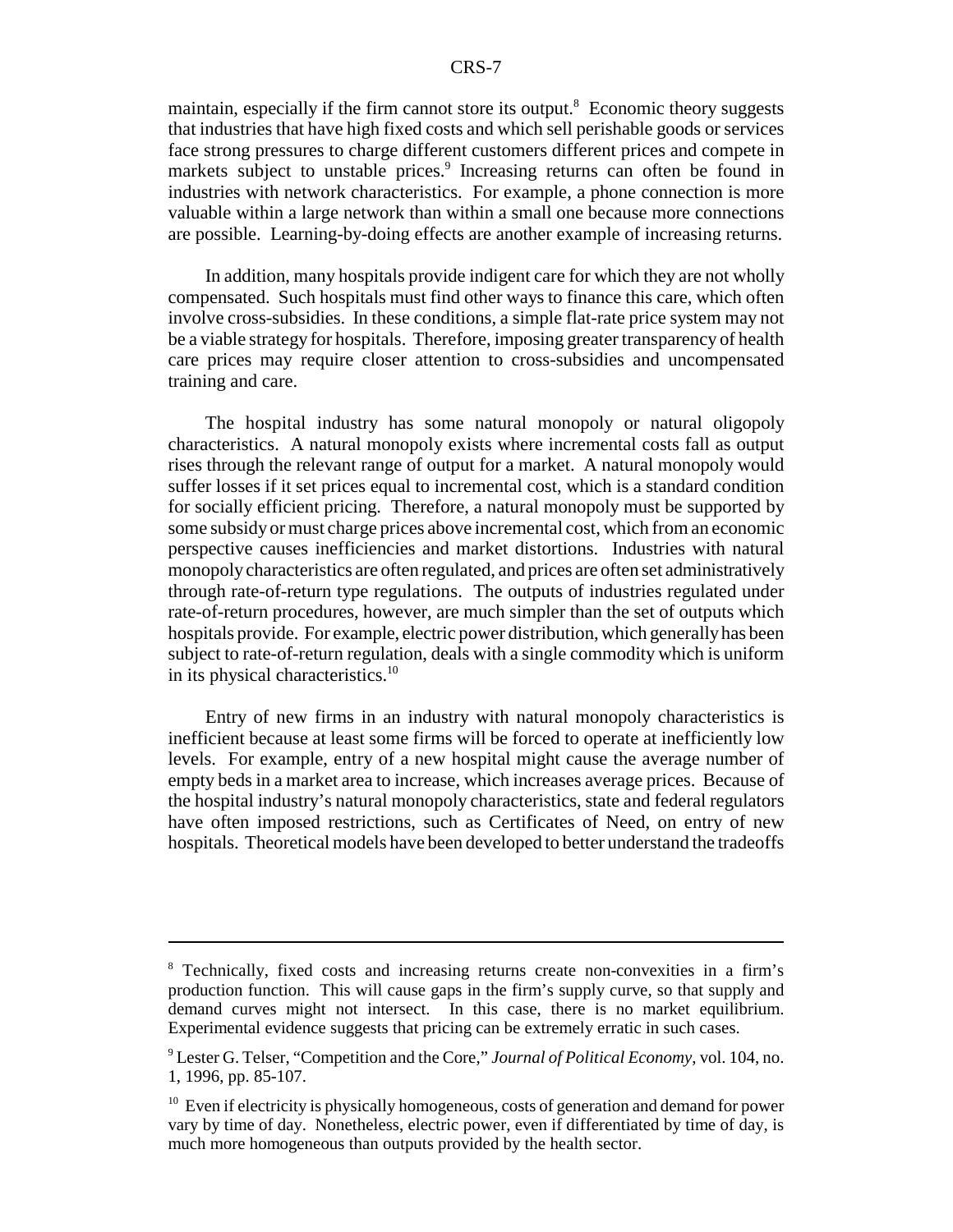maintain, especially if the firm cannot store its output.[8] Economic theory suggests that industries that have high fixed costs and which sell perishable goods or services face strong pressures to charge different customers different prices and compete in markets subject to unstable prices.[9] Increasing returns can often be found in industries with network characteristics. For example, a phone connection is more valuable within a large network than within a small one because more connections are possible. Learning-by-doing effects are another example of increasing returns.

In addition, many hospitals provide indigent care for which they are not wholly compensated. Such hospitals must find other ways to finance this care, which often involve cross-subsidies. In these conditions, a simple flat-rate price system may not be a viable strategy for hospitals. Therefore, imposing greater transparency of health care prices may require closer attention to cross-subsidies and uncompensated training and care.

The hospital industry has some natural monopoly or natural oligopoly characteristics. A natural monopoly exists where incremental costs fall as output rises through the relevant range of output for a market. A natural monopoly would suffer losses if it set prices equal to incremental cost, which is a standard condition for socially efficient pricing. Therefore, a natural monopoly must be supported by some subsidy or must charge prices above incremental cost, which from an economic perspective causes inefficiencies and market distortions. Industries with natural monopoly characteristics are often regulated, and prices are often set administratively through rate-of-return type regulations. The outputs of industries regulated under rate-of-return procedures, however, are much simpler than the set of outputs which hospitals provide. For example, electric power distribution, which generally has been subject to rate-of-return regulation, deals with a single commodity which is uniform in its physical characteristics.[10]

Entry of new firms in an industry with natural monopoly characteristics is inefficient because at least some firms will be forced to operate at inefficiently low levels. For example, entry of a new hospital might cause the average number of empty beds in a market area to increase, which increases average prices. Because of the hospital industry's natural monopoly characteristics, state and federal regulators have often imposed restrictions, such as Certificates of Need, on entry of new hospitals. Theoretical models have been developed to better understand the tradeoffs

---

[8] Technically, fixed costs and increasing returns create non-convexities in a firm's production function. This will cause gaps in the firm's supply curve, so that supply and demand curves might not intersect. In this case, there is no market equilibrium. Experimental evidence suggests that pricing can be extremely erratic in such cases.

[9] Lester G. Telser, "Competition and the Core," *Journal of Political Economy*, vol. 104, no. 1, 1996, pp. 85-107.

[10] Even if electricity is physically homogeneous, costs of generation and demand for power vary by time of day. Nonetheless, electric power, even if differentiated by time of day, is much more homogeneous than outputs provided by the health sector.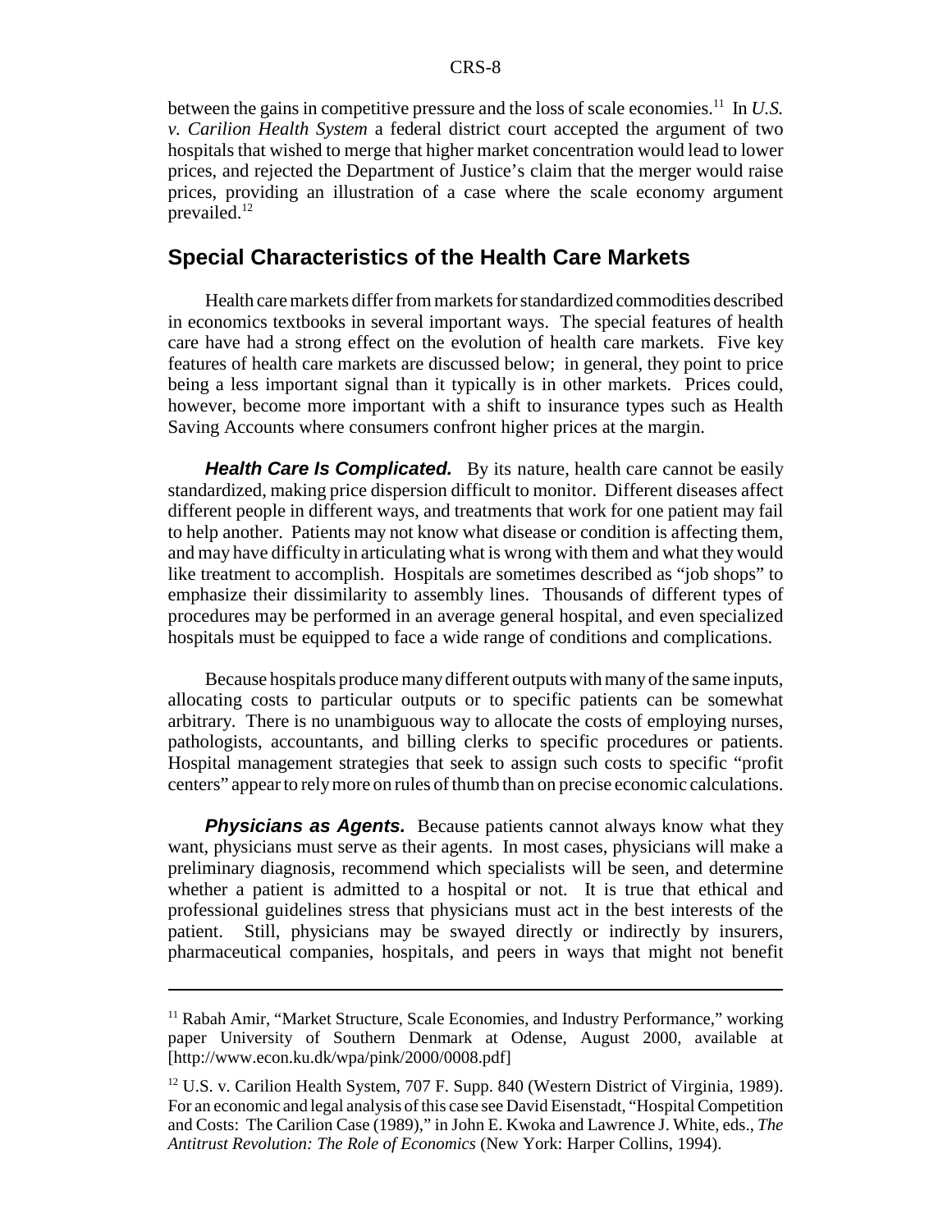between the gains in competitive pressure and the loss of scale economies.[11] In *U.S. v. Carilion Health System* a federal district court accepted the argument of two hospitals that wished to merge that higher market concentration would lead to lower prices, and rejected the Department of Justice's claim that the merger would raise prices, providing an illustration of a case where the scale economy argument prevailed.[12]

## Special Characteristics of the Health Care Markets

Health care markets differ from markets for standardized commodities described in economics textbooks in several important ways. The special features of health care have had a strong effect on the evolution of health care markets. Five key features of health care markets are discussed below; in general, they point to price being a less important signal than it typically is in other markets. Prices could, however, become more important with a shift to insurance types such as Health Saving Accounts where consumers confront higher prices at the margin.

***Health Care Is Complicated.*** By its nature, health care cannot be easily standardized, making price dispersion difficult to monitor. Different diseases affect different people in different ways, and treatments that work for one patient may fail to help another. Patients may not know what disease or condition is affecting them, and may have difficulty in articulating what is wrong with them and what they would like treatment to accomplish. Hospitals are sometimes described as "job shops" to emphasize their dissimilarity to assembly lines. Thousands of different types of procedures may be performed in an average general hospital, and even specialized hospitals must be equipped to face a wide range of conditions and complications.

Because hospitals produce many different outputs with many of the same inputs, allocating costs to particular outputs or to specific patients can be somewhat arbitrary. There is no unambiguous way to allocate the costs of employing nurses, pathologists, accountants, and billing clerks to specific procedures or patients. Hospital management strategies that seek to assign such costs to specific "profit centers" appear to rely more on rules of thumb than on precise economic calculations.

***Physicians as Agents.*** Because patients cannot always know what they want, physicians must serve as their agents. In most cases, physicians will make a preliminary diagnosis, recommend which specialists will be seen, and determine whether a patient is admitted to a hospital or not. It is true that ethical and professional guidelines stress that physicians must act in the best interests of the patient. Still, physicians may be swayed directly or indirectly by insurers, pharmaceutical companies, hospitals, and peers in ways that might not benefit

---

[11] Rabah Amir, "Market Structure, Scale Economies, and Industry Performance," working paper University of Southern Denmark at Odense, August 2000, available at [http://www.econ.ku.dk/wpa/pink/2000/0008.pdf]

[12] U.S. v. Carilion Health System, 707 F. Supp. 840 (Western District of Virginia, 1989). For an economic and legal analysis of this case see David Eisenstadt, "Hospital Competition and Costs: The Carilion Case (1989)," in John E. Kwoka and Lawrence J. White, eds., *The Antitrust Revolution: The Role of Economics* (New York: Harper Collins, 1994).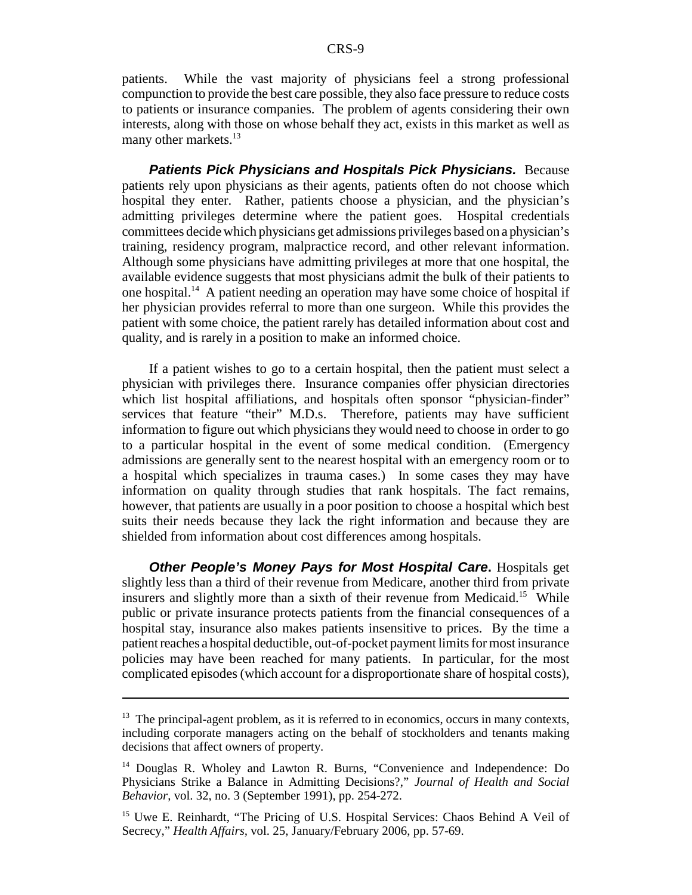patients. While the vast majority of physicians feel a strong professional compunction to provide the best care possible, they also face pressure to reduce costs to patients or insurance companies. The problem of agents considering their own interests, along with those on whose behalf they act, exists in this market as well as many other markets.[13]

***Patients Pick Physicians and Hospitals Pick Physicians.*** Because patients rely upon physicians as their agents, patients often do not choose which hospital they enter. Rather, patients choose a physician, and the physician's admitting privileges determine where the patient goes. Hospital credentials committees decide which physicians get admissions privileges based on a physician's training, residency program, malpractice record, and other relevant information. Although some physicians have admitting privileges at more that one hospital, the available evidence suggests that most physicians admit the bulk of their patients to one hospital.[14] A patient needing an operation may have some choice of hospital if her physician provides referral to more than one surgeon. While this provides the patient with some choice, the patient rarely has detailed information about cost and quality, and is rarely in a position to make an informed choice.

If a patient wishes to go to a certain hospital, then the patient must select a physician with privileges there. Insurance companies offer physician directories which list hospital affiliations, and hospitals often sponsor "physician-finder" services that feature "their" M.D.s. Therefore, patients may have sufficient information to figure out which physicians they would need to choose in order to go to a particular hospital in the event of some medical condition. (Emergency admissions are generally sent to the nearest hospital with an emergency room or to a hospital which specializes in trauma cases.) In some cases they may have information on quality through studies that rank hospitals. The fact remains, however, that patients are usually in a poor position to choose a hospital which best suits their needs because they lack the right information and because they are shielded from information about cost differences among hospitals.

***Other People's Money Pays for Most Hospital Care*****.** Hospitals get slightly less than a third of their revenue from Medicare, another third from private insurers and slightly more than a sixth of their revenue from Medicaid.[15] While public or private insurance protects patients from the financial consequences of a hospital stay, insurance also makes patients insensitive to prices. By the time a patient reaches a hospital deductible, out-of-pocket payment limits for most insurance policies may have been reached for many patients. In particular, for the most complicated episodes (which account for a disproportionate share of hospital costs),

---

[13] The principal-agent problem, as it is referred to in economics, occurs in many contexts, including corporate managers acting on the behalf of stockholders and tenants making decisions that affect owners of property.

[14] Douglas R. Wholey and Lawton R. Burns, "Convenience and Independence: Do Physicians Strike a Balance in Admitting Decisions?," *Journal of Health and Social Behavior*, vol. 32, no. 3 (September 1991), pp. 254-272.

[15] Uwe E. Reinhardt, "The Pricing of U.S. Hospital Services: Chaos Behind A Veil of Secrecy," *Health Affairs*, vol. 25, January/February 2006, pp. 57-69.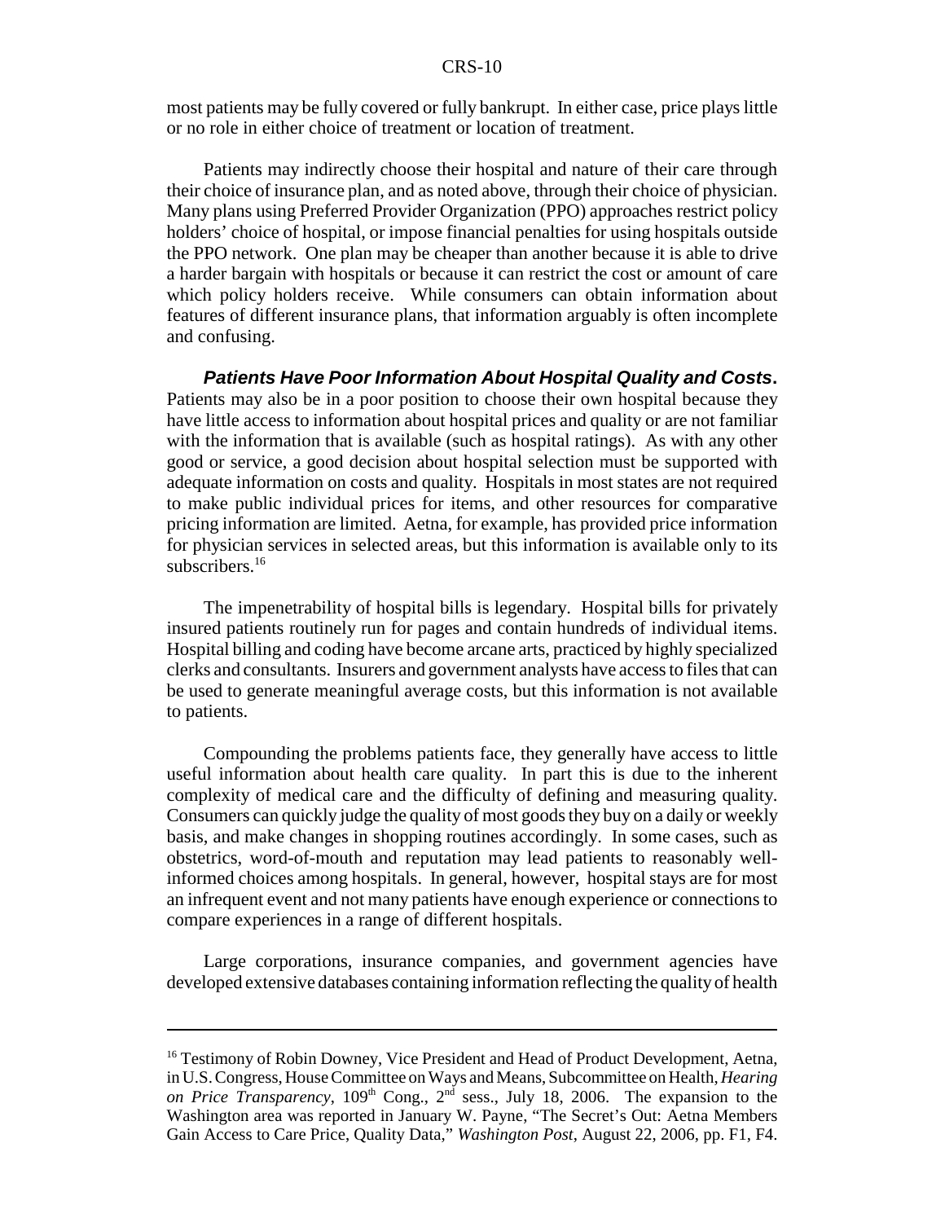most patients may be fully covered or fully bankrupt. In either case, price plays little or no role in either choice of treatment or location of treatment.

Patients may indirectly choose their hospital and nature of their care through their choice of insurance plan, and as noted above, through their choice of physician. Many plans using Preferred Provider Organization (PPO) approaches restrict policy holders' choice of hospital, or impose financial penalties for using hospitals outside the PPO network. One plan may be cheaper than another because it is able to drive a harder bargain with hospitals or because it can restrict the cost or amount of care which policy holders receive. While consumers can obtain information about features of different insurance plans, that information arguably is often incomplete and confusing.

***Patients Have Poor Information About Hospital Quality and Costs.*** Patients may also be in a poor position to choose their own hospital because they have little access to information about hospital prices and quality or are not familiar with the information that is available (such as hospital ratings). As with any other good or service, a good decision about hospital selection must be supported with adequate information on costs and quality. Hospitals in most states are not required to make public individual prices for items, and other resources for comparative pricing information are limited. Aetna, for example, has provided price information for physician services in selected areas, but this information is available only to its subscribers.[16]

The impenetrability of hospital bills is legendary. Hospital bills for privately insured patients routinely run for pages and contain hundreds of individual items. Hospital billing and coding have become arcane arts, practiced by highly specialized clerks and consultants. Insurers and government analysts have access to files that can be used to generate meaningful average costs, but this information is not available to patients.

Compounding the problems patients face, they generally have access to little useful information about health care quality. In part this is due to the inherent complexity of medical care and the difficulty of defining and measuring quality. Consumers can quickly judge the quality of most goods they buy on a daily or weekly basis, and make changes in shopping routines accordingly. In some cases, such as obstetrics, word-of-mouth and reputation may lead patients to reasonably well-informed choices among hospitals. In general, however, hospital stays are for most an infrequent event and not many patients have enough experience or connections to compare experiences in a range of different hospitals.

Large corporations, insurance companies, and government agencies have developed extensive databases containing information reflecting the quality of health

---

[16] Testimony of Robin Downey, Vice President and Head of Product Development, Aetna, in U.S. Congress, House Committee on Ways and Means, Subcommittee on Health, *Hearing on Price Transparency*, 109th Cong., 2nd sess., July 18, 2006. The expansion to the Washington area was reported in January W. Payne, "The Secret's Out: Aetna Members Gain Access to Care Price, Quality Data," *Washington Post*, August 22, 2006, pp. F1, F4.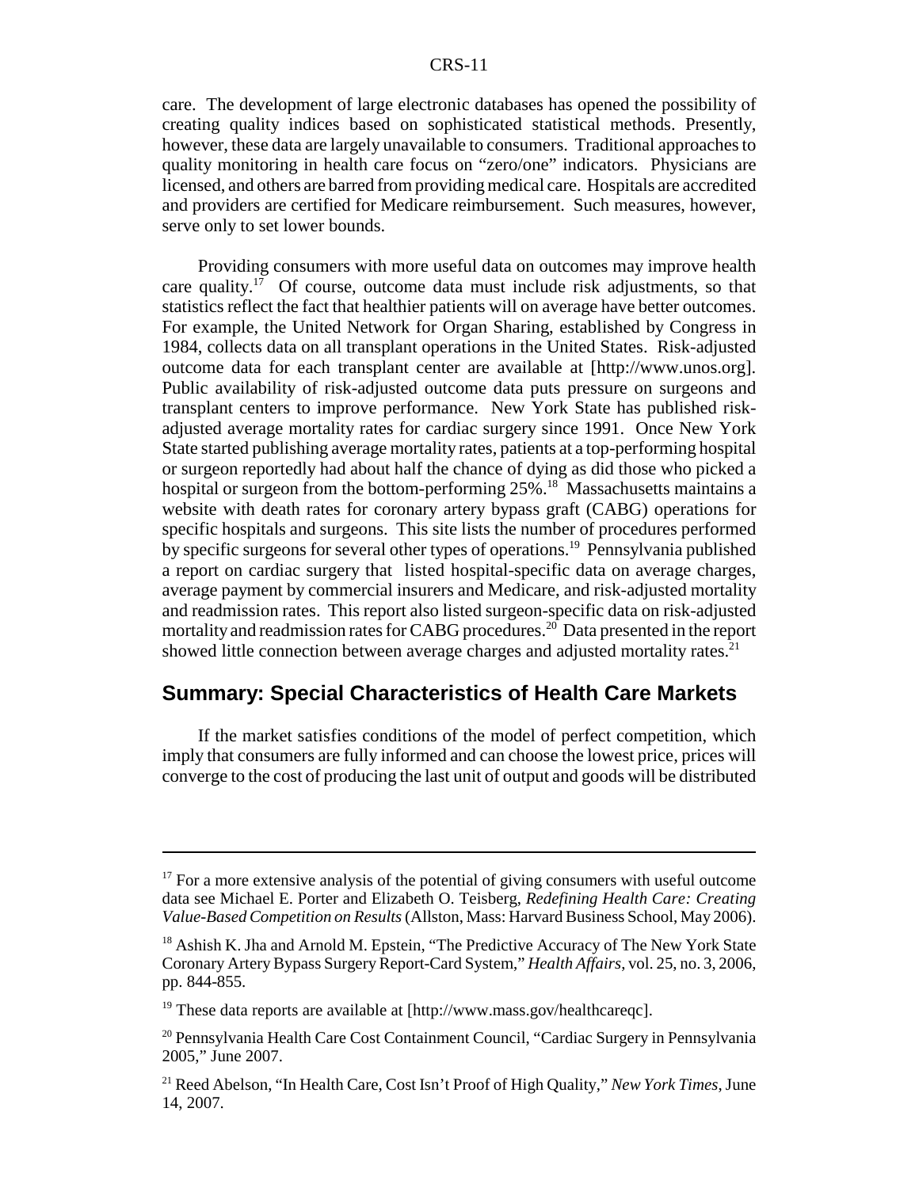care. The development of large electronic databases has opened the possibility of creating quality indices based on sophisticated statistical methods. Presently, however, these data are largely unavailable to consumers. Traditional approaches to quality monitoring in health care focus on "zero/one" indicators. Physicians are licensed, and others are barred from providing medical care. Hospitals are accredited and providers are certified for Medicare reimbursement. Such measures, however, serve only to set lower bounds.

Providing consumers with more useful data on outcomes may improve health care quality.[17] Of course, outcome data must include risk adjustments, so that statistics reflect the fact that healthier patients will on average have better outcomes. For example, the United Network for Organ Sharing, established by Congress in 1984, collects data on all transplant operations in the United States. Risk-adjusted outcome data for each transplant center are available at [http://www.unos.org]. Public availability of risk-adjusted outcome data puts pressure on surgeons and transplant centers to improve performance. New York State has published risk-adjusted average mortality rates for cardiac surgery since 1991. Once New York State started publishing average mortality rates, patients at a top-performing hospital or surgeon reportedly had about half the chance of dying as did those who picked a hospital or surgeon from the bottom-performing 25%.[18] Massachusetts maintains a website with death rates for coronary artery bypass graft (CABG) operations for specific hospitals and surgeons. This site lists the number of procedures performed by specific surgeons for several other types of operations.[19] Pennsylvania published a report on cardiac surgery that listed hospital-specific data on average charges, average payment by commercial insurers and Medicare, and risk-adjusted mortality and readmission rates. This report also listed surgeon-specific data on risk-adjusted mortality and readmission rates for CABG procedures.[20] Data presented in the report showed little connection between average charges and adjusted mortality rates.[21]

## Summary: Special Characteristics of Health Care Markets

If the market satisfies conditions of the model of perfect competition, which imply that consumers are fully informed and can choose the lowest price, prices will converge to the cost of producing the last unit of output and goods will be distributed

---

[17] For a more extensive analysis of the potential of giving consumers with useful outcome data see Michael E. Porter and Elizabeth O. Teisberg, *Redefining Health Care: Creating Value-Based Competition on Results* (Allston, Mass: Harvard Business School, May 2006).

[18] Ashish K. Jha and Arnold M. Epstein, "The Predictive Accuracy of The New York State Coronary Artery Bypass Surgery Report-Card System," *Health Affairs*, vol. 25, no. 3, 2006, pp. 844-855.

[19] These data reports are available at [http://www.mass.gov/healthcareqc].

[20] Pennsylvania Health Care Cost Containment Council, "Cardiac Surgery in Pennsylvania 2005," June 2007.

[21] Reed Abelson, "In Health Care, Cost Isn't Proof of High Quality," *New York Times*, June 14, 2007.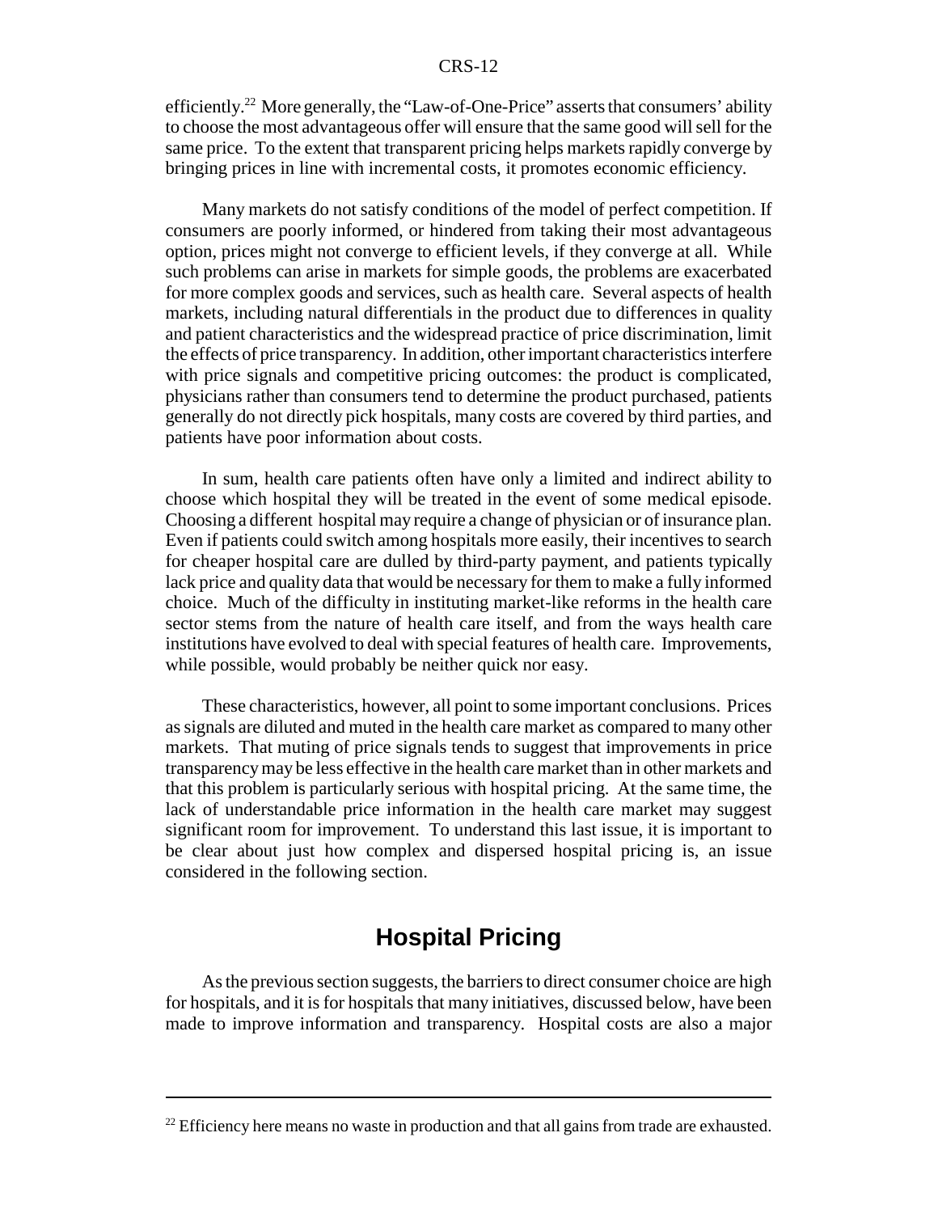efficiently.[22] More generally, the "Law-of-One-Price" asserts that consumers' ability to choose the most advantageous offer will ensure that the same good will sell for the same price. To the extent that transparent pricing helps markets rapidly converge by bringing prices in line with incremental costs, it promotes economic efficiency.

Many markets do not satisfy conditions of the model of perfect competition. If consumers are poorly informed, or hindered from taking their most advantageous option, prices might not converge to efficient levels, if they converge at all. While such problems can arise in markets for simple goods, the problems are exacerbated for more complex goods and services, such as health care. Several aspects of health markets, including natural differentials in the product due to differences in quality and patient characteristics and the widespread practice of price discrimination, limit the effects of price transparency. In addition, other important characteristics interfere with price signals and competitive pricing outcomes: the product is complicated, physicians rather than consumers tend to determine the product purchased, patients generally do not directly pick hospitals, many costs are covered by third parties, and patients have poor information about costs.

In sum, health care patients often have only a limited and indirect ability to choose which hospital they will be treated in the event of some medical episode. Choosing a different hospital may require a change of physician or of insurance plan. Even if patients could switch among hospitals more easily, their incentives to search for cheaper hospital care are dulled by third-party payment, and patients typically lack price and quality data that would be necessary for them to make a fully informed choice. Much of the difficulty in instituting market-like reforms in the health care sector stems from the nature of health care itself, and from the ways health care institutions have evolved to deal with special features of health care. Improvements, while possible, would probably be neither quick nor easy.

These characteristics, however, all point to some important conclusions. Prices as signals are diluted and muted in the health care market as compared to many other markets. That muting of price signals tends to suggest that improvements in price transparency may be less effective in the health care market than in other markets and that this problem is particularly serious with hospital pricing. At the same time, the lack of understandable price information in the health care market may suggest significant room for improvement. To understand this last issue, it is important to be clear about just how complex and dispersed hospital pricing is, an issue considered in the following section.

## Hospital Pricing

As the previous section suggests, the barriers to direct consumer choice are high for hospitals, and it is for hospitals that many initiatives, discussed below, have been made to improve information and transparency. Hospital costs are also a major

[22] Efficiency here means no waste in production and that all gains from trade are exhausted.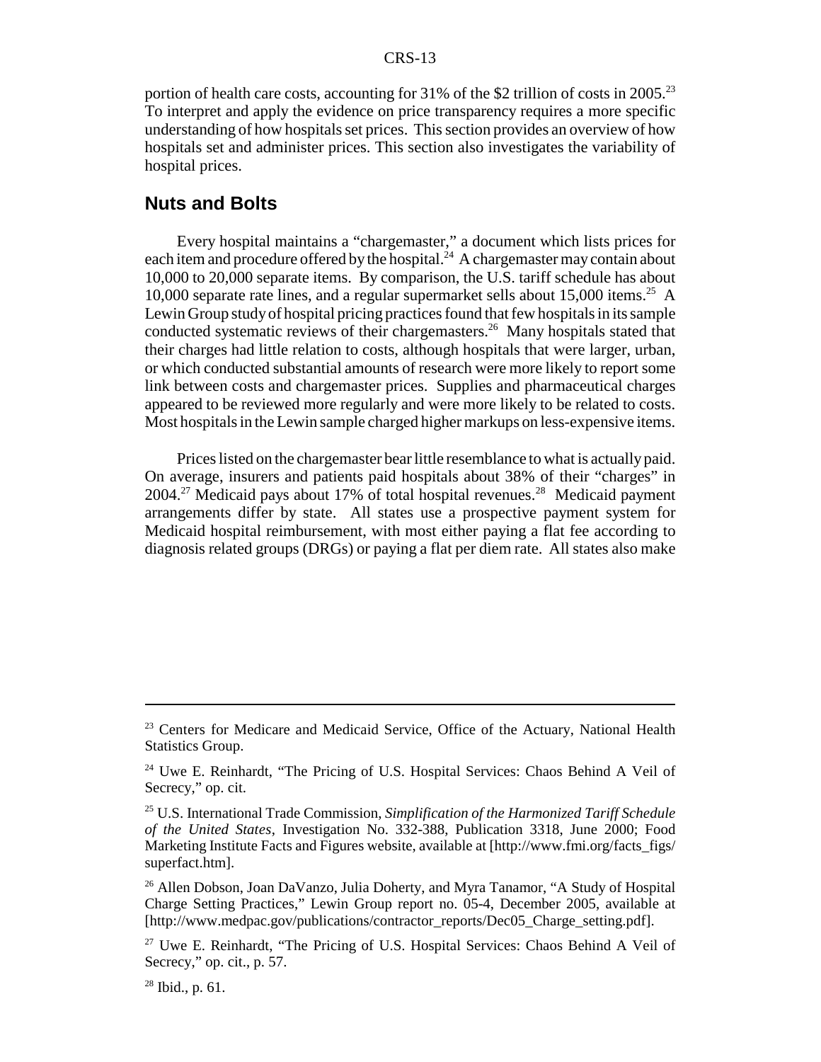portion of health care costs, accounting for 31% of the $2 trillion of costs in 2005.[23] To interpret and apply the evidence on price transparency requires a more specific understanding of how hospitals set prices. This section provides an overview of how hospitals set and administer prices. This section also investigates the variability of hospital prices.

## Nuts and Bolts

Every hospital maintains a "chargemaster," a document which lists prices for each item and procedure offered by the hospital.[24] A chargemaster may contain about 10,000 to 20,000 separate items. By comparison, the U.S. tariff schedule has about 10,000 separate rate lines, and a regular supermarket sells about 15,000 items.[25] A Lewin Group study of hospital pricing practices found that few hospitals in its sample conducted systematic reviews of their chargemasters.[26] Many hospitals stated that their charges had little relation to costs, although hospitals that were larger, urban, or which conducted substantial amounts of research were more likely to report some link between costs and chargemaster prices. Supplies and pharmaceutical charges appeared to be reviewed more regularly and were more likely to be related to costs. Most hospitals in the Lewin sample charged higher markups on less-expensive items.

Prices listed on the chargemaster bear little resemblance to what is actually paid. On average, insurers and patients paid hospitals about 38% of their "charges" in 2004.[27] Medicaid pays about 17% of total hospital revenues.[28] Medicaid payment arrangements differ by state. All states use a prospective payment system for Medicaid hospital reimbursement, with most either paying a flat fee according to diagnosis related groups (DRGs) or paying a flat per diem rate. All states also make

---

[23] Centers for Medicare and Medicaid Service, Office of the Actuary, National Health Statistics Group.

[24] Uwe E. Reinhardt, "The Pricing of U.S. Hospital Services: Chaos Behind A Veil of Secrecy," op. cit.

[25] U.S. International Trade Commission, *Simplification of the Harmonized Tariff Schedule of the United States*, Investigation No. 332-388, Publication 3318, June 2000; Food Marketing Institute Facts and Figures website, available at [http://www.fmi.org/facts_figs/superfact.htm].

[26] Allen Dobson, Joan DaVanzo, Julia Doherty, and Myra Tanamor, "A Study of Hospital Charge Setting Practices," Lewin Group report no. 05-4, December 2005, available at [http://www.medpac.gov/publications/contractor_reports/Dec05_Charge_setting.pdf].

[27] Uwe E. Reinhardt, "The Pricing of U.S. Hospital Services: Chaos Behind A Veil of Secrecy," op. cit., p. 57.

[28] Ibid., p. 61.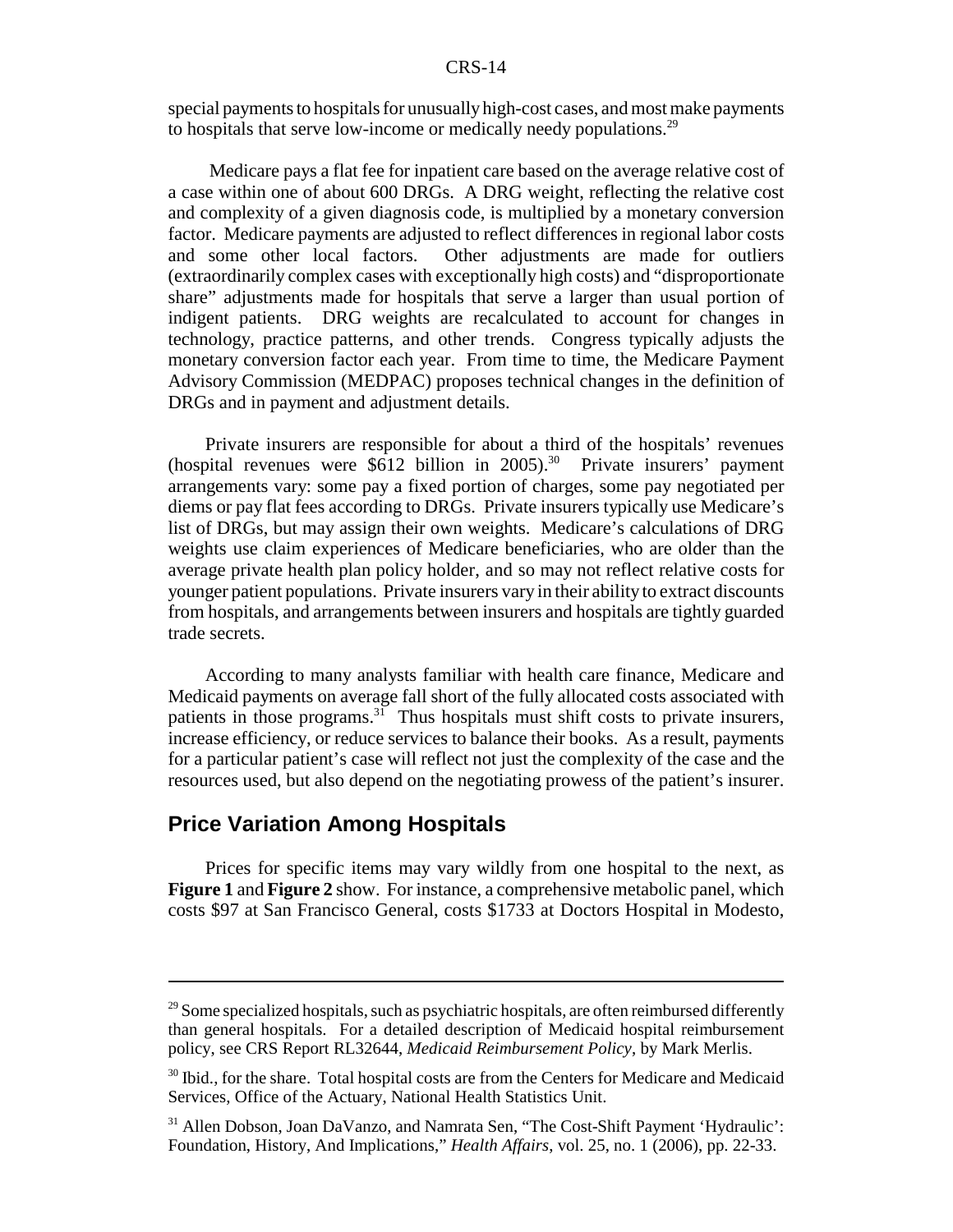special payments to hospitals for unusually high-cost cases, and most make payments to hospitals that serve low-income or medically needy populations.[29]

Medicare pays a flat fee for inpatient care based on the average relative cost of a case within one of about 600 DRGs. A DRG weight, reflecting the relative cost and complexity of a given diagnosis code, is multiplied by a monetary conversion factor. Medicare payments are adjusted to reflect differences in regional labor costs and some other local factors. Other adjustments are made for outliers (extraordinarily complex cases with exceptionally high costs) and "disproportionate share" adjustments made for hospitals that serve a larger than usual portion of indigent patients. DRG weights are recalculated to account for changes in technology, practice patterns, and other trends. Congress typically adjusts the monetary conversion factor each year. From time to time, the Medicare Payment Advisory Commission (MEDPAC) proposes technical changes in the definition of DRGs and in payment and adjustment details.

Private insurers are responsible for about a third of the hospitals' revenues (hospital revenues were $612 billion in 2005).[30] Private insurers' payment arrangements vary: some pay a fixed portion of charges, some pay negotiated per diems or pay flat fees according to DRGs. Private insurers typically use Medicare's list of DRGs, but may assign their own weights. Medicare's calculations of DRG weights use claim experiences of Medicare beneficiaries, who are older than the average private health plan policy holder, and so may not reflect relative costs for younger patient populations. Private insurers vary in their ability to extract discounts from hospitals, and arrangements between insurers and hospitals are tightly guarded trade secrets.

According to many analysts familiar with health care finance, Medicare and Medicaid payments on average fall short of the fully allocated costs associated with patients in those programs.[31] Thus hospitals must shift costs to private insurers, increase efficiency, or reduce services to balance their books. As a result, payments for a particular patient's case will reflect not just the complexity of the case and the resources used, but also depend on the negotiating prowess of the patient's insurer.

## Price Variation Among Hospitals

Prices for specific items may vary wildly from one hospital to the next, as **Figure 1** and **Figure 2** show. For instance, a comprehensive metabolic panel, which costs $97 at San Francisco General, costs $1733 at Doctors Hospital in Modesto,

---

[29] Some specialized hospitals, such as psychiatric hospitals, are often reimbursed differently than general hospitals. For a detailed description of Medicaid hospital reimbursement policy, see CRS Report RL32644, *Medicaid Reimbursement Policy*, by Mark Merlis.

[30] Ibid., for the share. Total hospital costs are from the Centers for Medicare and Medicaid Services, Office of the Actuary, National Health Statistics Unit.

[31] Allen Dobson, Joan DaVanzo, and Namrata Sen, "The Cost-Shift Payment 'Hydraulic': Foundation, History, And Implications," *Health Affairs*, vol. 25, no. 1 (2006), pp. 22-33.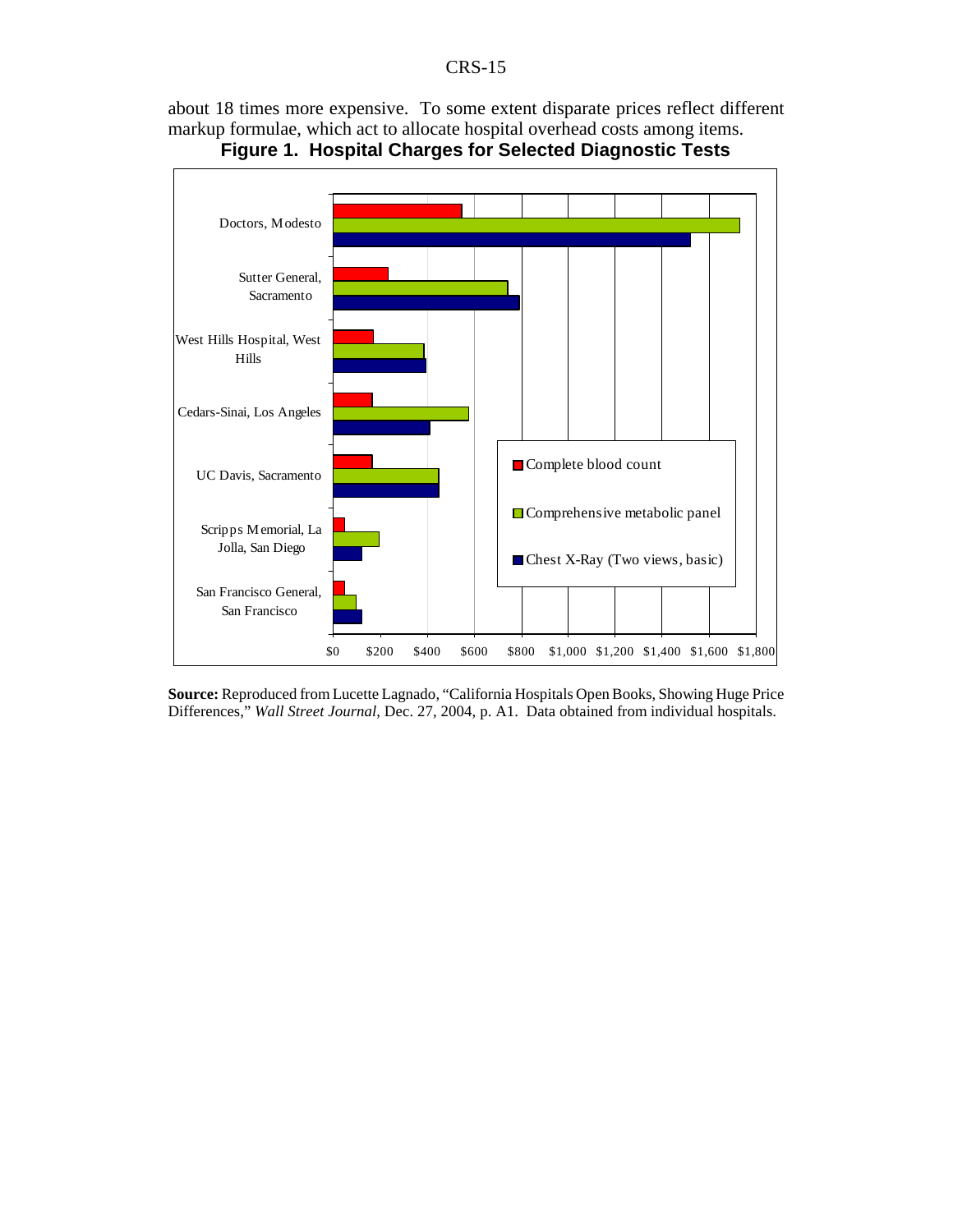about 18 times more expensive. To some extent disparate prices reflect different markup formulae, which act to allocate hospital overhead costs among items.

**Figure 1. Hospital Charges for Selected Diagnostic Tests**

**Source:** Reproduced from Lucette Lagnado, "California Hospitals Open Books, Showing Huge Price Differences," *Wall Street Journal*, Dec. 27, 2004, p. A1. Data obtained from individual hospitals.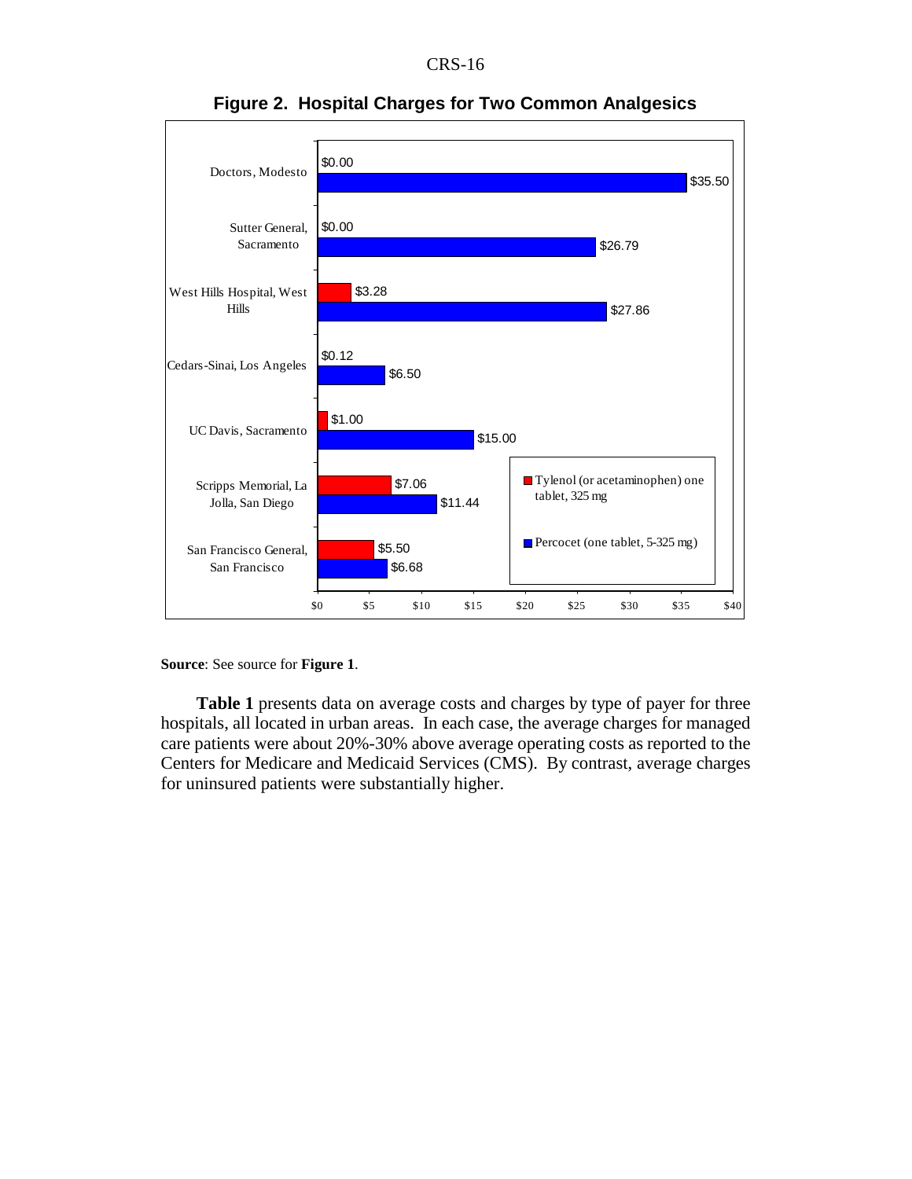**Figure 2. Hospital Charges for Two Common Analgesics**

| Hospital | Tylenol (or acetaminophen) one tablet, 325 mg | Percocet (one tablet, 5-325 mg) |
|---|---|---|
| Doctors, Modesto | $0.00 | $35.50 |
| Sutter General, Sacramento | $0.00 | $26.79 |
| West Hills Hospital, West Hills | $3.28 | $27.86 |
| Cedars-Sinai, Los Angeles | $0.12 | $6.50 |
| UC Davis, Sacramento | $1.00 | $15.00 |
| Scripps Memorial, La Jolla, San Diego | $7.06 | $11.44 |
| San Francisco General, San Francisco | $5.50 | $6.68 |

**Source**: See source for **Figure 1**.

**Table 1** presents data on average costs and charges by type of payer for three hospitals, all located in urban areas. In each case, the average charges for managed care patients were about 20%-30% above average operating costs as reported to the Centers for Medicare and Medicaid Services (CMS). By contrast, average charges for uninsured patients were substantially higher.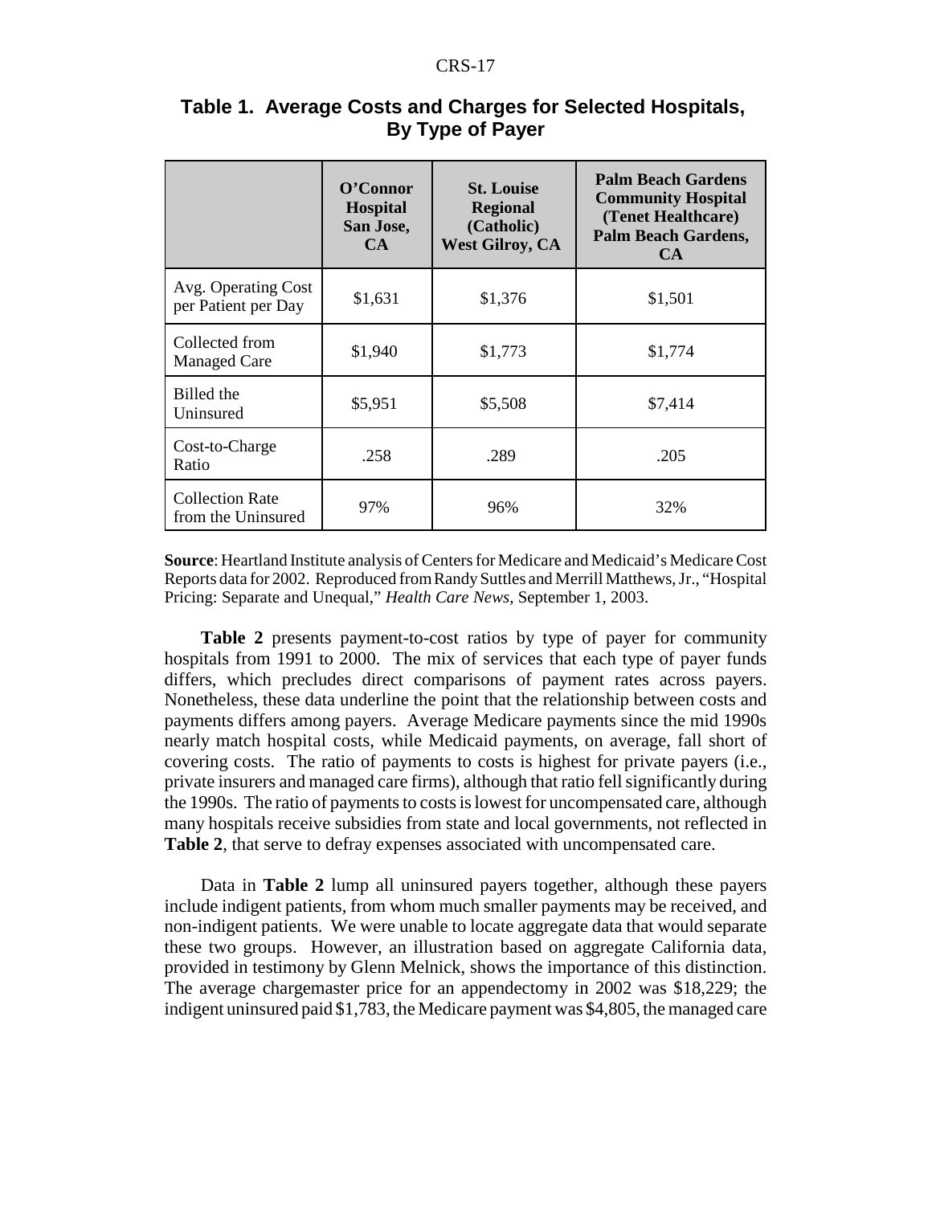**Table 1. Average Costs and Charges for Selected Hospitals, By Type of Payer**

| | O'Connor Hospital San Jose, CA | St. Louise Regional (Catholic) West Gilroy, CA | Palm Beach Gardens Community Hospital (Tenet Healthcare) Palm Beach Gardens, CA |
|---|---|---|---|
| Avg. Operating Cost per Patient per Day | $1,631 | $1,376 | $1,501 |
| Collected from Managed Care | $1,940 | $1,773 | $1,774 |
| Billed the Uninsured | $5,951 | $5,508 | $7,414 |
| Cost-to-Charge Ratio | .258 | .289 | .205 |
| Collection Rate from the Uninsured | 97% | 96% | 32% |

**Source**: Heartland Institute analysis of Centers for Medicare and Medicaid's Medicare Cost Reports data for 2002. Reproduced from Randy Suttles and Merrill Matthews, Jr., "Hospital Pricing: Separate and Unequal," *Health Care News*, September 1, 2003.

**Table 2** presents payment-to-cost ratios by type of payer for community hospitals from 1991 to 2000. The mix of services that each type of payer funds differs, which precludes direct comparisons of payment rates across payers. Nonetheless, these data underline the point that the relationship between costs and payments differs among payers. Average Medicare payments since the mid 1990s nearly match hospital costs, while Medicaid payments, on average, fall short of covering costs. The ratio of payments to costs is highest for private payers (i.e., private insurers and managed care firms), although that ratio fell significantly during the 1990s. The ratio of payments to costs is lowest for uncompensated care, although many hospitals receive subsidies from state and local governments, not reflected in **Table 2**, that serve to defray expenses associated with uncompensated care.

Data in **Table 2** lump all uninsured payers together, although these payers include indigent patients, from whom much smaller payments may be received, and non-indigent patients. We were unable to locate aggregate data that would separate these two groups. However, an illustration based on aggregate California data, provided in testimony by Glenn Melnick, shows the importance of this distinction. The average chargemaster price for an appendectomy in 2002 was $18,229; the indigent uninsured paid $1,783, the Medicare payment was $4,805, the managed care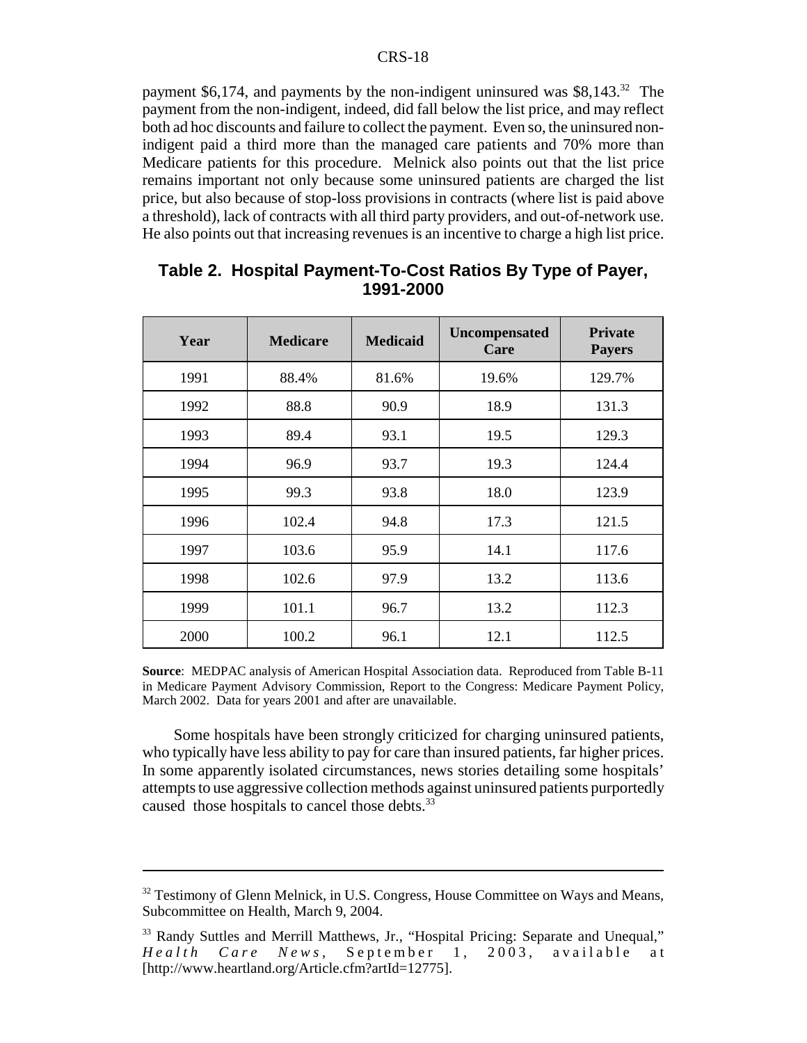payment $6,174, and payments by the non-indigent uninsured was $8,143.[32] The payment from the non-indigent, indeed, did fall below the list price, and may reflect both ad hoc discounts and failure to collect the payment. Even so, the uninsured non-indigent paid a third more than the managed care patients and 70% more than Medicare patients for this procedure. Melnick also points out that the list price remains important not only because some uninsured patients are charged the list price, but also because of stop-loss provisions in contracts (where list is paid above a threshold), lack of contracts with all third party providers, and out-of-network use. He also points out that increasing revenues is an incentive to charge a high list price.

**Table 2. Hospital Payment-To-Cost Ratios By Type of Payer, 1991-2000**

| Year | Medicare | Medicaid | Uncompensated Care | Private Payers |
|---|---|---|---|---|
| 1991 | 88.4% | 81.6% | 19.6% | 129.7% |
| 1992 | 88.8 | 90.9 | 18.9 | 131.3 |
| 1993 | 89.4 | 93.1 | 19.5 | 129.3 |
| 1994 | 96.9 | 93.7 | 19.3 | 124.4 |
| 1995 | 99.3 | 93.8 | 18.0 | 123.9 |
| 1996 | 102.4 | 94.8 | 17.3 | 121.5 |
| 1997 | 103.6 | 95.9 | 14.1 | 117.6 |
| 1998 | 102.6 | 97.9 | 13.2 | 113.6 |
| 1999 | 101.1 | 96.7 | 13.2 | 112.3 |
| 2000 | 100.2 | 96.1 | 12.1 | 112.5 |

**Source**: MEDPAC analysis of American Hospital Association data. Reproduced from Table B-11 in Medicare Payment Advisory Commission, Report to the Congress: Medicare Payment Policy, March 2002. Data for years 2001 and after are unavailable.

Some hospitals have been strongly criticized for charging uninsured patients, who typically have less ability to pay for care than insured patients, far higher prices. In some apparently isolated circumstances, news stories detailing some hospitals' attempts to use aggressive collection methods against uninsured patients purportedly caused those hospitals to cancel those debts.[33]

---

[32] Testimony of Glenn Melnick, in U.S. Congress, House Committee on Ways and Means, Subcommittee on Health, March 9, 2004.

[33] Randy Suttles and Merrill Matthews, Jr., "Hospital Pricing: Separate and Unequal," *Health Care News*, September 1, 2003, available at [http://www.heartland.org/Article.cfm?artId=12775].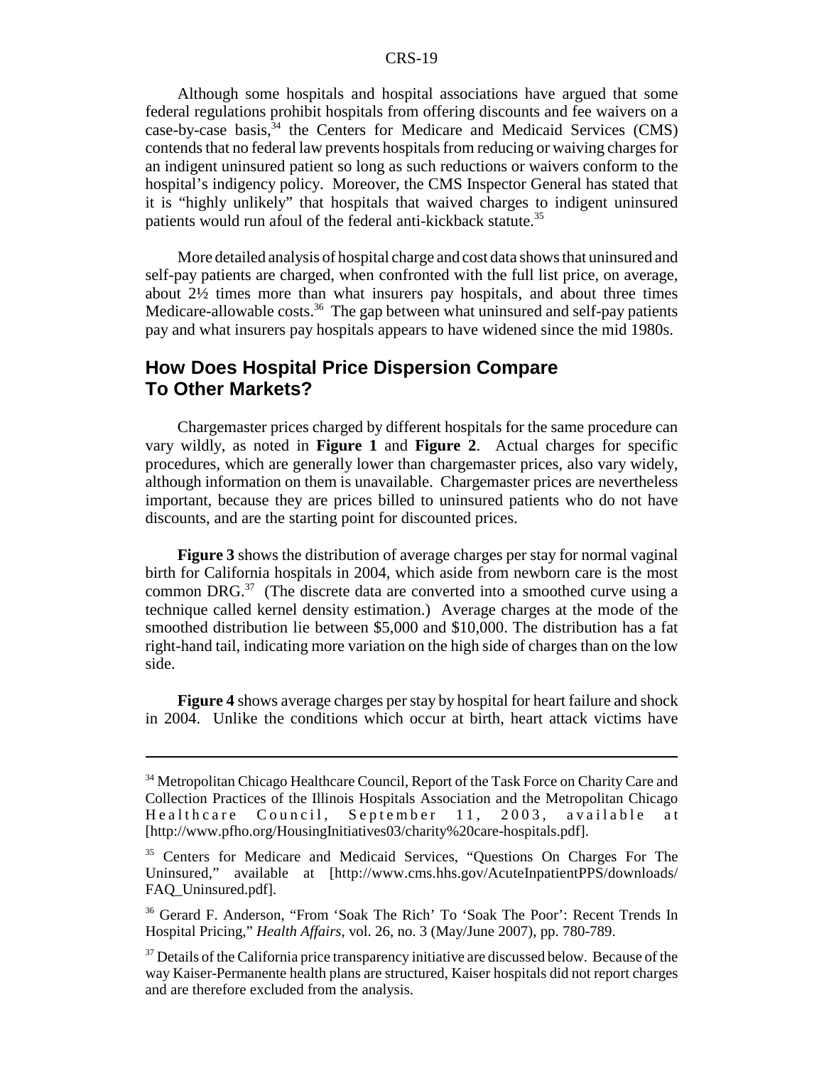Although some hospitals and hospital associations have argued that some federal regulations prohibit hospitals from offering discounts and fee waivers on a case-by-case basis,[34] the Centers for Medicare and Medicaid Services (CMS) contends that no federal law prevents hospitals from reducing or waiving charges for an indigent uninsured patient so long as such reductions or waivers conform to the hospital's indigency policy. Moreover, the CMS Inspector General has stated that it is "highly unlikely" that hospitals that waived charges to indigent uninsured patients would run afoul of the federal anti-kickback statute.[35]

More detailed analysis of hospital charge and cost data shows that uninsured and self-pay patients are charged, when confronted with the full list price, on average, about 2½ times more than what insurers pay hospitals, and about three times Medicare-allowable costs.[36] The gap between what uninsured and self-pay patients pay and what insurers pay hospitals appears to have widened since the mid 1980s.

## How Does Hospital Price Dispersion Compare To Other Markets?

Chargemaster prices charged by different hospitals for the same procedure can vary wildly, as noted in **Figure 1** and **Figure 2**. Actual charges for specific procedures, which are generally lower than chargemaster prices, also vary widely, although information on them is unavailable. Chargemaster prices are nevertheless important, because they are prices billed to uninsured patients who do not have discounts, and are the starting point for discounted prices.

**Figure 3** shows the distribution of average charges per stay for normal vaginal birth for California hospitals in 2004, which aside from newborn care is the most common DRG.[37] (The discrete data are converted into a smoothed curve using a technique called kernel density estimation.) Average charges at the mode of the smoothed distribution lie between $5,000 and $10,000. The distribution has a fat right-hand tail, indicating more variation on the high side of charges than on the low side.

**Figure 4** shows average charges per stay by hospital for heart failure and shock in 2004. Unlike the conditions which occur at birth, heart attack victims have

---

[34] Metropolitan Chicago Healthcare Council, Report of the Task Force on Charity Care and Collection Practices of the Illinois Hospitals Association and the Metropolitan Chicago Healthcare Council, September 11, 2003, available at [http://www.pfho.org/HousingInitiatives03/charity%20care-hospitals.pdf].

[35] Centers for Medicare and Medicaid Services, "Questions On Charges For The Uninsured," available at [http://www.cms.hhs.gov/AcuteInpatientPPS/downloads/FAQ_Uninsured.pdf].

[36] Gerard F. Anderson, "From 'Soak The Rich' To 'Soak The Poor': Recent Trends In Hospital Pricing," *Health Affairs*, vol. 26, no. 3 (May/June 2007), pp. 780-789.

[37] Details of the California price transparency initiative are discussed below. Because of the way Kaiser-Permanente health plans are structured, Kaiser hospitals did not report charges and are therefore excluded from the analysis.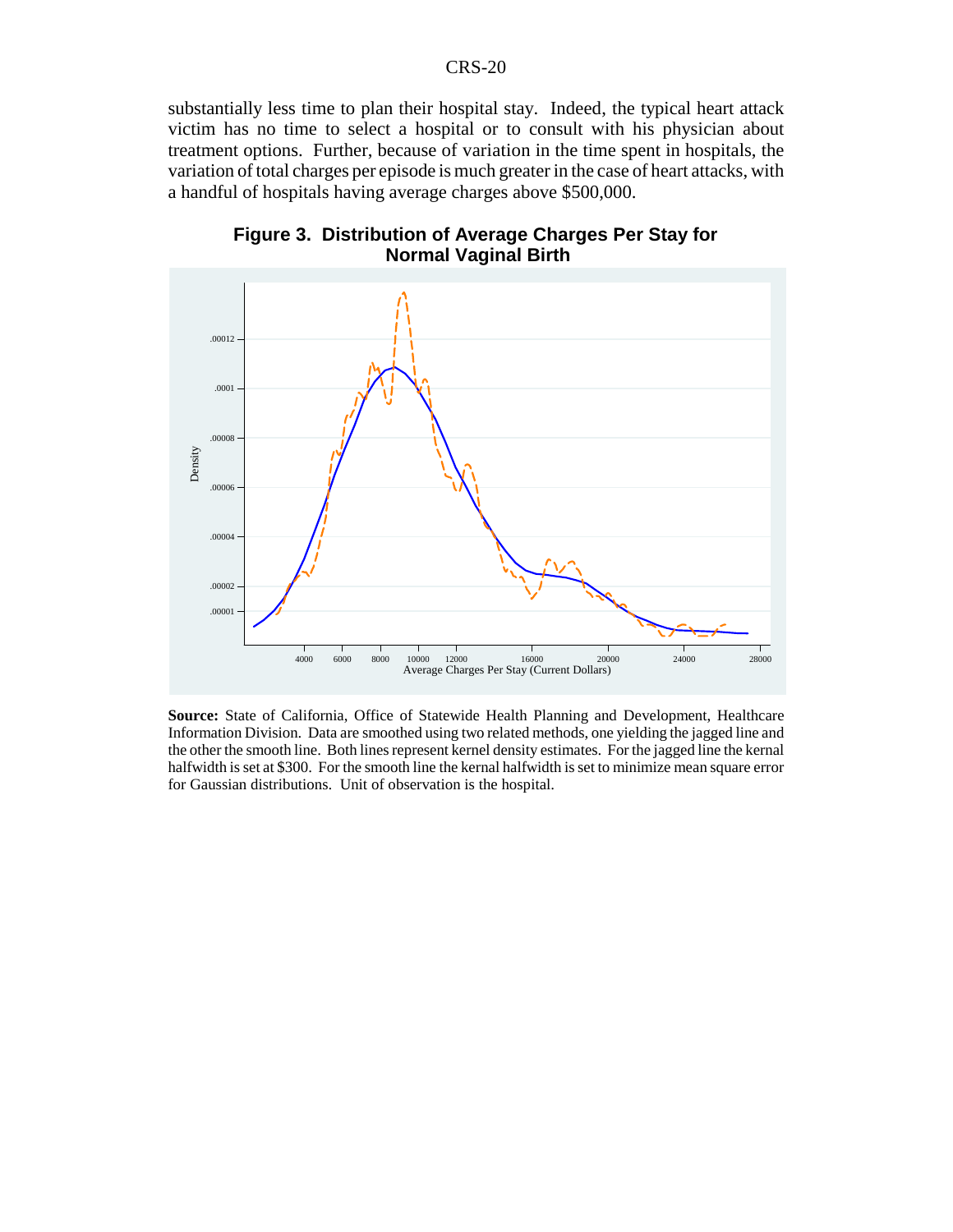substantially less time to plan their hospital stay. Indeed, the typical heart attack victim has no time to select a hospital or to consult with his physician about treatment options. Further, because of variation in the time spent in hospitals, the variation of total charges per episode is much greater in the case of heart attacks, with a handful of hospitals having average charges above $500,000.

**Figure 3. Distribution of Average Charges Per Stay for Normal Vaginal Birth**

**Source:** State of California, Office of Statewide Health Planning and Development, Healthcare Information Division. Data are smoothed using two related methods, one yielding the jagged line and the other the smooth line. Both lines represent kernel density estimates. For the jagged line the kernal halfwidth is set at $300. For the smooth line the kernal halfwidth is set to minimize mean square error for Gaussian distributions. Unit of observation is the hospital.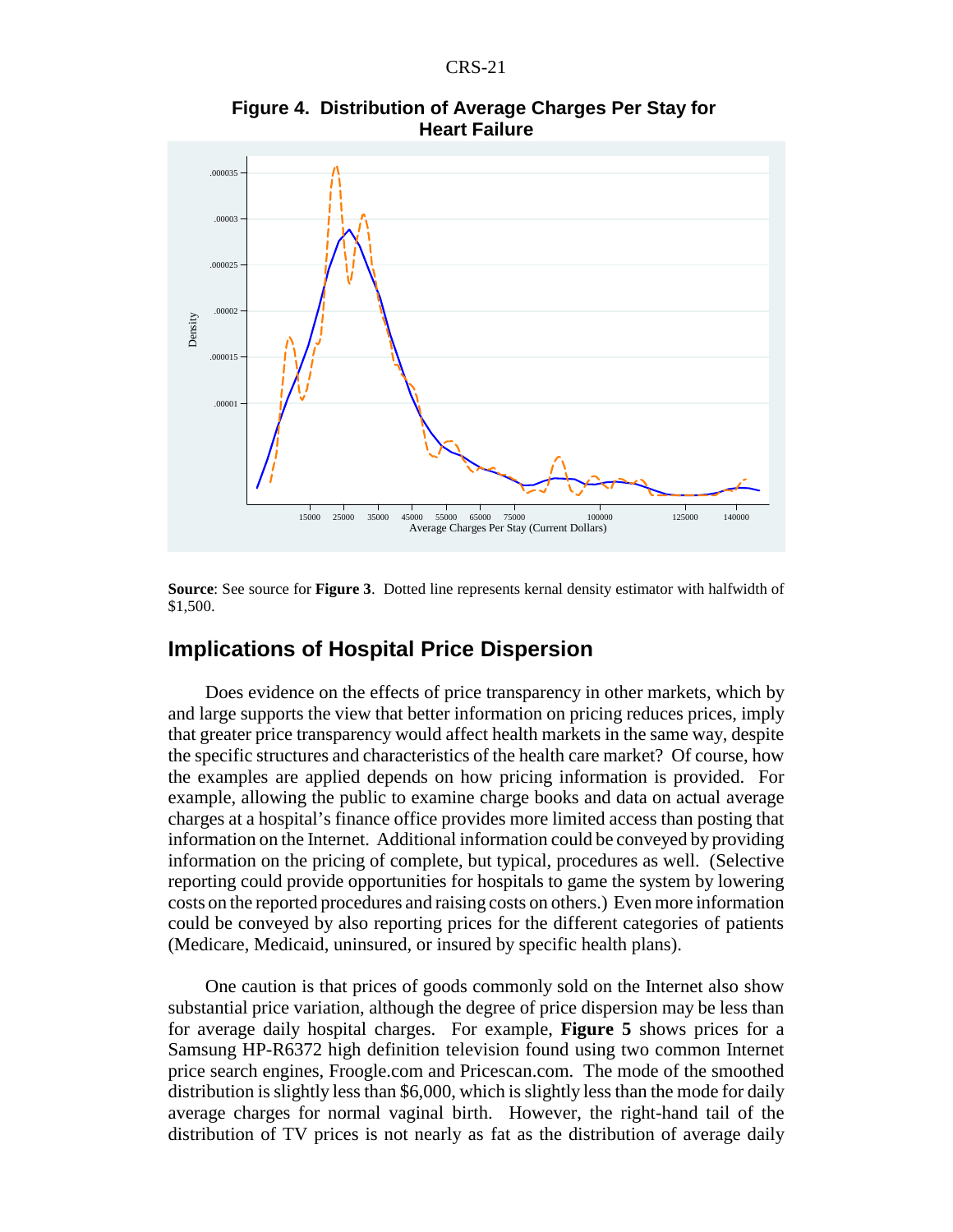**Figure 4. Distribution of Average Charges Per Stay for Heart Failure**

**Source**: See source for **Figure 3**. Dotted line represents kernal density estimator with halfwidth of $1,500.

## Implications of Hospital Price Dispersion

Does evidence on the effects of price transparency in other markets, which by and large supports the view that better information on pricing reduces prices, imply that greater price transparency would affect health markets in the same way, despite the specific structures and characteristics of the health care market? Of course, how the examples are applied depends on how pricing information is provided. For example, allowing the public to examine charge books and data on actual average charges at a hospital's finance office provides more limited access than posting that information on the Internet. Additional information could be conveyed by providing information on the pricing of complete, but typical, procedures as well. (Selective reporting could provide opportunities for hospitals to game the system by lowering costs on the reported procedures and raising costs on others.) Even more information could be conveyed by also reporting prices for the different categories of patients (Medicare, Medicaid, uninsured, or insured by specific health plans).

One caution is that prices of goods commonly sold on the Internet also show substantial price variation, although the degree of price dispersion may be less than for average daily hospital charges. For example, **Figure 5** shows prices for a Samsung HP-R6372 high definition television found using two common Internet price search engines, Froogle.com and Pricescan.com. The mode of the smoothed distribution is slightly less than $6,000, which is slightly less than the mode for daily average charges for normal vaginal birth. However, the right-hand tail of the distribution of TV prices is not nearly as fat as the distribution of average daily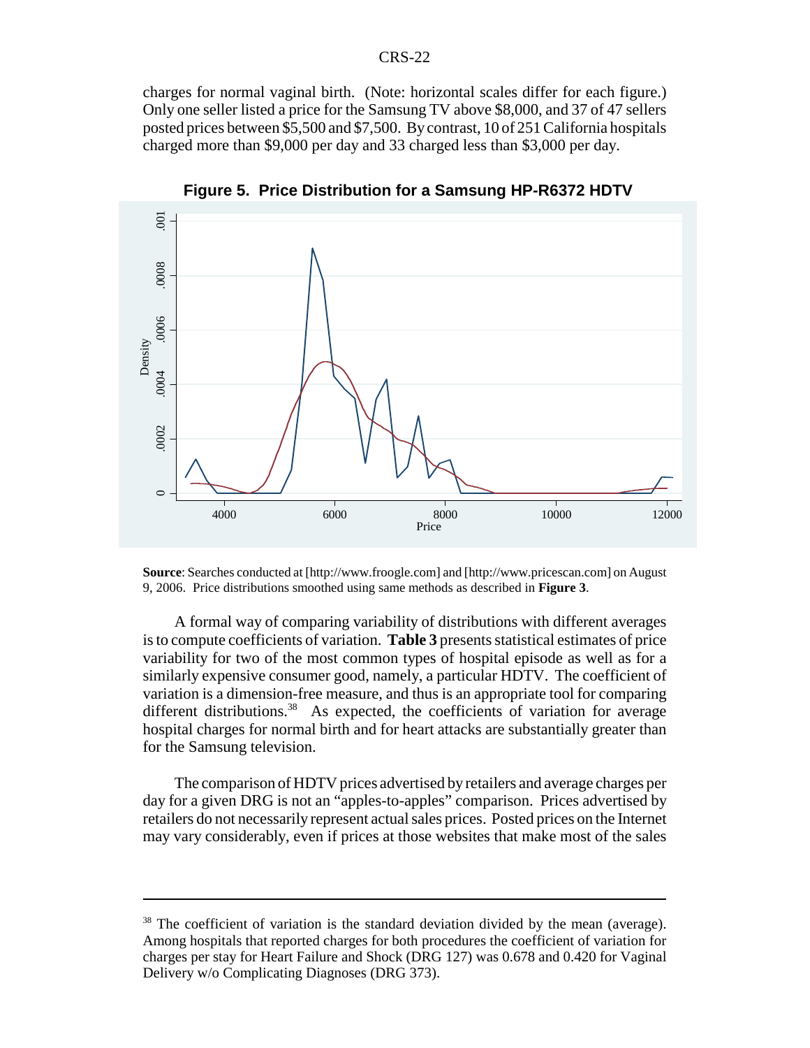charges for normal vaginal birth. (Note: horizontal scales differ for each figure.) Only one seller listed a price for the Samsung TV above $8,000, and 37 of 47 sellers posted prices between $5,500 and $7,500. By contrast, 10 of 251 California hospitals charged more than $9,000 per day and 33 charged less than $3,000 per day.

**Figure 5. Price Distribution for a Samsung HP-R6372 HDTV**

**Source**: Searches conducted at [http://www.froogle.com] and [http://www.pricescan.com] on August 9, 2006. Price distributions smoothed using same methods as described in **Figure 3**.

A formal way of comparing variability of distributions with different averages is to compute coefficients of variation. **Table 3** presents statistical estimates of price variability for two of the most common types of hospital episode as well as for a similarly expensive consumer good, namely, a particular HDTV. The coefficient of variation is a dimension-free measure, and thus is an appropriate tool for comparing different distributions.[38] As expected, the coefficients of variation for average hospital charges for normal birth and for heart attacks are substantially greater than for the Samsung television.

The comparison of HDTV prices advertised by retailers and average charges per day for a given DRG is not an "apples-to-apples" comparison. Prices advertised by retailers do not necessarily represent actual sales prices. Posted prices on the Internet may vary considerably, even if prices at those websites that make most of the sales

---

[38] The coefficient of variation is the standard deviation divided by the mean (average). Among hospitals that reported charges for both procedures the coefficient of variation for charges per stay for Heart Failure and Shock (DRG 127) was 0.678 and 0.420 for Vaginal Delivery w/o Complicating Diagnoses (DRG 373).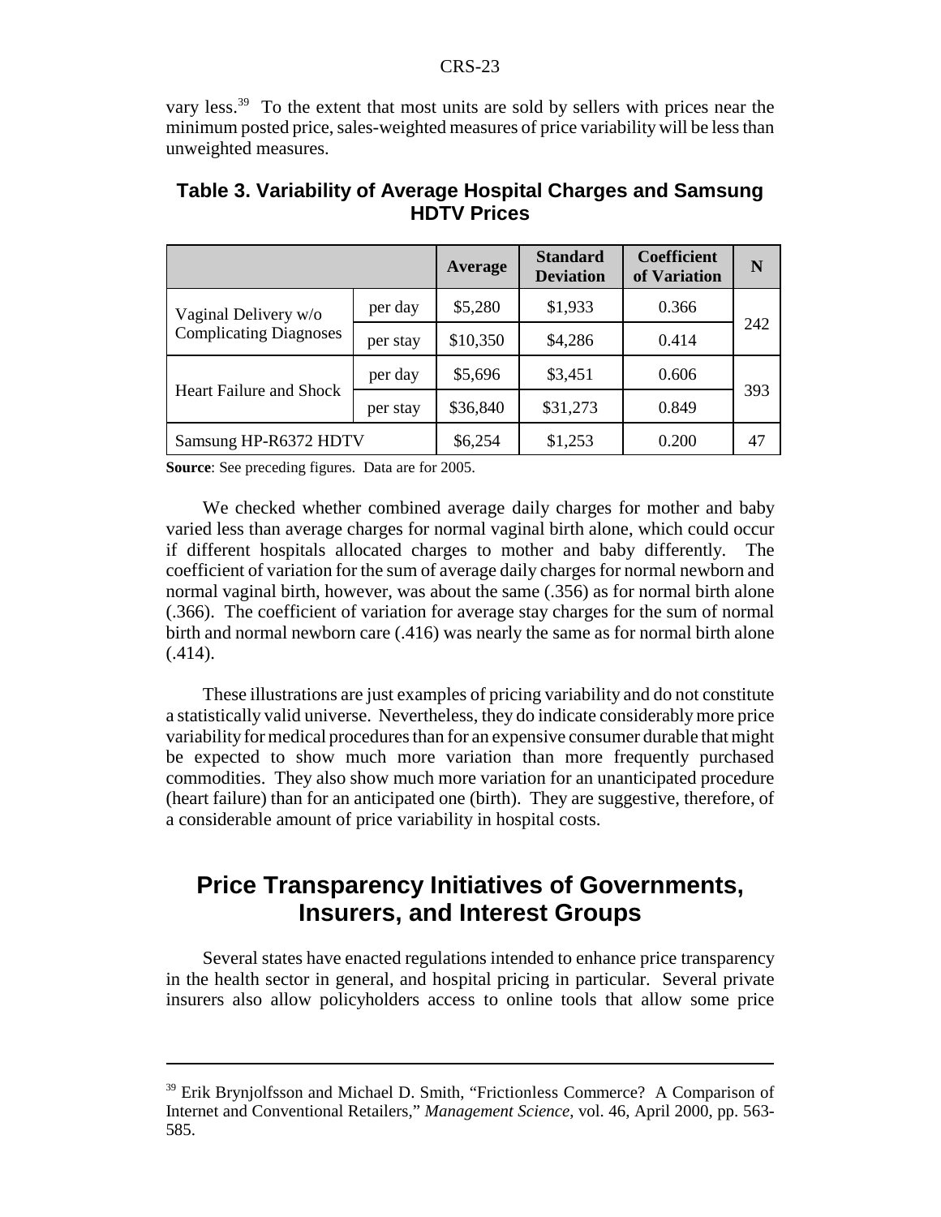vary less.[39] To the extent that most units are sold by sellers with prices near the minimum posted price, sales-weighted measures of price variability will be less than unweighted measures.

**Table 3. Variability of Average Hospital Charges and Samsung HDTV Prices**

| | | Average | Standard Deviation | Coefficient of Variation | N |
|---|---|---|---|---|---|
| Vaginal Delivery w/o Complicating Diagnoses | per day | $5,280 | $1,933 | 0.366 | 242 |
| | per stay | $10,350 | $4,286 | 0.414 | |
| Heart Failure and Shock | per day | $5,696 | $3,451 | 0.606 | 393 |
| | per stay | $36,840 | $31,273 | 0.849 | |
| Samsung HP-R6372 HDTV | | $6,254 | $1,253 | 0.200 | 47 |

**Source**: See preceding figures. Data are for 2005.

We checked whether combined average daily charges for mother and baby varied less than average charges for normal vaginal birth alone, which could occur if different hospitals allocated charges to mother and baby differently. The coefficient of variation for the sum of average daily charges for normal newborn and normal vaginal birth, however, was about the same (.356) as for normal birth alone (.366). The coefficient of variation for average stay charges for the sum of normal birth and normal newborn care (.416) was nearly the same as for normal birth alone (.414).

These illustrations are just examples of pricing variability and do not constitute a statistically valid universe. Nevertheless, they do indicate considerably more price variability for medical procedures than for an expensive consumer durable that might be expected to show much more variation than more frequently purchased commodities. They also show much more variation for an unanticipated procedure (heart failure) than for an anticipated one (birth). They are suggestive, therefore, of a considerable amount of price variability in hospital costs.

## Price Transparency Initiatives of Governments, Insurers, and Interest Groups

Several states have enacted regulations intended to enhance price transparency in the health sector in general, and hospital pricing in particular. Several private insurers also allow policyholders access to online tools that allow some price

---

[39] Erik Brynjolfsson and Michael D. Smith, "Frictionless Commerce? A Comparison of Internet and Conventional Retailers," *Management Science*, vol. 46, April 2000, pp. 563-585.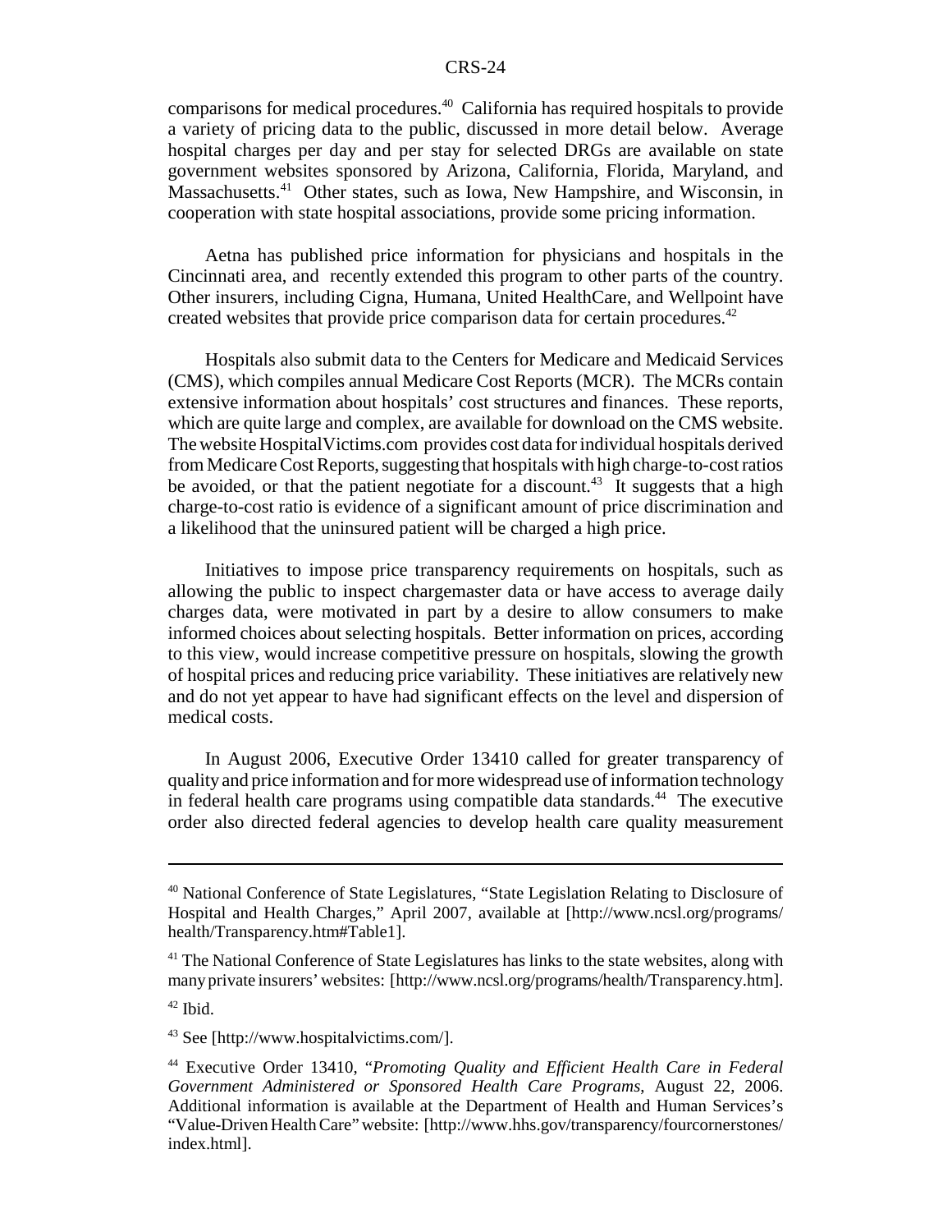comparisons for medical procedures.[40] California has required hospitals to provide a variety of pricing data to the public, discussed in more detail below. Average hospital charges per day and per stay for selected DRGs are available on state government websites sponsored by Arizona, California, Florida, Maryland, and Massachusetts.[41] Other states, such as Iowa, New Hampshire, and Wisconsin, in cooperation with state hospital associations, provide some pricing information.

Aetna has published price information for physicians and hospitals in the Cincinnati area, and recently extended this program to other parts of the country. Other insurers, including Cigna, Humana, United HealthCare, and Wellpoint have created websites that provide price comparison data for certain procedures.[42]

Hospitals also submit data to the Centers for Medicare and Medicaid Services (CMS), which compiles annual Medicare Cost Reports (MCR). The MCRs contain extensive information about hospitals' cost structures and finances. These reports, which are quite large and complex, are available for download on the CMS website. The website HospitalVictims.com provides cost data for individual hospitals derived from Medicare Cost Reports, suggesting that hospitals with high charge-to-cost ratios be avoided, or that the patient negotiate for a discount.[43] It suggests that a high charge-to-cost ratio is evidence of a significant amount of price discrimination and a likelihood that the uninsured patient will be charged a high price.

Initiatives to impose price transparency requirements on hospitals, such as allowing the public to inspect chargemaster data or have access to average daily charges data, were motivated in part by a desire to allow consumers to make informed choices about selecting hospitals. Better information on prices, according to this view, would increase competitive pressure on hospitals, slowing the growth of hospital prices and reducing price variability. These initiatives are relatively new and do not yet appear to have had significant effects on the level and dispersion of medical costs.

In August 2006, Executive Order 13410 called for greater transparency of quality and price information and for more widespread use of information technology in federal health care programs using compatible data standards.[44] The executive order also directed federal agencies to develop health care quality measurement

---

[40] National Conference of State Legislatures, "State Legislation Relating to Disclosure of Hospital and Health Charges," April 2007, available at [http://www.ncsl.org/programs/health/Transparency.htm#Table1].

[41] The National Conference of State Legislatures has links to the state websites, along with many private insurers' websites: [http://www.ncsl.org/programs/health/Transparency.htm].

[42] Ibid.

[43] See [http://www.hospitalvictims.com/].

[44] Executive Order 13410, "*Promoting Quality and Efficient Health Care in Federal Government Administered or Sponsored Health Care Programs*, August 22, 2006. Additional information is available at the Department of Health and Human Services's "Value-Driven Health Care" website: [http://www.hhs.gov/transparency/fourcornerstones/index.html].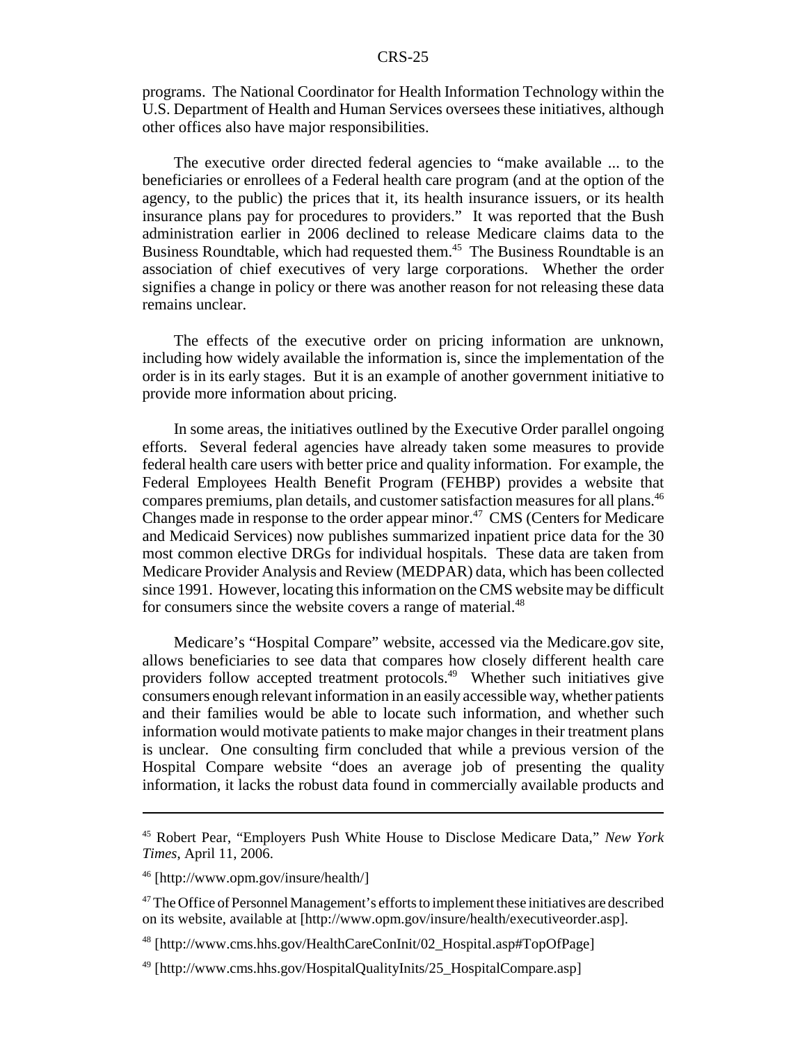programs. The National Coordinator for Health Information Technology within the U.S. Department of Health and Human Services oversees these initiatives, although other offices also have major responsibilities.

The executive order directed federal agencies to "make available ... to the beneficiaries or enrollees of a Federal health care program (and at the option of the agency, to the public) the prices that it, its health insurance issuers, or its health insurance plans pay for procedures to providers." It was reported that the Bush administration earlier in 2006 declined to release Medicare claims data to the Business Roundtable, which had requested them.[45] The Business Roundtable is an association of chief executives of very large corporations. Whether the order signifies a change in policy or there was another reason for not releasing these data remains unclear.

The effects of the executive order on pricing information are unknown, including how widely available the information is, since the implementation of the order is in its early stages. But it is an example of another government initiative to provide more information about pricing.

In some areas, the initiatives outlined by the Executive Order parallel ongoing efforts. Several federal agencies have already taken some measures to provide federal health care users with better price and quality information. For example, the Federal Employees Health Benefit Program (FEHBP) provides a website that compares premiums, plan details, and customer satisfaction measures for all plans.[46] Changes made in response to the order appear minor.[47] CMS (Centers for Medicare and Medicaid Services) now publishes summarized inpatient price data for the 30 most common elective DRGs for individual hospitals. These data are taken from Medicare Provider Analysis and Review (MEDPAR) data, which has been collected since 1991. However, locating this information on the CMS website may be difficult for consumers since the website covers a range of material.[48]

Medicare's "Hospital Compare" website, accessed via the Medicare.gov site, allows beneficiaries to see data that compares how closely different health care providers follow accepted treatment protocols.[49] Whether such initiatives give consumers enough relevant information in an easily accessible way, whether patients and their families would be able to locate such information, and whether such information would motivate patients to make major changes in their treatment plans is unclear. One consulting firm concluded that while a previous version of the Hospital Compare website "does an average job of presenting the quality information, it lacks the robust data found in commercially available products and

---

[45] Robert Pear, "Employers Push White House to Disclose Medicare Data," *New York Times*, April 11, 2006.

[46] [http://www.opm.gov/insure/health/]

[47] The Office of Personnel Management's efforts to implement these initiatives are described on its website, available at [http://www.opm.gov/insure/health/executiveorder.asp].

[48] [http://www.cms.hhs.gov/HealthCareConInit/02_Hospital.asp#TopOfPage]

[49] [http://www.cms.hhs.gov/HospitalQualityInits/25_HospitalCompare.asp]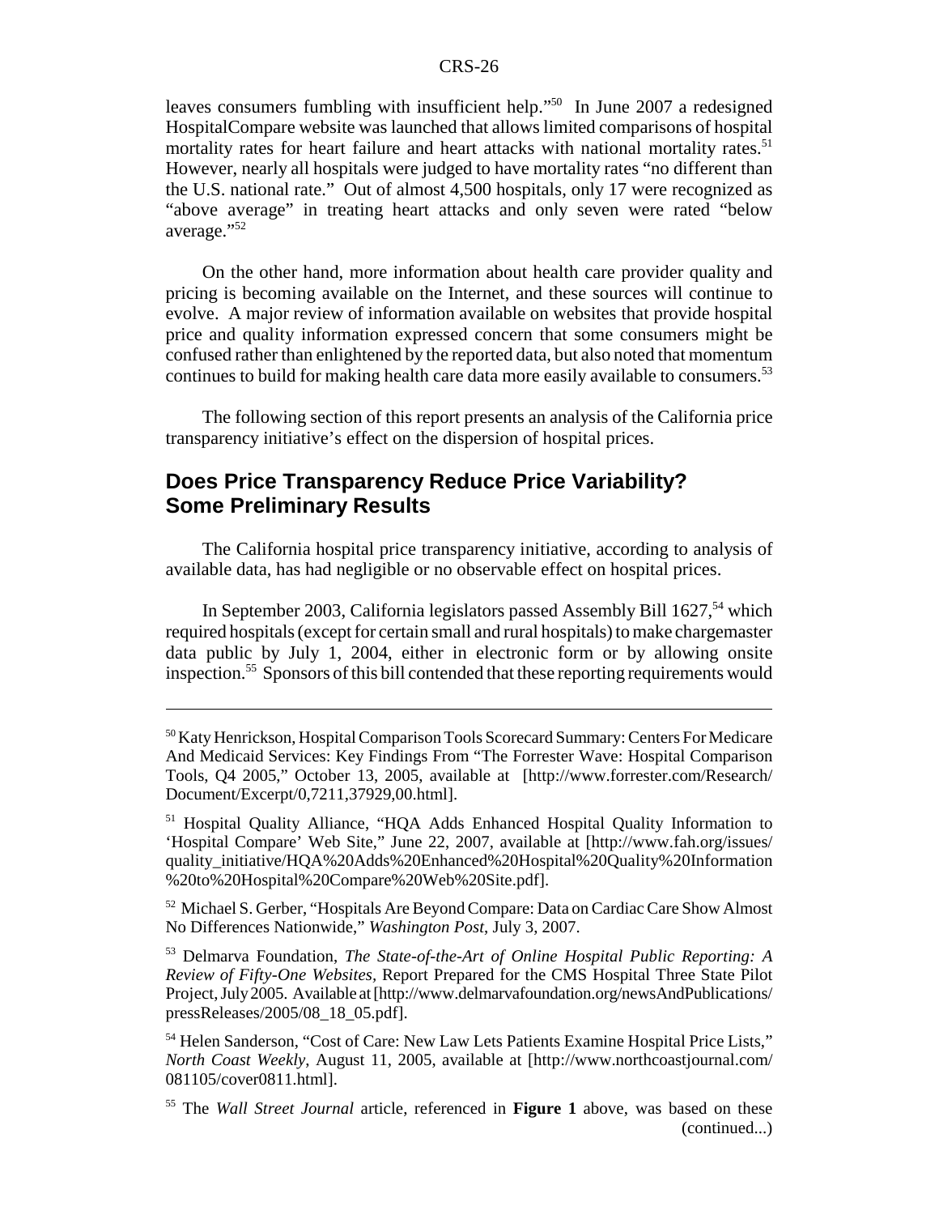leaves consumers fumbling with insufficient help."[50] In June 2007 a redesigned HospitalCompare website was launched that allows limited comparisons of hospital mortality rates for heart failure and heart attacks with national mortality rates.[51] However, nearly all hospitals were judged to have mortality rates "no different than the U.S. national rate." Out of almost 4,500 hospitals, only 17 were recognized as "above average" in treating heart attacks and only seven were rated "below average."[52]

On the other hand, more information about health care provider quality and pricing is becoming available on the Internet, and these sources will continue to evolve. A major review of information available on websites that provide hospital price and quality information expressed concern that some consumers might be confused rather than enlightened by the reported data, but also noted that momentum continues to build for making health care data more easily available to consumers.[53]

The following section of this report presents an analysis of the California price transparency initiative's effect on the dispersion of hospital prices.

## Does Price Transparency Reduce Price Variability? Some Preliminary Results

The California hospital price transparency initiative, according to analysis of available data, has had negligible or no observable effect on hospital prices.

In September 2003, California legislators passed Assembly Bill 1627,[54] which required hospitals (except for certain small and rural hospitals) to make chargemaster data public by July 1, 2004, either in electronic form or by allowing onsite inspection.[55] Sponsors of this bill contended that these reporting requirements would

---

[50] Katy Henrickson, Hospital Comparison Tools Scorecard Summary: Centers For Medicare And Medicaid Services: Key Findings From "The Forrester Wave: Hospital Comparison Tools, Q4 2005," October 13, 2005, available at [http://www.forrester.com/Research/Document/Excerpt/0,7211,37929,00.html].

[51] Hospital Quality Alliance, "HQA Adds Enhanced Hospital Quality Information to 'Hospital Compare' Web Site," June 22, 2007, available at [http://www.fah.org/issues/quality_initiative/HQA%20Adds%20Enhanced%20Hospital%20Quality%20Information%20to%20Hospital%20Compare%20Web%20Site.pdf].

[52] Michael S. Gerber, "Hospitals Are Beyond Compare: Data on Cardiac Care Show Almost No Differences Nationwide," *Washington Post*, July 3, 2007.

[53] Delmarva Foundation, *The State-of-the-Art of Online Hospital Public Reporting: A Review of Fifty-One Websites*, Report Prepared for the CMS Hospital Three State Pilot Project, July 2005. Available at [http://www.delmarvafoundation.org/newsAndPublications/pressReleases/2005/08_18_05.pdf].

[54] Helen Sanderson, "Cost of Care: New Law Lets Patients Examine Hospital Price Lists," *North Coast Weekly*, August 11, 2005, available at [http://www.northcoastjournal.com/081105/cover0811.html].

[55] The *Wall Street Journal* article, referenced in **Figure 1** above, was based on these (continued...)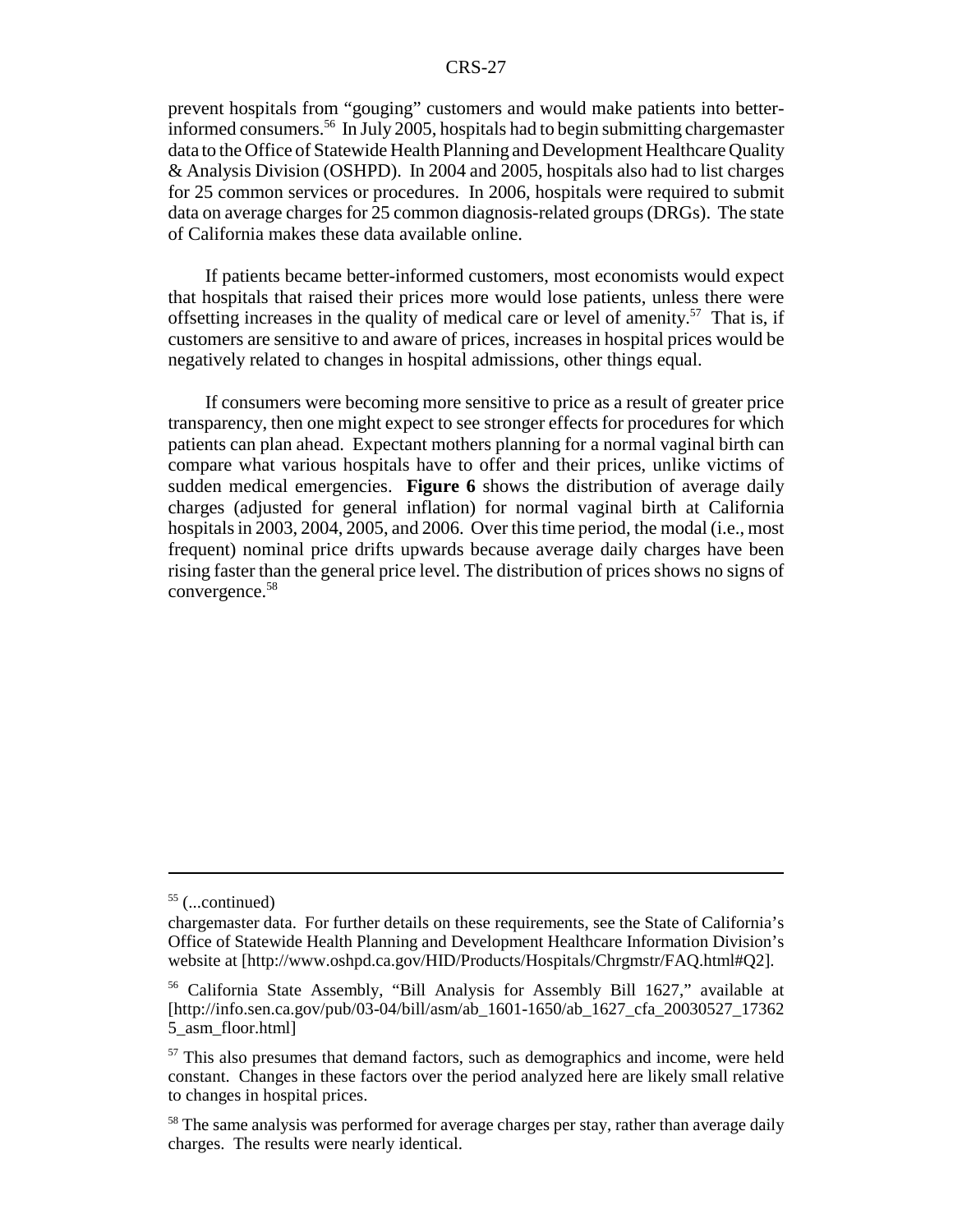prevent hospitals from "gouging" customers and would make patients into better-informed consumers.[56] In July 2005, hospitals had to begin submitting chargemaster data to the Office of Statewide Health Planning and Development Healthcare Quality & Analysis Division (OSHPD). In 2004 and 2005, hospitals also had to list charges for 25 common services or procedures. In 2006, hospitals were required to submit data on average charges for 25 common diagnosis-related groups (DRGs). The state of California makes these data available online.

If patients became better-informed customers, most economists would expect that hospitals that raised their prices more would lose patients, unless there were offsetting increases in the quality of medical care or level of amenity.[57] That is, if customers are sensitive to and aware of prices, increases in hospital prices would be negatively related to changes in hospital admissions, other things equal.

If consumers were becoming more sensitive to price as a result of greater price transparency, then one might expect to see stronger effects for procedures for which patients can plan ahead. Expectant mothers planning for a normal vaginal birth can compare what various hospitals have to offer and their prices, unlike victims of sudden medical emergencies. **Figure 6** shows the distribution of average daily charges (adjusted for general inflation) for normal vaginal birth at California hospitals in 2003, 2004, 2005, and 2006. Over this time period, the modal (i.e., most frequent) nominal price drifts upwards because average daily charges have been rising faster than the general price level. The distribution of prices shows no signs of convergence.[58]

---

[55] (...continued)
chargemaster data. For further details on these requirements, see the State of California's Office of Statewide Health Planning and Development Healthcare Information Division's website at [http://www.oshpd.ca.gov/HID/Products/Hospitals/Chrgmstr/FAQ.html#Q2].

[56] California State Assembly, "Bill Analysis for Assembly Bill 1627," available at [http://info.sen.ca.gov/pub/03-04/bill/asm/ab_1601-1650/ab_1627_cfa_20030527_173625_asm_floor.html]

[57] This also presumes that demand factors, such as demographics and income, were held constant. Changes in these factors over the period analyzed here are likely small relative to changes in hospital prices.

[58] The same analysis was performed for average charges per stay, rather than average daily charges. The results were nearly identical.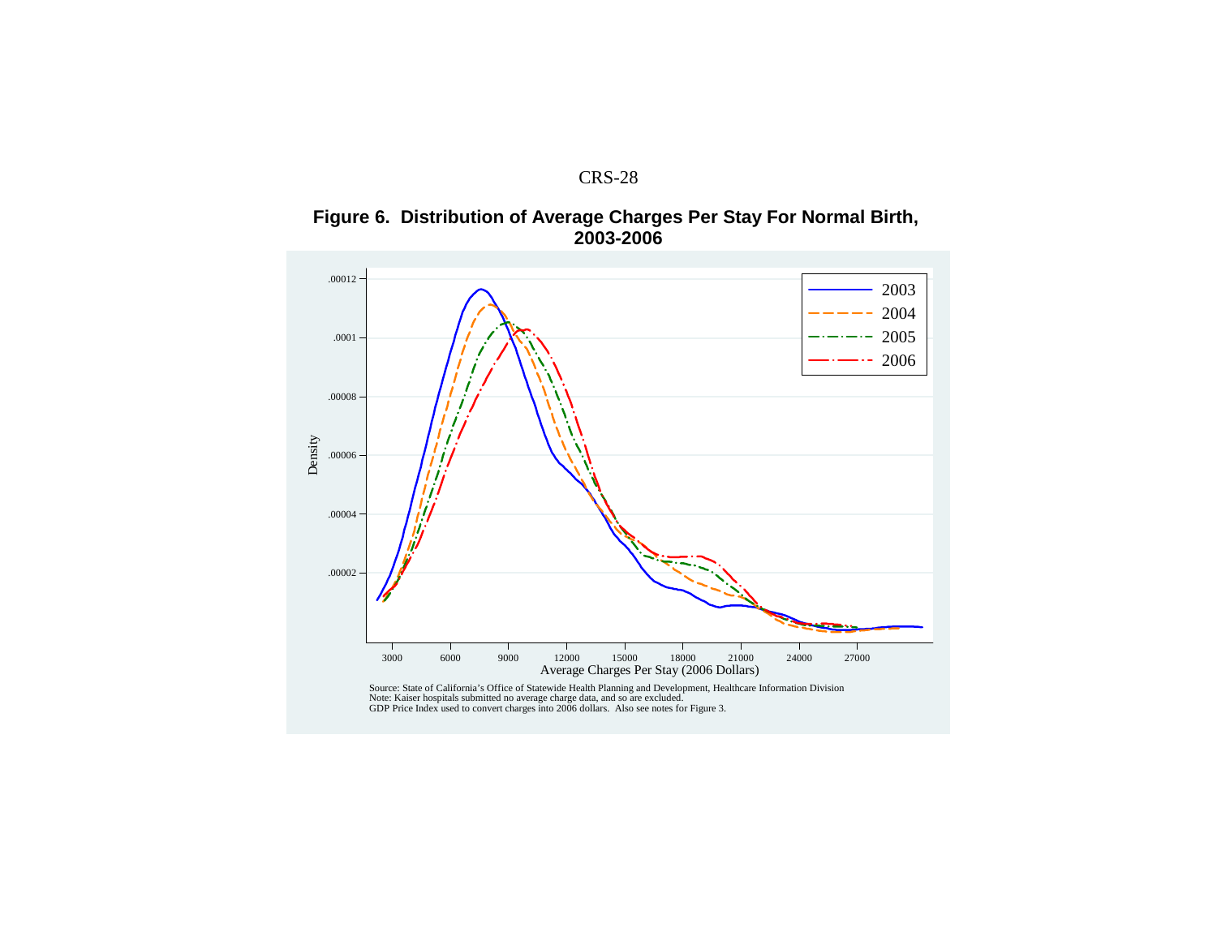**Figure 6. Distribution of Average Charges Per Stay For Normal Birth, 2003-2006**

Source: State of California's Office of Statewide Health Planning and Development, Healthcare Information Division
Note: Kaiser hospitals submitted no average charge data, and so are excluded.
GDP Price Index used to convert charges into 2006 dollars. Also see notes for Figure 3.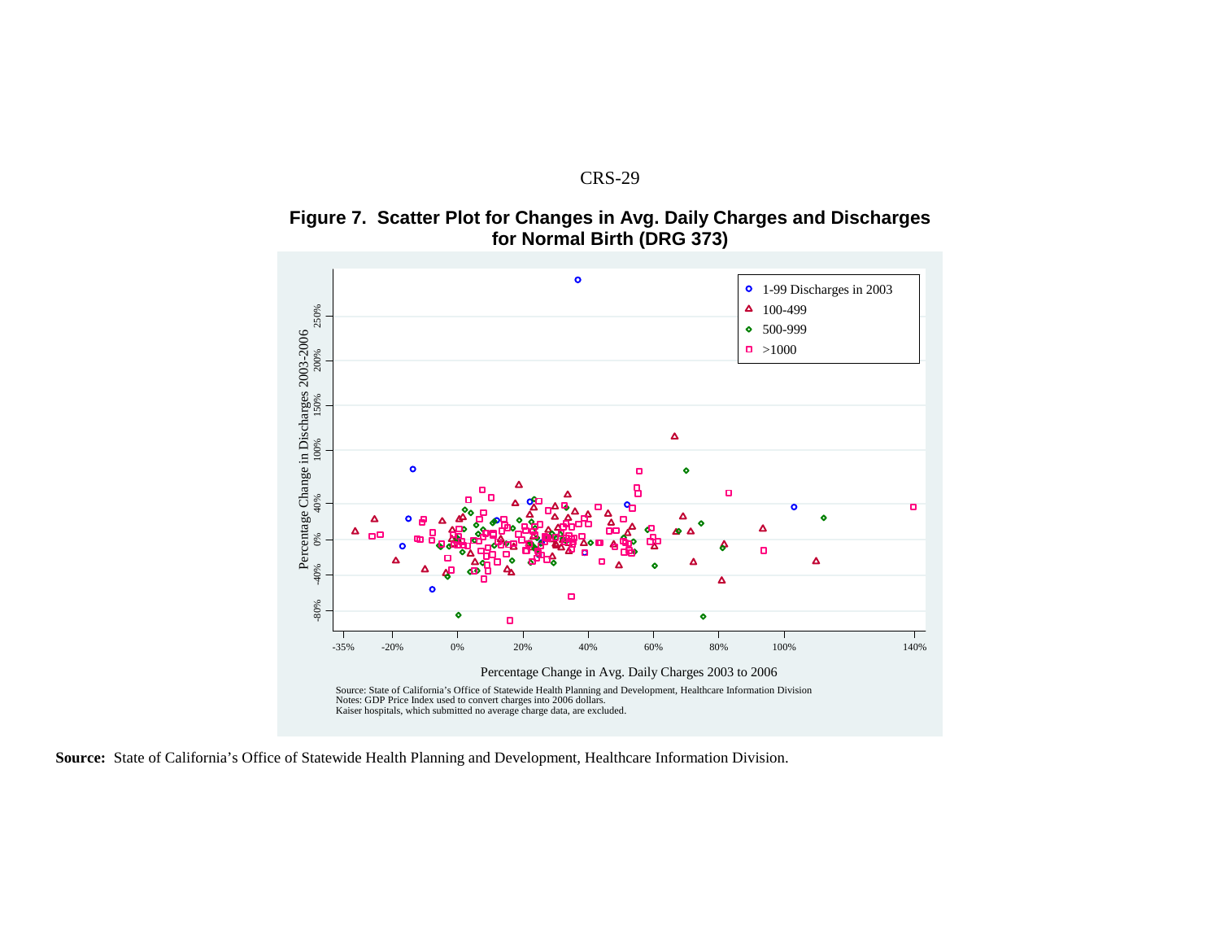**Figure 7. Scatter Plot for Changes in Avg. Daily Charges and Discharges for Normal Birth (DRG 373)**

Source: State of California's Office of Statewide Health Planning and Development, Healthcare Information Division
Notes: GDP Price Index used to convert charges into 2006 dollars.
Kaiser hospitals, which submitted no average charge data, are excluded.

**Source:** State of California's Office of Statewide Health Planning and Development, Healthcare Information Division.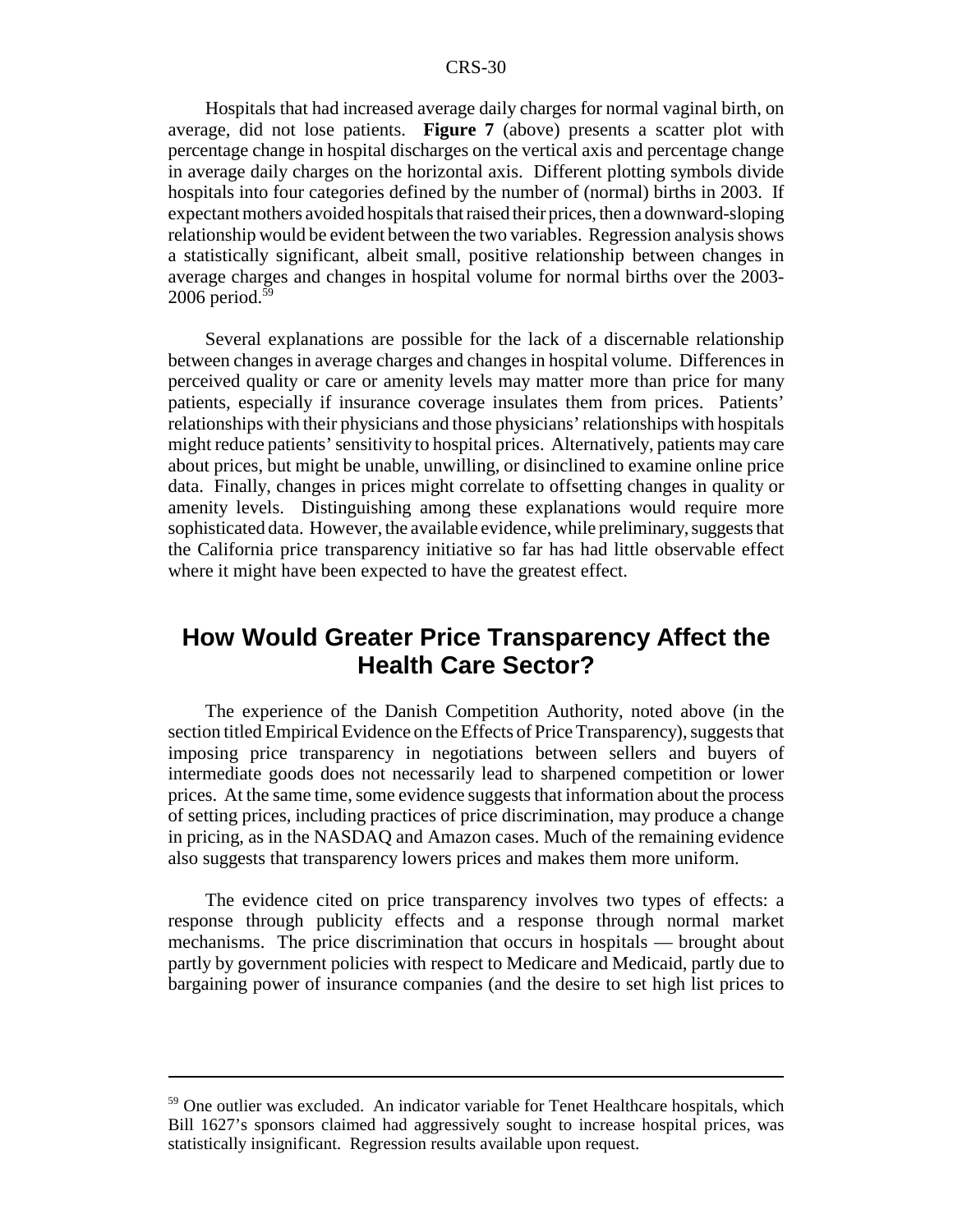Hospitals that had increased average daily charges for normal vaginal birth, on average, did not lose patients. **Figure 7** (above) presents a scatter plot with percentage change in hospital discharges on the vertical axis and percentage change in average daily charges on the horizontal axis. Different plotting symbols divide hospitals into four categories defined by the number of (normal) births in 2003. If expectant mothers avoided hospitals that raised their prices, then a downward-sloping relationship would be evident between the two variables. Regression analysis shows a statistically significant, albeit small, positive relationship between changes in average charges and changes in hospital volume for normal births over the 2003-2006 period.[59]

Several explanations are possible for the lack of a discernable relationship between changes in average charges and changes in hospital volume. Differences in perceived quality or care or amenity levels may matter more than price for many patients, especially if insurance coverage insulates them from prices. Patients' relationships with their physicians and those physicians' relationships with hospitals might reduce patients' sensitivity to hospital prices. Alternatively, patients may care about prices, but might be unable, unwilling, or disinclined to examine online price data. Finally, changes in prices might correlate to offsetting changes in quality or amenity levels. Distinguishing among these explanations would require more sophisticated data. However, the available evidence, while preliminary, suggests that the California price transparency initiative so far has had little observable effect where it might have been expected to have the greatest effect.

## How Would Greater Price Transparency Affect the Health Care Sector?

The experience of the Danish Competition Authority, noted above (in the section titled Empirical Evidence on the Effects of Price Transparency), suggests that imposing price transparency in negotiations between sellers and buyers of intermediate goods does not necessarily lead to sharpened competition or lower prices. At the same time, some evidence suggests that information about the process of setting prices, including practices of price discrimination, may produce a change in pricing, as in the NASDAQ and Amazon cases. Much of the remaining evidence also suggests that transparency lowers prices and makes them more uniform.

The evidence cited on price transparency involves two types of effects: a response through publicity effects and a response through normal market mechanisms. The price discrimination that occurs in hospitals — brought about partly by government policies with respect to Medicare and Medicaid, partly due to bargaining power of insurance companies (and the desire to set high list prices to

---

[59] One outlier was excluded. An indicator variable for Tenet Healthcare hospitals, which Bill 1627's sponsors claimed had aggressively sought to increase hospital prices, was statistically insignificant. Regression results available upon request.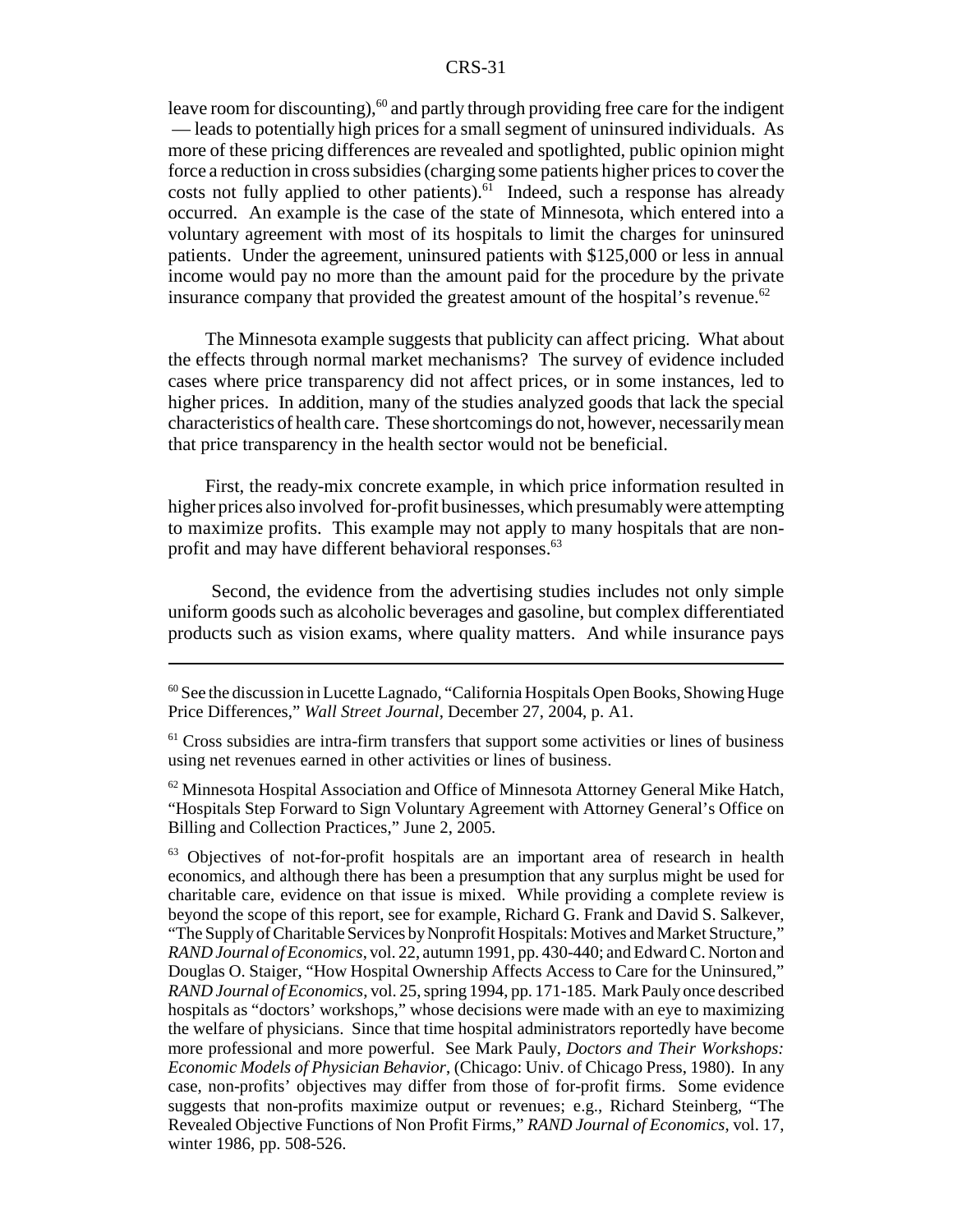leave room for discounting),[60] and partly through providing free care for the indigent — leads to potentially high prices for a small segment of uninsured individuals. As more of these pricing differences are revealed and spotlighted, public opinion might force a reduction in cross subsidies (charging some patients higher prices to cover the costs not fully applied to other patients).[61] Indeed, such a response has already occurred. An example is the case of the state of Minnesota, which entered into a voluntary agreement with most of its hospitals to limit the charges for uninsured patients. Under the agreement, uninsured patients with $125,000 or less in annual income would pay no more than the amount paid for the procedure by the private insurance company that provided the greatest amount of the hospital's revenue.[62]

The Minnesota example suggests that publicity can affect pricing. What about the effects through normal market mechanisms? The survey of evidence included cases where price transparency did not affect prices, or in some instances, led to higher prices. In addition, many of the studies analyzed goods that lack the special characteristics of health care. These shortcomings do not, however, necessarily mean that price transparency in the health sector would not be beneficial.

First, the ready-mix concrete example, in which price information resulted in higher prices also involved for-profit businesses, which presumably were attempting to maximize profits. This example may not apply to many hospitals that are non-profit and may have different behavioral responses.[63]

Second, the evidence from the advertising studies includes not only simple uniform goods such as alcoholic beverages and gasoline, but complex differentiated products such as vision exams, where quality matters. And while insurance pays

---

[60] See the discussion in Lucette Lagnado, "California Hospitals Open Books, Showing Huge Price Differences," *Wall Street Journal*, December 27, 2004, p. A1.

[61] Cross subsidies are intra-firm transfers that support some activities or lines of business using net revenues earned in other activities or lines of business.

[62] Minnesota Hospital Association and Office of Minnesota Attorney General Mike Hatch, "Hospitals Step Forward to Sign Voluntary Agreement with Attorney General's Office on Billing and Collection Practices," June 2, 2005.

[63] Objectives of not-for-profit hospitals are an important area of research in health economics, and although there has been a presumption that any surplus might be used for charitable care, evidence on that issue is mixed. While providing a complete review is beyond the scope of this report, see for example, Richard G. Frank and David S. Salkever, "The Supply of Charitable Services by Nonprofit Hospitals: Motives and Market Structure," *RAND Journal of Economics*, vol. 22, autumn 1991, pp. 430-440; and Edward C. Norton and Douglas O. Staiger, "How Hospital Ownership Affects Access to Care for the Uninsured," *RAND Journal of Economics*, vol. 25, spring 1994, pp. 171-185. Mark Pauly once described hospitals as "doctors' workshops," whose decisions were made with an eye to maximizing the welfare of physicians. Since that time hospital administrators reportedly have become more professional and more powerful. See Mark Pauly, *Doctors and Their Workshops: Economic Models of Physician Behavior*, (Chicago: Univ. of Chicago Press, 1980). In any case, non-profits' objectives may differ from those of for-profit firms. Some evidence suggests that non-profits maximize output or revenues; e.g., Richard Steinberg, "The Revealed Objective Functions of Non Profit Firms," *RAND Journal of Economics*, vol. 17, winter 1986, pp. 508-526.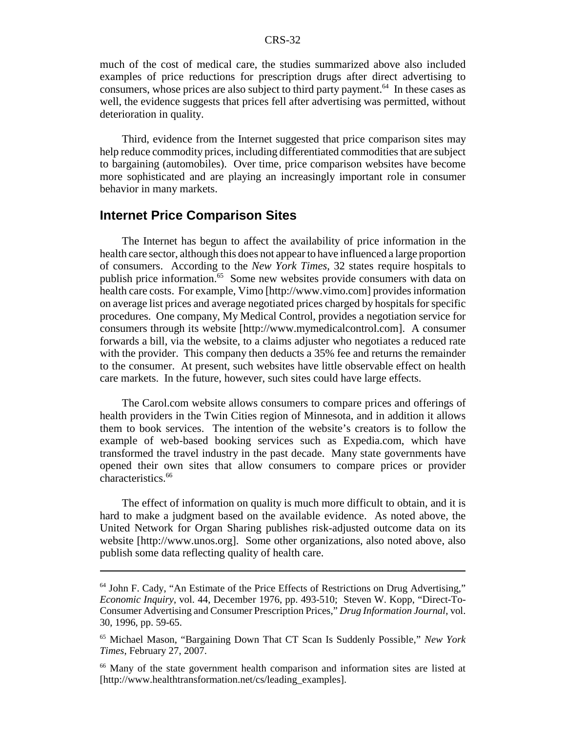much of the cost of medical care, the studies summarized above also included examples of price reductions for prescription drugs after direct advertising to consumers, whose prices are also subject to third party payment.[64] In these cases as well, the evidence suggests that prices fell after advertising was permitted, without deterioration in quality.

Third, evidence from the Internet suggested that price comparison sites may help reduce commodity prices, including differentiated commodities that are subject to bargaining (automobiles). Over time, price comparison websites have become more sophisticated and are playing an increasingly important role in consumer behavior in many markets.

## Internet Price Comparison Sites

The Internet has begun to affect the availability of price information in the health care sector, although this does not appear to have influenced a large proportion of consumers. According to the *New York Times*, 32 states require hospitals to publish price information.[65] Some new websites provide consumers with data on health care costs. For example, Vimo [http://www.vimo.com] provides information on average list prices and average negotiated prices charged by hospitals for specific procedures. One company, My Medical Control, provides a negotiation service for consumers through its website [http://www.mymedicalcontrol.com]. A consumer forwards a bill, via the website, to a claims adjuster who negotiates a reduced rate with the provider. This company then deducts a 35% fee and returns the remainder to the consumer. At present, such websites have little observable effect on health care markets. In the future, however, such sites could have large effects.

The Carol.com website allows consumers to compare prices and offerings of health providers in the Twin Cities region of Minnesota, and in addition it allows them to book services. The intention of the website's creators is to follow the example of web-based booking services such as Expedia.com, which have transformed the travel industry in the past decade. Many state governments have opened their own sites that allow consumers to compare prices or provider characteristics.[66]

The effect of information on quality is much more difficult to obtain, and it is hard to make a judgment based on the available evidence. As noted above, the United Network for Organ Sharing publishes risk-adjusted outcome data on its website [http://www.unos.org]. Some other organizations, also noted above, also publish some data reflecting quality of health care.

---

[64] John F. Cady, "An Estimate of the Price Effects of Restrictions on Drug Advertising," *Economic Inquiry*, vol. 44, December 1976, pp. 493-510; Steven W. Kopp, "Direct-To-Consumer Advertising and Consumer Prescription Prices," *Drug Information Journal*, vol. 30, 1996, pp. 59-65.

[65] Michael Mason, "Bargaining Down That CT Scan Is Suddenly Possible," *New York Times*, February 27, 2007.

[66] Many of the state government health comparison and information sites are listed at [http://www.healthtransformation.net/cs/leading_examples].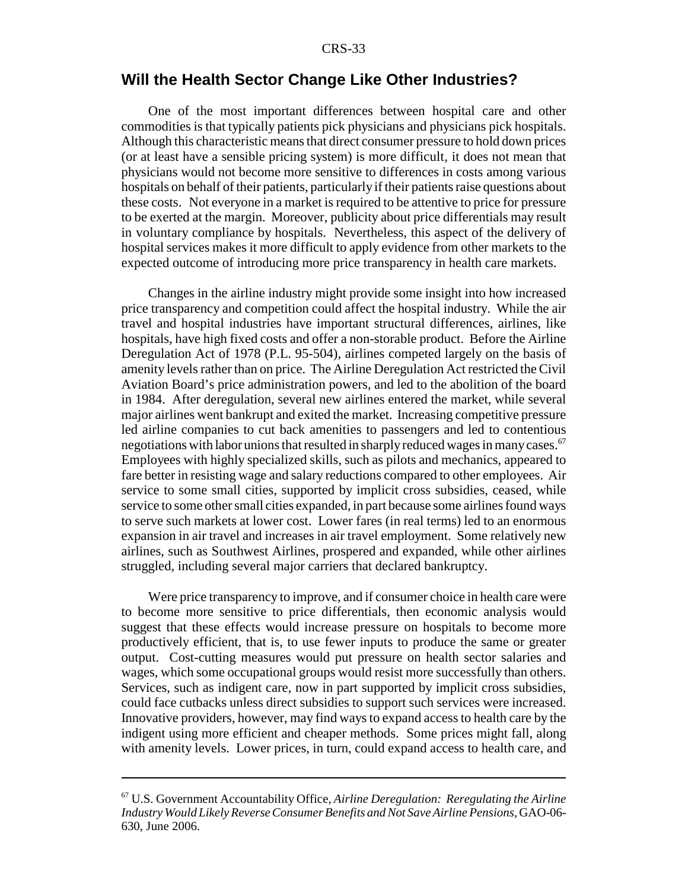## Will the Health Sector Change Like Other Industries?

One of the most important differences between hospital care and other commodities is that typically patients pick physicians and physicians pick hospitals. Although this characteristic means that direct consumer pressure to hold down prices (or at least have a sensible pricing system) is more difficult, it does not mean that physicians would not become more sensitive to differences in costs among various hospitals on behalf of their patients, particularly if their patients raise questions about these costs. Not everyone in a market is required to be attentive to price for pressure to be exerted at the margin. Moreover, publicity about price differentials may result in voluntary compliance by hospitals. Nevertheless, this aspect of the delivery of hospital services makes it more difficult to apply evidence from other markets to the expected outcome of introducing more price transparency in health care markets.

Changes in the airline industry might provide some insight into how increased price transparency and competition could affect the hospital industry. While the air travel and hospital industries have important structural differences, airlines, like hospitals, have high fixed costs and offer a non-storable product. Before the Airline Deregulation Act of 1978 (P.L. 95-504), airlines competed largely on the basis of amenity levels rather than on price. The Airline Deregulation Act restricted the Civil Aviation Board's price administration powers, and led to the abolition of the board in 1984. After deregulation, several new airlines entered the market, while several major airlines went bankrupt and exited the market. Increasing competitive pressure led airline companies to cut back amenities to passengers and led to contentious negotiations with labor unions that resulted in sharply reduced wages in many cases.[67] Employees with highly specialized skills, such as pilots and mechanics, appeared to fare better in resisting wage and salary reductions compared to other employees. Air service to some small cities, supported by implicit cross subsidies, ceased, while service to some other small cities expanded, in part because some airlines found ways to serve such markets at lower cost. Lower fares (in real terms) led to an enormous expansion in air travel and increases in air travel employment. Some relatively new airlines, such as Southwest Airlines, prospered and expanded, while other airlines struggled, including several major carriers that declared bankruptcy.

Were price transparency to improve, and if consumer choice in health care were to become more sensitive to price differentials, then economic analysis would suggest that these effects would increase pressure on hospitals to become more productively efficient, that is, to use fewer inputs to produce the same or greater output. Cost-cutting measures would put pressure on health sector salaries and wages, which some occupational groups would resist more successfully than others. Services, such as indigent care, now in part supported by implicit cross subsidies, could face cutbacks unless direct subsidies to support such services were increased. Innovative providers, however, may find ways to expand access to health care by the indigent using more efficient and cheaper methods. Some prices might fall, along with amenity levels. Lower prices, in turn, could expand access to health care, and

---

[67] U.S. Government Accountability Office, *Airline Deregulation: Reregulating the Airline Industry Would Likely Reverse Consumer Benefits and Not Save Airline Pensions*, GAO-06-630, June 2006.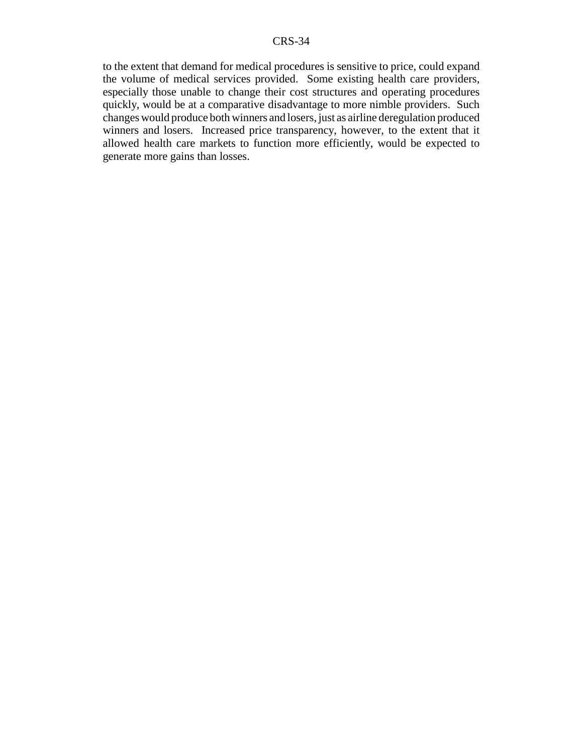to the extent that demand for medical procedures is sensitive to price, could expand the volume of medical services provided. Some existing health care providers, especially those unable to change their cost structures and operating procedures quickly, would be at a comparative disadvantage to more nimble providers. Such changes would produce both winners and losers, just as airline deregulation produced winners and losers. Increased price transparency, however, to the extent that it allowed health care markets to function more efficiently, would be expected to generate more gains than losses.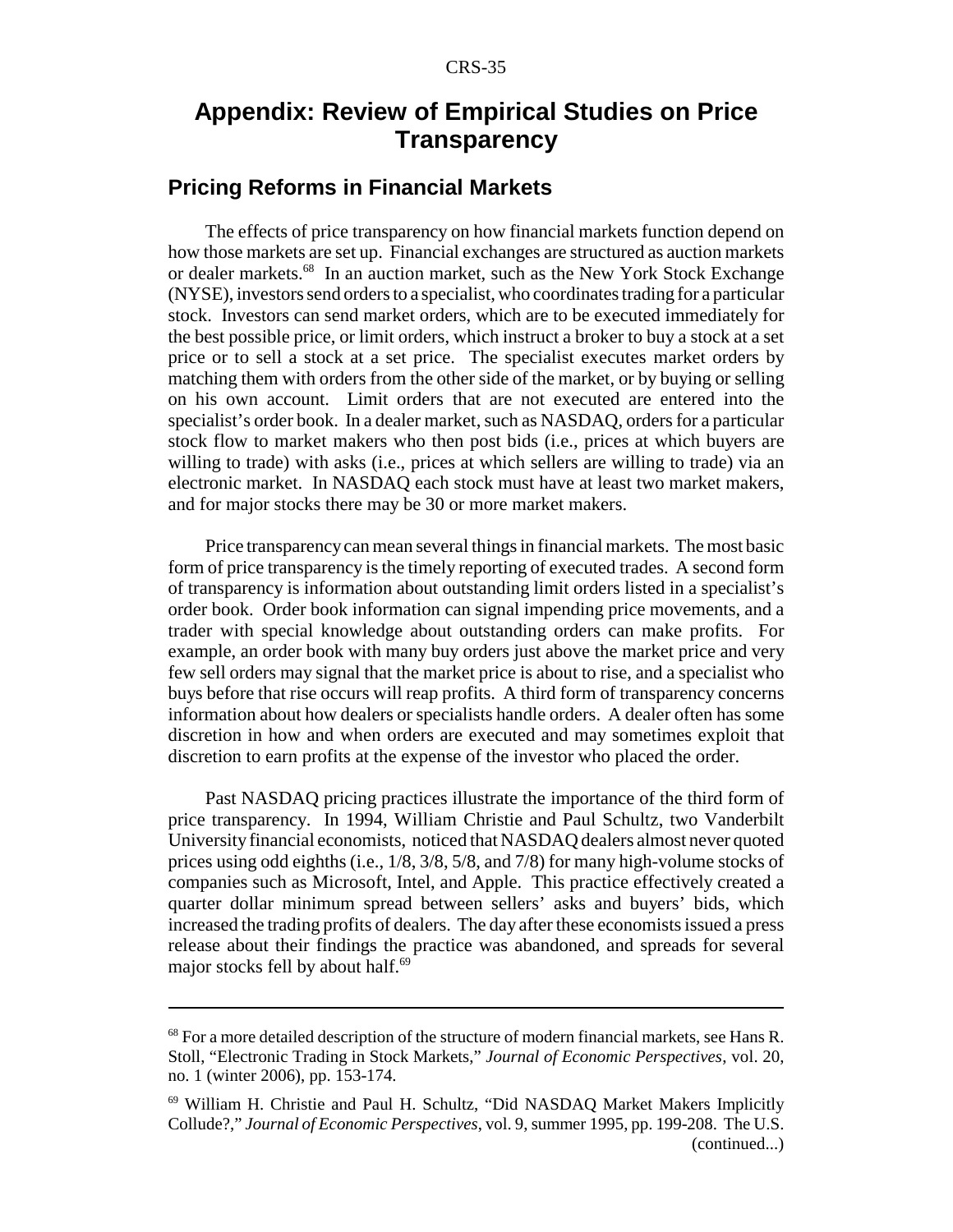# Appendix: Review of Empirical Studies on Price Transparency

## Pricing Reforms in Financial Markets

The effects of price transparency on how financial markets function depend on how those markets are set up. Financial exchanges are structured as auction markets or dealer markets.[68] In an auction market, such as the New York Stock Exchange (NYSE), investors send orders to a specialist, who coordinates trading for a particular stock. Investors can send market orders, which are to be executed immediately for the best possible price, or limit orders, which instruct a broker to buy a stock at a set price or to sell a stock at a set price. The specialist executes market orders by matching them with orders from the other side of the market, or by buying or selling on his own account. Limit orders that are not executed are entered into the specialist's order book. In a dealer market, such as NASDAQ, orders for a particular stock flow to market makers who then post bids (i.e., prices at which buyers are willing to trade) with asks (i.e., prices at which sellers are willing to trade) via an electronic market. In NASDAQ each stock must have at least two market makers, and for major stocks there may be 30 or more market makers.

Price transparency can mean several things in financial markets. The most basic form of price transparency is the timely reporting of executed trades. A second form of transparency is information about outstanding limit orders listed in a specialist's order book. Order book information can signal impending price movements, and a trader with special knowledge about outstanding orders can make profits. For example, an order book with many buy orders just above the market price and very few sell orders may signal that the market price is about to rise, and a specialist who buys before that rise occurs will reap profits. A third form of transparency concerns information about how dealers or specialists handle orders. A dealer often has some discretion in how and when orders are executed and may sometimes exploit that discretion to earn profits at the expense of the investor who placed the order.

Past NASDAQ pricing practices illustrate the importance of the third form of price transparency. In 1994, William Christie and Paul Schultz, two Vanderbilt University financial economists, noticed that NASDAQ dealers almost never quoted prices using odd eighths (i.e., 1/8, 3/8, 5/8, and 7/8) for many high-volume stocks of companies such as Microsoft, Intel, and Apple. This practice effectively created a quarter dollar minimum spread between sellers' asks and buyers' bids, which increased the trading profits of dealers. The day after these economists issued a press release about their findings the practice was abandoned, and spreads for several major stocks fell by about half.[69]

---

[68] For a more detailed description of the structure of modern financial markets, see Hans R. Stoll, "Electronic Trading in Stock Markets," *Journal of Economic Perspectives*, vol. 20, no. 1 (winter 2006), pp. 153-174.

[69] William H. Christie and Paul H. Schultz, "Did NASDAQ Market Makers Implicitly Collude?," *Journal of Economic Perspectives*, vol. 9, summer 1995, pp. 199-208. The U.S. (continued...)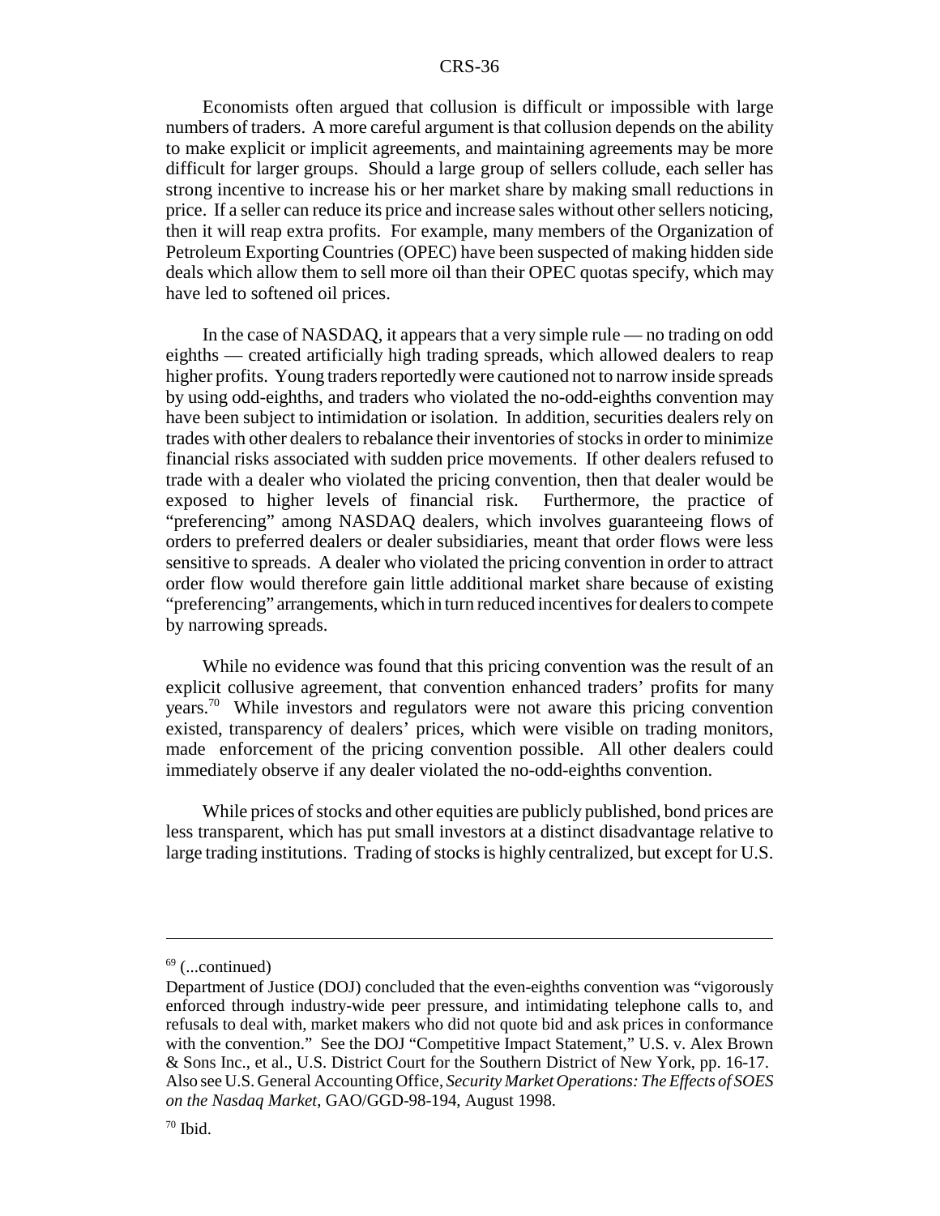Economists often argued that collusion is difficult or impossible with large numbers of traders. A more careful argument is that collusion depends on the ability to make explicit or implicit agreements, and maintaining agreements may be more difficult for larger groups. Should a large group of sellers collude, each seller has strong incentive to increase his or her market share by making small reductions in price. If a seller can reduce its price and increase sales without other sellers noticing, then it will reap extra profits. For example, many members of the Organization of Petroleum Exporting Countries (OPEC) have been suspected of making hidden side deals which allow them to sell more oil than their OPEC quotas specify, which may have led to softened oil prices.

In the case of NASDAQ, it appears that a very simple rule — no trading on odd eighths — created artificially high trading spreads, which allowed dealers to reap higher profits. Young traders reportedly were cautioned not to narrow inside spreads by using odd-eighths, and traders who violated the no-odd-eighths convention may have been subject to intimidation or isolation. In addition, securities dealers rely on trades with other dealers to rebalance their inventories of stocks in order to minimize financial risks associated with sudden price movements. If other dealers refused to trade with a dealer who violated the pricing convention, then that dealer would be exposed to higher levels of financial risk. Furthermore, the practice of "preferencing" among NASDAQ dealers, which involves guaranteeing flows of orders to preferred dealers or dealer subsidiaries, meant that order flows were less sensitive to spreads. A dealer who violated the pricing convention in order to attract order flow would therefore gain little additional market share because of existing "preferencing" arrangements, which in turn reduced incentives for dealers to compete by narrowing spreads.

While no evidence was found that this pricing convention was the result of an explicit collusive agreement, that convention enhanced traders' profits for many years.[70] While investors and regulators were not aware this pricing convention existed, transparency of dealers' prices, which were visible on trading monitors, made enforcement of the pricing convention possible. All other dealers could immediately observe if any dealer violated the no-odd-eighths convention.

While prices of stocks and other equities are publicly published, bond prices are less transparent, which has put small investors at a distinct disadvantage relative to large trading institutions. Trading of stocks is highly centralized, but except for U.S.

---

[69] (...continued)
Department of Justice (DOJ) concluded that the even-eighths convention was "vigorously enforced through industry-wide peer pressure, and intimidating telephone calls to, and refusals to deal with, market makers who did not quote bid and ask prices in conformance with the convention." See the DOJ "Competitive Impact Statement," U.S. v. Alex Brown & Sons Inc., et al., U.S. District Court for the Southern District of New York, pp. 16-17. Also see U.S. General Accounting Office, *Security Market Operations: The Effects of SOES on the Nasdaq Market*, GAO/GGD-98-194, August 1998.

[70] Ibid.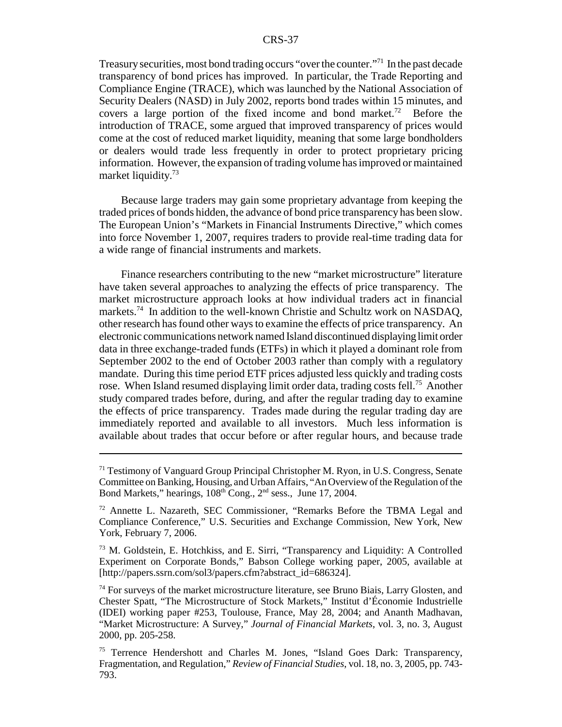Treasury securities, most bond trading occurs "over the counter."[71] In the past decade transparency of bond prices has improved. In particular, the Trade Reporting and Compliance Engine (TRACE), which was launched by the National Association of Security Dealers (NASD) in July 2002, reports bond trades within 15 minutes, and covers a large portion of the fixed income and bond market.[72] Before the introduction of TRACE, some argued that improved transparency of prices would come at the cost of reduced market liquidity, meaning that some large bondholders or dealers would trade less frequently in order to protect proprietary pricing information. However, the expansion of trading volume has improved or maintained market liquidity.[73]

Because large traders may gain some proprietary advantage from keeping the traded prices of bonds hidden, the advance of bond price transparency has been slow. The European Union's "Markets in Financial Instruments Directive," which comes into force November 1, 2007, requires traders to provide real-time trading data for a wide range of financial instruments and markets.

Finance researchers contributing to the new "market microstructure" literature have taken several approaches to analyzing the effects of price transparency. The market microstructure approach looks at how individual traders act in financial markets.[74] In addition to the well-known Christie and Schultz work on NASDAQ, other research has found other ways to examine the effects of price transparency. An electronic communications network named Island discontinued displaying limit order data in three exchange-traded funds (ETFs) in which it played a dominant role from September 2002 to the end of October 2003 rather than comply with a regulatory mandate. During this time period ETF prices adjusted less quickly and trading costs rose. When Island resumed displaying limit order data, trading costs fell.[75] Another study compared trades before, during, and after the regular trading day to examine the effects of price transparency. Trades made during the regular trading day are immediately reported and available to all investors. Much less information is available about trades that occur before or after regular hours, and because trade

---

[71] Testimony of Vanguard Group Principal Christopher M. Ryon, in U.S. Congress, Senate Committee on Banking, Housing, and Urban Affairs, "An Overview of the Regulation of the Bond Markets," hearings, 108th Cong., 2nd sess., June 17, 2004.

[72] Annette L. Nazareth, SEC Commissioner, "Remarks Before the TBMA Legal and Compliance Conference," U.S. Securities and Exchange Commission, New York, New York, February 7, 2006.

[73] M. Goldstein, E. Hotchkiss, and E. Sirri, "Transparency and Liquidity: A Controlled Experiment on Corporate Bonds," Babson College working paper, 2005, available at [http://papers.ssrn.com/sol3/papers.cfm?abstract_id=686324].

[74] For surveys of the market microstructure literature, see Bruno Biais, Larry Glosten, and Chester Spatt, "The Microstructure of Stock Markets," Institut d'Économie Industrielle (IDEI) working paper #253, Toulouse, France, May 28, 2004; and Ananth Madhavan, "Market Microstructure: A Survey," *Journal of Financial Markets*, vol. 3, no. 3, August 2000, pp. 205-258.

[75] Terrence Hendershott and Charles M. Jones, "Island Goes Dark: Transparency, Fragmentation, and Regulation," *Review of Financial Studies*, vol. 18, no. 3, 2005, pp. 743-793.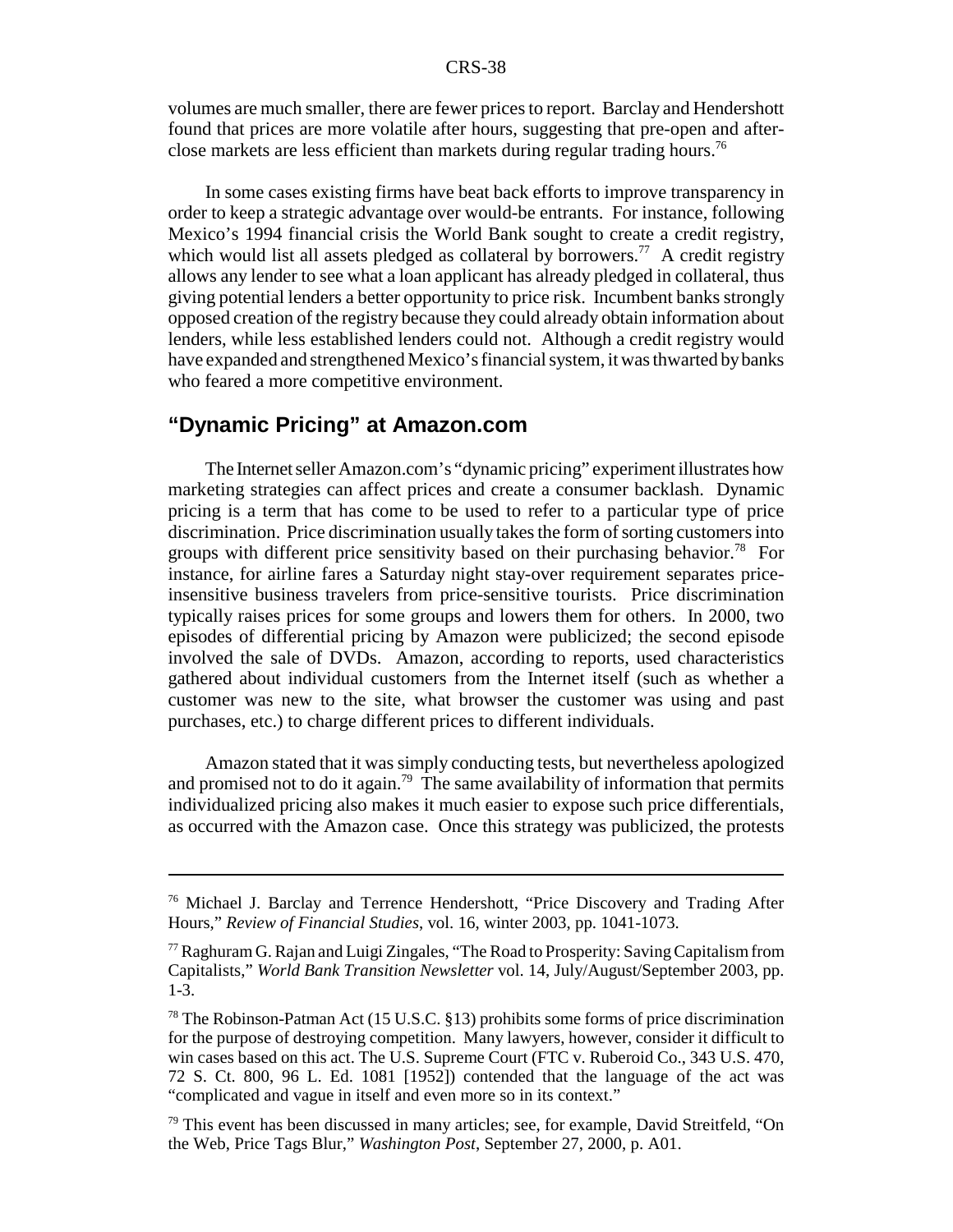volumes are much smaller, there are fewer prices to report. Barclay and Hendershott found that prices are more volatile after hours, suggesting that pre-open and after-close markets are less efficient than markets during regular trading hours.[76]

In some cases existing firms have beat back efforts to improve transparency in order to keep a strategic advantage over would-be entrants. For instance, following Mexico's 1994 financial crisis the World Bank sought to create a credit registry, which would list all assets pledged as collateral by borrowers.[77] A credit registry allows any lender to see what a loan applicant has already pledged in collateral, thus giving potential lenders a better opportunity to price risk. Incumbent banks strongly opposed creation of the registry because they could already obtain information about lenders, while less established lenders could not. Although a credit registry would have expanded and strengthened Mexico's financial system, it was thwarted by banks who feared a more competitive environment.

## "Dynamic Pricing" at Amazon.com

The Internet seller Amazon.com's "dynamic pricing" experiment illustrates how marketing strategies can affect prices and create a consumer backlash. Dynamic pricing is a term that has come to be used to refer to a particular type of price discrimination. Price discrimination usually takes the form of sorting customers into groups with different price sensitivity based on their purchasing behavior.[78] For instance, for airline fares a Saturday night stay-over requirement separates price-insensitive business travelers from price-sensitive tourists. Price discrimination typically raises prices for some groups and lowers them for others. In 2000, two episodes of differential pricing by Amazon were publicized; the second episode involved the sale of DVDs. Amazon, according to reports, used characteristics gathered about individual customers from the Internet itself (such as whether a customer was new to the site, what browser the customer was using and past purchases, etc.) to charge different prices to different individuals.

Amazon stated that it was simply conducting tests, but nevertheless apologized and promised not to do it again.[79] The same availability of information that permits individualized pricing also makes it much easier to expose such price differentials, as occurred with the Amazon case. Once this strategy was publicized, the protests

---

[76] Michael J. Barclay and Terrence Hendershott, "Price Discovery and Trading After Hours," *Review of Financial Studies*, vol. 16, winter 2003, pp. 1041-1073.

[77] Raghuram G. Rajan and Luigi Zingales, "The Road to Prosperity: Saving Capitalism from Capitalists," *World Bank Transition Newsletter* vol. 14, July/August/September 2003, pp. 1-3.

[78] The Robinson-Patman Act (15 U.S.C. §13) prohibits some forms of price discrimination for the purpose of destroying competition. Many lawyers, however, consider it difficult to win cases based on this act. The U.S. Supreme Court (FTC v. Ruberoid Co., 343 U.S. 470, 72 S. Ct. 800, 96 L. Ed. 1081 [1952]) contended that the language of the act was "complicated and vague in itself and even more so in its context."

[79] This event has been discussed in many articles; see, for example, David Streitfeld, "On the Web, Price Tags Blur," *Washington Post*, September 27, 2000, p. A01.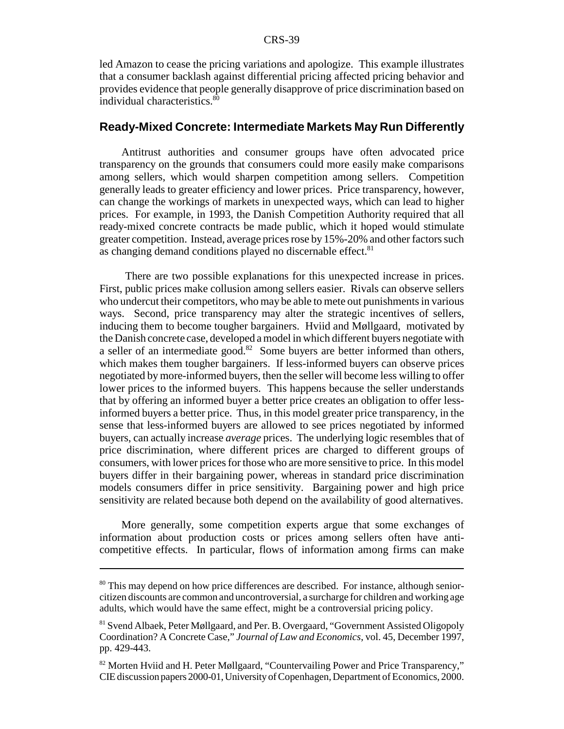led Amazon to cease the pricing variations and apologize. This example illustrates that a consumer backlash against differential pricing affected pricing behavior and provides evidence that people generally disapprove of price discrimination based on individual characteristics.[80]

## Ready-Mixed Concrete: Intermediate Markets May Run Differently

Antitrust authorities and consumer groups have often advocated price transparency on the grounds that consumers could more easily make comparisons among sellers, which would sharpen competition among sellers. Competition generally leads to greater efficiency and lower prices. Price transparency, however, can change the workings of markets in unexpected ways, which can lead to higher prices. For example, in 1993, the Danish Competition Authority required that all ready-mixed concrete contracts be made public, which it hoped would stimulate greater competition. Instead, average prices rose by 15%-20% and other factors such as changing demand conditions played no discernable effect.[81]

There are two possible explanations for this unexpected increase in prices. First, public prices make collusion among sellers easier. Rivals can observe sellers who undercut their competitors, who may be able to mete out punishments in various ways. Second, price transparency may alter the strategic incentives of sellers, inducing them to become tougher bargainers. Hviid and Møllgaard, motivated by the Danish concrete case, developed a model in which different buyers negotiate with a seller of an intermediate good.[82] Some buyers are better informed than others, which makes them tougher bargainers. If less-informed buyers can observe prices negotiated by more-informed buyers, then the seller will become less willing to offer lower prices to the informed buyers. This happens because the seller understands that by offering an informed buyer a better price creates an obligation to offer less-informed buyers a better price. Thus, in this model greater price transparency, in the sense that less-informed buyers are allowed to see prices negotiated by informed buyers, can actually increase *average* prices. The underlying logic resembles that of price discrimination, where different prices are charged to different groups of consumers, with lower prices for those who are more sensitive to price. In this model buyers differ in their bargaining power, whereas in standard price discrimination models consumers differ in price sensitivity. Bargaining power and high price sensitivity are related because both depend on the availability of good alternatives.

More generally, some competition experts argue that some exchanges of information about production costs or prices among sellers often have anti-competitive effects. In particular, flows of information among firms can make

---

[80] This may depend on how price differences are described. For instance, although senior-citizen discounts are common and uncontroversial, a surcharge for children and working age adults, which would have the same effect, might be a controversial pricing policy.

[81] Svend Albaek, Peter Møllgaard, and Per. B. Overgaard, "Government Assisted Oligopoly Coordination? A Concrete Case," *Journal of Law and Economics*, vol. 45, December 1997, pp. 429-443.

[82] Morten Hviid and H. Peter Møllgaard, "Countervailing Power and Price Transparency," CIE discussion papers 2000-01, University of Copenhagen, Department of Economics, 2000.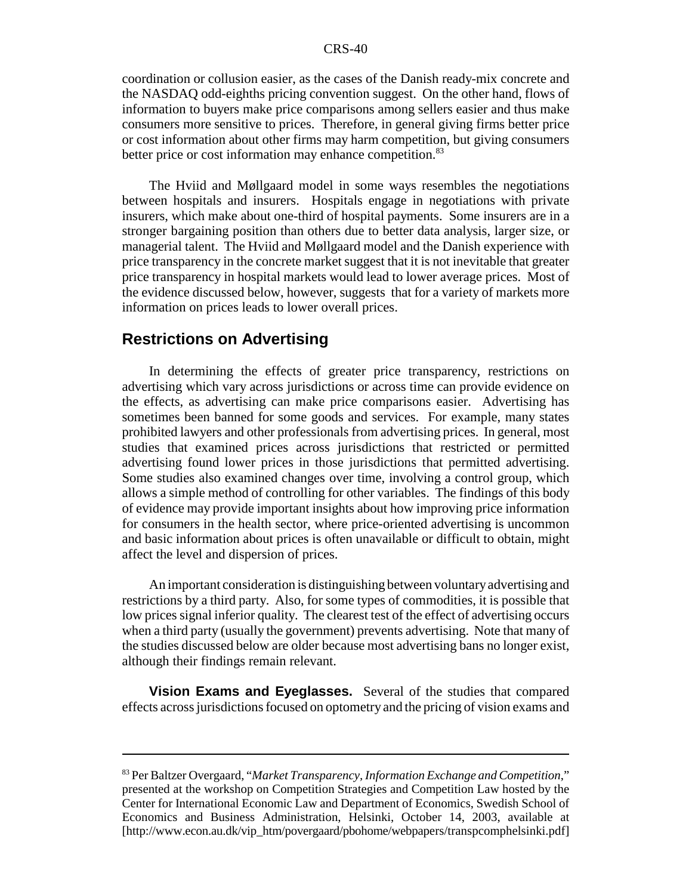coordination or collusion easier, as the cases of the Danish ready-mix concrete and the NASDAQ odd-eighths pricing convention suggest. On the other hand, flows of information to buyers make price comparisons among sellers easier and thus make consumers more sensitive to prices. Therefore, in general giving firms better price or cost information about other firms may harm competition, but giving consumers better price or cost information may enhance competition.[83]

The Hviid and Møllgaard model in some ways resembles the negotiations between hospitals and insurers. Hospitals engage in negotiations with private insurers, which make about one-third of hospital payments. Some insurers are in a stronger bargaining position than others due to better data analysis, larger size, or managerial talent. The Hviid and Møllgaard model and the Danish experience with price transparency in the concrete market suggest that it is not inevitable that greater price transparency in hospital markets would lead to lower average prices. Most of the evidence discussed below, however, suggests that for a variety of markets more information on prices leads to lower overall prices.

## Restrictions on Advertising

In determining the effects of greater price transparency, restrictions on advertising which vary across jurisdictions or across time can provide evidence on the effects, as advertising can make price comparisons easier. Advertising has sometimes been banned for some goods and services. For example, many states prohibited lawyers and other professionals from advertising prices. In general, most studies that examined prices across jurisdictions that restricted or permitted advertising found lower prices in those jurisdictions that permitted advertising. Some studies also examined changes over time, involving a control group, which allows a simple method of controlling for other variables. The findings of this body of evidence may provide important insights about how improving price information for consumers in the health sector, where price-oriented advertising is uncommon and basic information about prices is often unavailable or difficult to obtain, might affect the level and dispersion of prices.

An important consideration is distinguishing between voluntary advertising and restrictions by a third party. Also, for some types of commodities, it is possible that low prices signal inferior quality. The clearest test of the effect of advertising occurs when a third party (usually the government) prevents advertising. Note that many of the studies discussed below are older because most advertising bans no longer exist, although their findings remain relevant.

**Vision Exams and Eyeglasses.** Several of the studies that compared effects across jurisdictions focused on optometry and the pricing of vision exams and

---

[83] Per Baltzer Overgaard, "*Market Transparency, Information Exchange and Competition*," presented at the workshop on Competition Strategies and Competition Law hosted by the Center for International Economic Law and Department of Economics, Swedish School of Economics and Business Administration, Helsinki, October 14, 2003, available at [http://www.econ.au.dk/vip_htm/povergaard/pbohome/webpapers/transpcomphelsinki.pdf]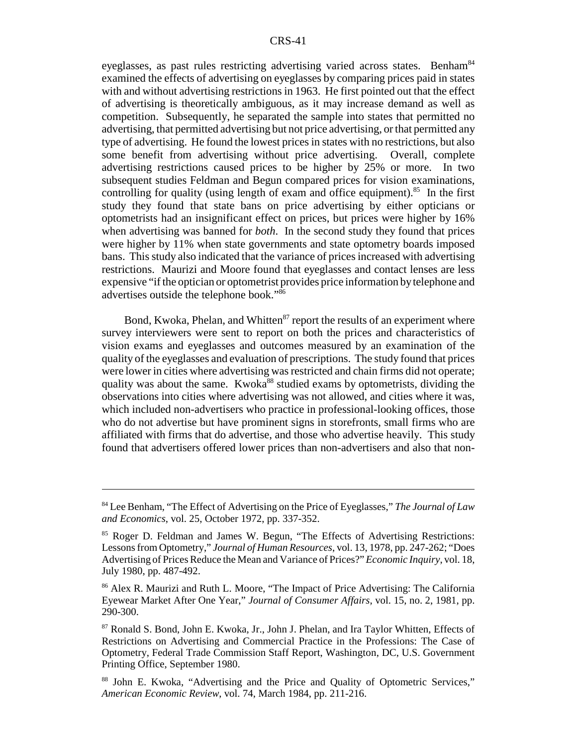eyeglasses, as past rules restricting advertising varied across states. Benham[84] examined the effects of advertising on eyeglasses by comparing prices paid in states with and without advertising restrictions in 1963. He first pointed out that the effect of advertising is theoretically ambiguous, as it may increase demand as well as competition. Subsequently, he separated the sample into states that permitted no advertising, that permitted advertising but not price advertising, or that permitted any type of advertising. He found the lowest prices in states with no restrictions, but also some benefit from advertising without price advertising. Overall, complete advertising restrictions caused prices to be higher by 25% or more. In two subsequent studies Feldman and Begun compared prices for vision examinations, controlling for quality (using length of exam and office equipment).[85] In the first study they found that state bans on price advertising by either opticians or optometrists had an insignificant effect on prices, but prices were higher by 16% when advertising was banned for *both*. In the second study they found that prices were higher by 11% when state governments and state optometry boards imposed bans. This study also indicated that the variance of prices increased with advertising restrictions. Maurizi and Moore found that eyeglasses and contact lenses are less expensive "if the optician or optometrist provides price information by telephone and advertises outside the telephone book."[86]

Bond, Kwoka, Phelan, and Whitten[87] report the results of an experiment where survey interviewers were sent to report on both the prices and characteristics of vision exams and eyeglasses and outcomes measured by an examination of the quality of the eyeglasses and evaluation of prescriptions. The study found that prices were lower in cities where advertising was restricted and chain firms did not operate; quality was about the same. Kwoka[88] studied exams by optometrists, dividing the observations into cities where advertising was not allowed, and cities where it was, which included non-advertisers who practice in professional-looking offices, those who do not advertise but have prominent signs in storefronts, small firms who are affiliated with firms that do advertise, and those who advertise heavily. This study found that advertisers offered lower prices than non-advertisers and also that non-

---

[84] Lee Benham, "The Effect of Advertising on the Price of Eyeglasses," *The Journal of Law and Economics*, vol. 25, October 1972, pp. 337-352.

[85] Roger D. Feldman and James W. Begun, "The Effects of Advertising Restrictions: Lessons from Optometry," *Journal of Human Resources*, vol. 13, 1978, pp. 247-262; "Does Advertising of Prices Reduce the Mean and Variance of Prices?" *Economic Inquiry*, vol. 18, July 1980, pp. 487-492.

[86] Alex R. Maurizi and Ruth L. Moore, "The Impact of Price Advertising: The California Eyewear Market After One Year," *Journal of Consumer Affairs*, vol. 15, no. 2, 1981, pp. 290-300.

[87] Ronald S. Bond, John E. Kwoka, Jr., John J. Phelan, and Ira Taylor Whitten, Effects of Restrictions on Advertising and Commercial Practice in the Professions: The Case of Optometry, Federal Trade Commission Staff Report, Washington, DC, U.S. Government Printing Office, September 1980.

[88] John E. Kwoka, "Advertising and the Price and Quality of Optometric Services," *American Economic Review*, vol. 74, March 1984, pp. 211-216.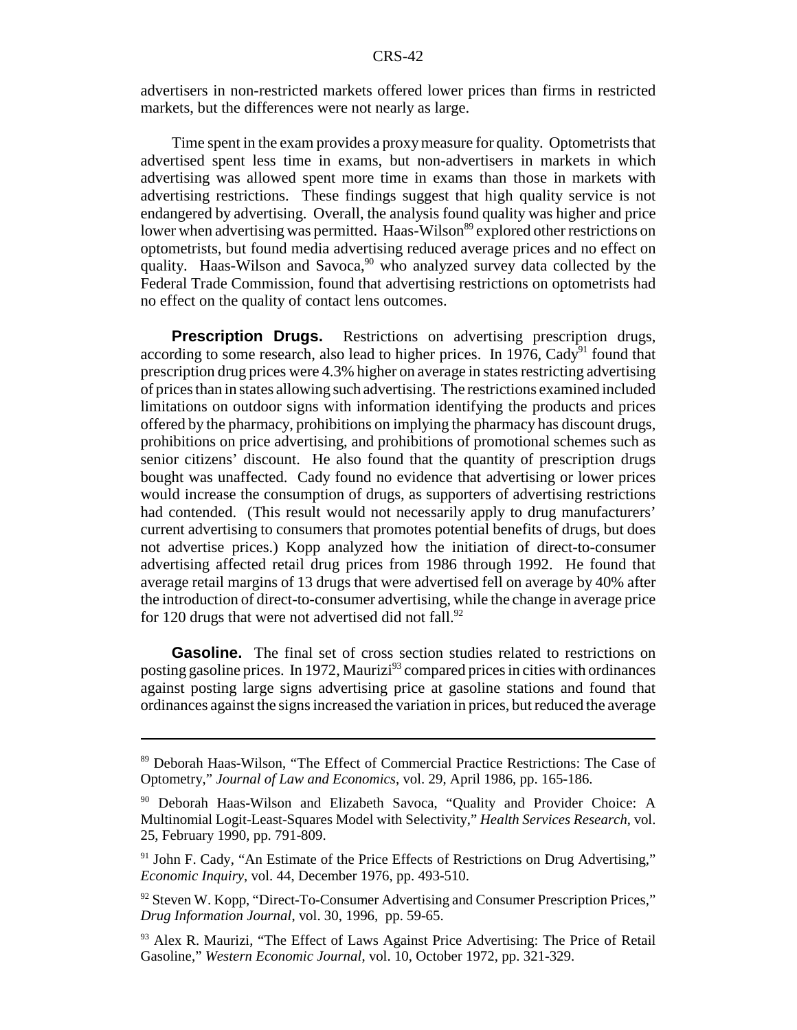advertisers in non-restricted markets offered lower prices than firms in restricted markets, but the differences were not nearly as large.

Time spent in the exam provides a proxy measure for quality. Optometrists that advertised spent less time in exams, but non-advertisers in markets in which advertising was allowed spent more time in exams than those in markets with advertising restrictions. These findings suggest that high quality service is not endangered by advertising. Overall, the analysis found quality was higher and price lower when advertising was permitted. Haas-Wilson[89] explored other restrictions on optometrists, but found media advertising reduced average prices and no effect on quality. Haas-Wilson and Savoca,[90] who analyzed survey data collected by the Federal Trade Commission, found that advertising restrictions on optometrists had no effect on the quality of contact lens outcomes.

**Prescription Drugs.** Restrictions on advertising prescription drugs, according to some research, also lead to higher prices. In 1976, Cady[91] found that prescription drug prices were 4.3% higher on average in states restricting advertising of prices than in states allowing such advertising. The restrictions examined included limitations on outdoor signs with information identifying the products and prices offered by the pharmacy, prohibitions on implying the pharmacy has discount drugs, prohibitions on price advertising, and prohibitions of promotional schemes such as senior citizens' discount. He also found that the quantity of prescription drugs bought was unaffected. Cady found no evidence that advertising or lower prices would increase the consumption of drugs, as supporters of advertising restrictions had contended. (This result would not necessarily apply to drug manufacturers' current advertising to consumers that promotes potential benefits of drugs, but does not advertise prices.) Kopp analyzed how the initiation of direct-to-consumer advertising affected retail drug prices from 1986 through 1992. He found that average retail margins of 13 drugs that were advertised fell on average by 40% after the introduction of direct-to-consumer advertising, while the change in average price for 120 drugs that were not advertised did not fall.[92]

**Gasoline.** The final set of cross section studies related to restrictions on posting gasoline prices. In 1972, Maurizi[93] compared prices in cities with ordinances against posting large signs advertising price at gasoline stations and found that ordinances against the signs increased the variation in prices, but reduced the average

---

[89] Deborah Haas-Wilson, "The Effect of Commercial Practice Restrictions: The Case of Optometry," *Journal of Law and Economics*, vol. 29, April 1986, pp. 165-186.

[90] Deborah Haas-Wilson and Elizabeth Savoca, "Quality and Provider Choice: A Multinomial Logit-Least-Squares Model with Selectivity," *Health Services Research*, vol. 25, February 1990, pp. 791-809.

[91] John F. Cady, "An Estimate of the Price Effects of Restrictions on Drug Advertising," *Economic Inquiry*, vol. 44, December 1976, pp. 493-510.

[92] Steven W. Kopp, "Direct-To-Consumer Advertising and Consumer Prescription Prices," *Drug Information Journal*, vol. 30, 1996, pp. 59-65.

[93] Alex R. Maurizi, "The Effect of Laws Against Price Advertising: The Price of Retail Gasoline," *Western Economic Journal*, vol. 10, October 1972, pp. 321-329.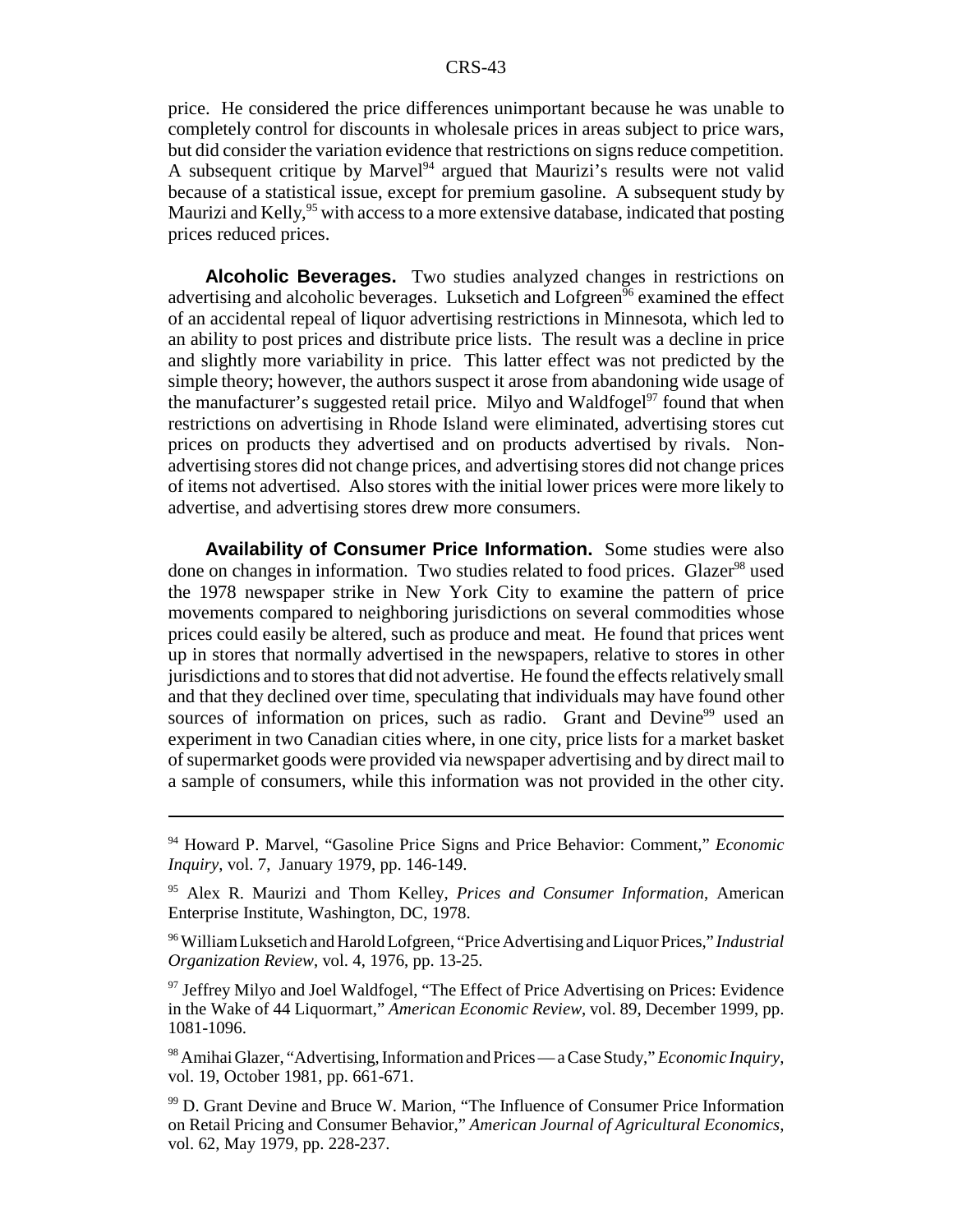price. He considered the price differences unimportant because he was unable to completely control for discounts in wholesale prices in areas subject to price wars, but did consider the variation evidence that restrictions on signs reduce competition. A subsequent critique by Marvel[94] argued that Maurizi's results were not valid because of a statistical issue, except for premium gasoline. A subsequent study by Maurizi and Kelly,[95] with access to a more extensive database, indicated that posting prices reduced prices.

**Alcoholic Beverages.** Two studies analyzed changes in restrictions on advertising and alcoholic beverages. Luksetich and Lofgreen[96] examined the effect of an accidental repeal of liquor advertising restrictions in Minnesota, which led to an ability to post prices and distribute price lists. The result was a decline in price and slightly more variability in price. This latter effect was not predicted by the simple theory; however, the authors suspect it arose from abandoning wide usage of the manufacturer's suggested retail price. Milyo and Waldfogel[97] found that when restrictions on advertising in Rhode Island were eliminated, advertising stores cut prices on products they advertised and on products advertised by rivals. Non-advertising stores did not change prices, and advertising stores did not change prices of items not advertised. Also stores with the initial lower prices were more likely to advertise, and advertising stores drew more consumers.

**Availability of Consumer Price Information.** Some studies were also done on changes in information. Two studies related to food prices. Glazer[98] used the 1978 newspaper strike in New York City to examine the pattern of price movements compared to neighboring jurisdictions on several commodities whose prices could easily be altered, such as produce and meat. He found that prices went up in stores that normally advertised in the newspapers, relative to stores in other jurisdictions and to stores that did not advertise. He found the effects relatively small and that they declined over time, speculating that individuals may have found other sources of information on prices, such as radio. Grant and Devine[99] used an experiment in two Canadian cities where, in one city, price lists for a market basket of supermarket goods were provided via newspaper advertising and by direct mail to a sample of consumers, while this information was not provided in the other city.

---

[94] Howard P. Marvel, "Gasoline Price Signs and Price Behavior: Comment," *Economic Inquiry*, vol. 7, January 1979, pp. 146-149.

[95] Alex R. Maurizi and Thom Kelley, *Prices and Consumer Information*, American Enterprise Institute, Washington, DC, 1978.

[96] William Luksetich and Harold Lofgreen, "Price Advertising and Liquor Prices," *Industrial Organization Review*, vol. 4, 1976, pp. 13-25.

[97] Jeffrey Milyo and Joel Waldfogel, "The Effect of Price Advertising on Prices: Evidence in the Wake of 44 Liquormart," *American Economic Review*, vol. 89, December 1999, pp. 1081-1096.

[98] Amihai Glazer, "Advertising, Information and Prices — a Case Study," *Economic Inquiry*, vol. 19, October 1981, pp. 661-671.

[99] D. Grant Devine and Bruce W. Marion, "The Influence of Consumer Price Information on Retail Pricing and Consumer Behavior," *American Journal of Agricultural Economics*, vol. 62, May 1979, pp. 228-237.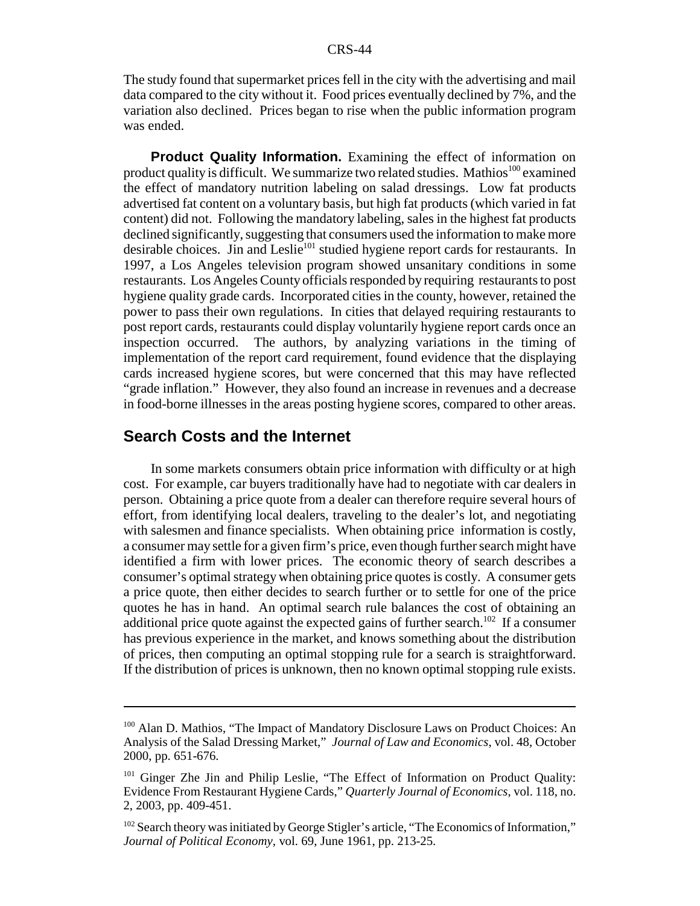The study found that supermarket prices fell in the city with the advertising and mail data compared to the city without it. Food prices eventually declined by 7%, and the variation also declined. Prices began to rise when the public information program was ended.

**Product Quality Information.** Examining the effect of information on product quality is difficult. We summarize two related studies. Mathios[100] examined the effect of mandatory nutrition labeling on salad dressings. Low fat products advertised fat content on a voluntary basis, but high fat products (which varied in fat content) did not. Following the mandatory labeling, sales in the highest fat products declined significantly, suggesting that consumers used the information to make more desirable choices. Jin and Leslie[101] studied hygiene report cards for restaurants. In 1997, a Los Angeles television program showed unsanitary conditions in some restaurants. Los Angeles County officials responded by requiring restaurants to post hygiene quality grade cards. Incorporated cities in the county, however, retained the power to pass their own regulations. In cities that delayed requiring restaurants to post report cards, restaurants could display voluntarily hygiene report cards once an inspection occurred. The authors, by analyzing variations in the timing of implementation of the report card requirement, found evidence that the displaying cards increased hygiene scores, but were concerned that this may have reflected "grade inflation." However, they also found an increase in revenues and a decrease in food-borne illnesses in the areas posting hygiene scores, compared to other areas.

## Search Costs and the Internet

In some markets consumers obtain price information with difficulty or at high cost. For example, car buyers traditionally have had to negotiate with car dealers in person. Obtaining a price quote from a dealer can therefore require several hours of effort, from identifying local dealers, traveling to the dealer's lot, and negotiating with salesmen and finance specialists. When obtaining price information is costly, a consumer may settle for a given firm's price, even though further search might have identified a firm with lower prices. The economic theory of search describes a consumer's optimal strategy when obtaining price quotes is costly. A consumer gets a price quote, then either decides to search further or to settle for one of the price quotes he has in hand. An optimal search rule balances the cost of obtaining an additional price quote against the expected gains of further search.[102] If a consumer has previous experience in the market, and knows something about the distribution of prices, then computing an optimal stopping rule for a search is straightforward. If the distribution of prices is unknown, then no known optimal stopping rule exists.

---

[100] Alan D. Mathios, "The Impact of Mandatory Disclosure Laws on Product Choices: An Analysis of the Salad Dressing Market," *Journal of Law and Economics*, vol. 48, October 2000, pp. 651-676.

[101] Ginger Zhe Jin and Philip Leslie, "The Effect of Information on Product Quality: Evidence From Restaurant Hygiene Cards," *Quarterly Journal of Economics*, vol. 118, no. 2, 2003, pp. 409-451.

[102] Search theory was initiated by George Stigler's article, "The Economics of Information," *Journal of Political Economy*, vol. 69, June 1961, pp. 213-25.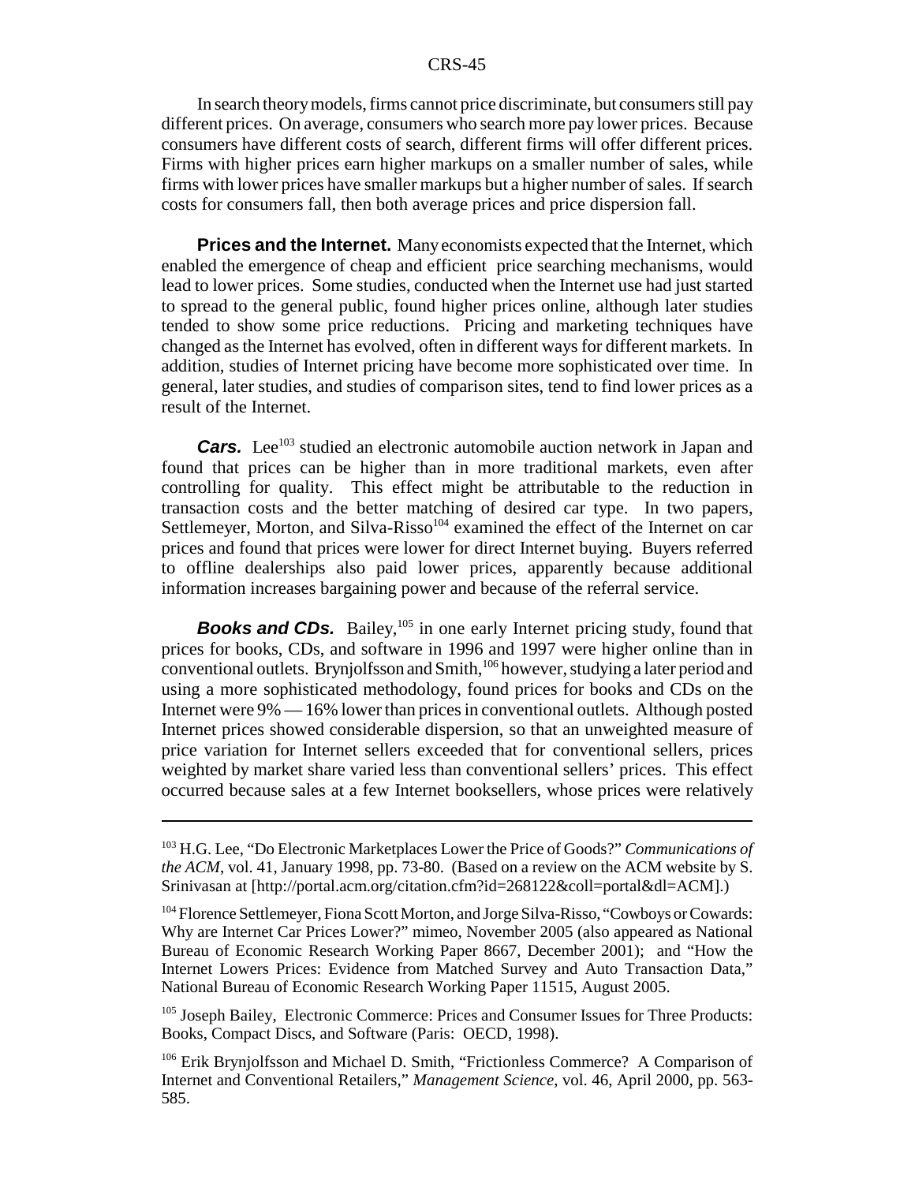In search theory models, firms cannot price discriminate, but consumers still pay different prices. On average, consumers who search more pay lower prices. Because consumers have different costs of search, different firms will offer different prices. Firms with higher prices earn higher markups on a smaller number of sales, while firms with lower prices have smaller markups but a higher number of sales. If search costs for consumers fall, then both average prices and price dispersion fall.

**Prices and the Internet.** Many economists expected that the Internet, which enabled the emergence of cheap and efficient price searching mechanisms, would lead to lower prices. Some studies, conducted when the Internet use had just started to spread to the general public, found higher prices online, although later studies tended to show some price reductions. Pricing and marketing techniques have changed as the Internet has evolved, often in different ways for different markets. In addition, studies of Internet pricing have become more sophisticated over time. In general, later studies, and studies of comparison sites, tend to find lower prices as a result of the Internet.

***Cars.*** Lee[103] studied an electronic automobile auction network in Japan and found that prices can be higher than in more traditional markets, even after controlling for quality. This effect might be attributable to the reduction in transaction costs and the better matching of desired car type. In two papers, Settlemeyer, Morton, and Silva-Risso[104] examined the effect of the Internet on car prices and found that prices were lower for direct Internet buying. Buyers referred to offline dealerships also paid lower prices, apparently because additional information increases bargaining power and because of the referral service.

***Books and CDs.*** Bailey,[105] in one early Internet pricing study, found that prices for books, CDs, and software in 1996 and 1997 were higher online than in conventional outlets. Brynjolfsson and Smith,[106] however, studying a later period and using a more sophisticated methodology, found prices for books and CDs on the Internet were 9% — 16% lower than prices in conventional outlets. Although posted Internet prices showed considerable dispersion, so that an unweighted measure of price variation for Internet sellers exceeded that for conventional sellers, prices weighted by market share varied less than conventional sellers' prices. This effect occurred because sales at a few Internet booksellers, whose prices were relatively

---

[103] H.G. Lee, "Do Electronic Marketplaces Lower the Price of Goods?" *Communications of the ACM*, vol. 41, January 1998, pp. 73-80. (Based on a review on the ACM website by S. Srinivasan at [http://portal.acm.org/citation.cfm?id=268122&coll=portal&dl=ACM].)

[104] Florence Settlemeyer, Fiona Scott Morton, and Jorge Silva-Risso, "Cowboys or Cowards: Why are Internet Car Prices Lower?" mimeo, November 2005 (also appeared as National Bureau of Economic Research Working Paper 8667, December 2001); and "How the Internet Lowers Prices: Evidence from Matched Survey and Auto Transaction Data," National Bureau of Economic Research Working Paper 11515, August 2005.

[105] Joseph Bailey, Electronic Commerce: Prices and Consumer Issues for Three Products: Books, Compact Discs, and Software (Paris: OECD, 1998).

[106] Erik Brynjolfsson and Michael D. Smith, "Frictionless Commerce? A Comparison of Internet and Conventional Retailers," *Management Science*, vol. 46, April 2000, pp. 563-585.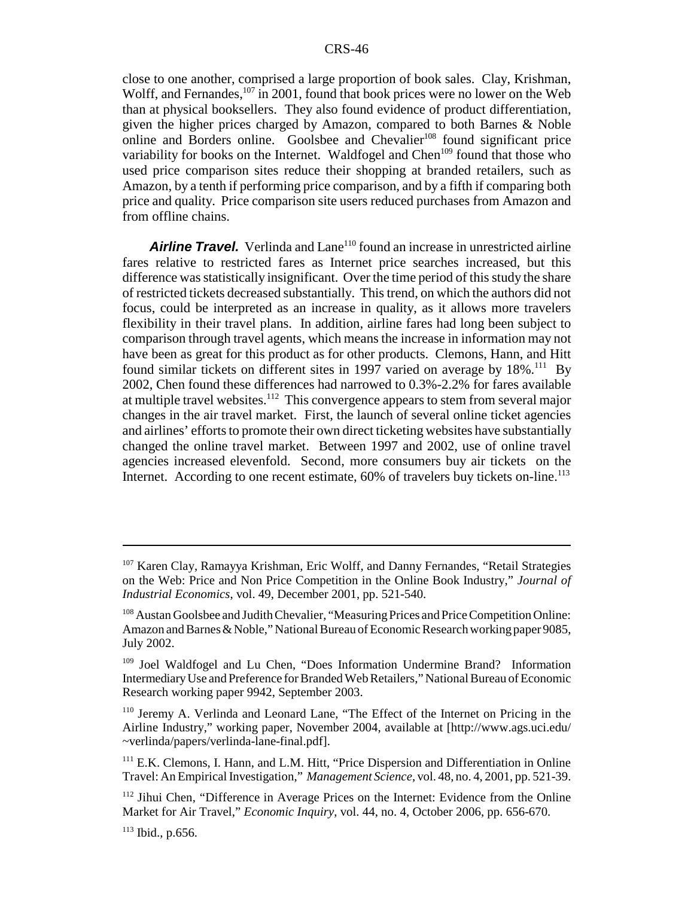close to one another, comprised a large proportion of book sales. Clay, Krishman, Wolff, and Fernandes,[107] in 2001, found that book prices were no lower on the Web than at physical booksellers. They also found evidence of product differentiation, given the higher prices charged by Amazon, compared to both Barnes & Noble online and Borders online. Goolsbee and Chevalier[108] found significant price variability for books on the Internet. Waldfogel and Chen[109] found that those who used price comparison sites reduce their shopping at branded retailers, such as Amazon, by a tenth if performing price comparison, and by a fifth if comparing both price and quality. Price comparison site users reduced purchases from Amazon and from offline chains.

***Airline Travel.*** Verlinda and Lane[110] found an increase in unrestricted airline fares relative to restricted fares as Internet price searches increased, but this difference was statistically insignificant. Over the time period of this study the share of restricted tickets decreased substantially. This trend, on which the authors did not focus, could be interpreted as an increase in quality, as it allows more travelers flexibility in their travel plans. In addition, airline fares had long been subject to comparison through travel agents, which means the increase in information may not have been as great for this product as for other products. Clemons, Hann, and Hitt found similar tickets on different sites in 1997 varied on average by 18%.[111] By 2002, Chen found these differences had narrowed to 0.3%-2.2% for fares available at multiple travel websites.[112] This convergence appears to stem from several major changes in the air travel market. First, the launch of several online ticket agencies and airlines' efforts to promote their own direct ticketing websites have substantially changed the online travel market. Between 1997 and 2002, use of online travel agencies increased elevenfold. Second, more consumers buy air tickets on the Internet. According to one recent estimate, 60% of travelers buy tickets on-line.[113]

---

[107] Karen Clay, Ramayya Krishman, Eric Wolff, and Danny Fernandes, "Retail Strategies on the Web: Price and Non Price Competition in the Online Book Industry," *Journal of Industrial Economics*, vol. 49, December 2001, pp. 521-540.

[108] Austan Goolsbee and Judith Chevalier, "Measuring Prices and Price Competition Online: Amazon and Barnes & Noble," National Bureau of Economic Research working paper 9085, July 2002.

[109] Joel Waldfogel and Lu Chen, "Does Information Undermine Brand? Information Intermediary Use and Preference for Branded Web Retailers," National Bureau of Economic Research working paper 9942, September 2003.

[110] Jeremy A. Verlinda and Leonard Lane, "The Effect of the Internet on Pricing in the Airline Industry," working paper, November 2004, available at [http://www.ags.uci.edu/~verlinda/papers/verlinda-lane-final.pdf].

[111] E.K. Clemons, I. Hann, and L.M. Hitt, "Price Dispersion and Differentiation in Online Travel: An Empirical Investigation," *Management Science*, vol. 48, no. 4, 2001, pp. 521-39.

[112] Jihui Chen, "Difference in Average Prices on the Internet: Evidence from the Online Market for Air Travel," *Economic Inquiry*, vol. 44, no. 4, October 2006, pp. 656-670.

[113] Ibid., p.656.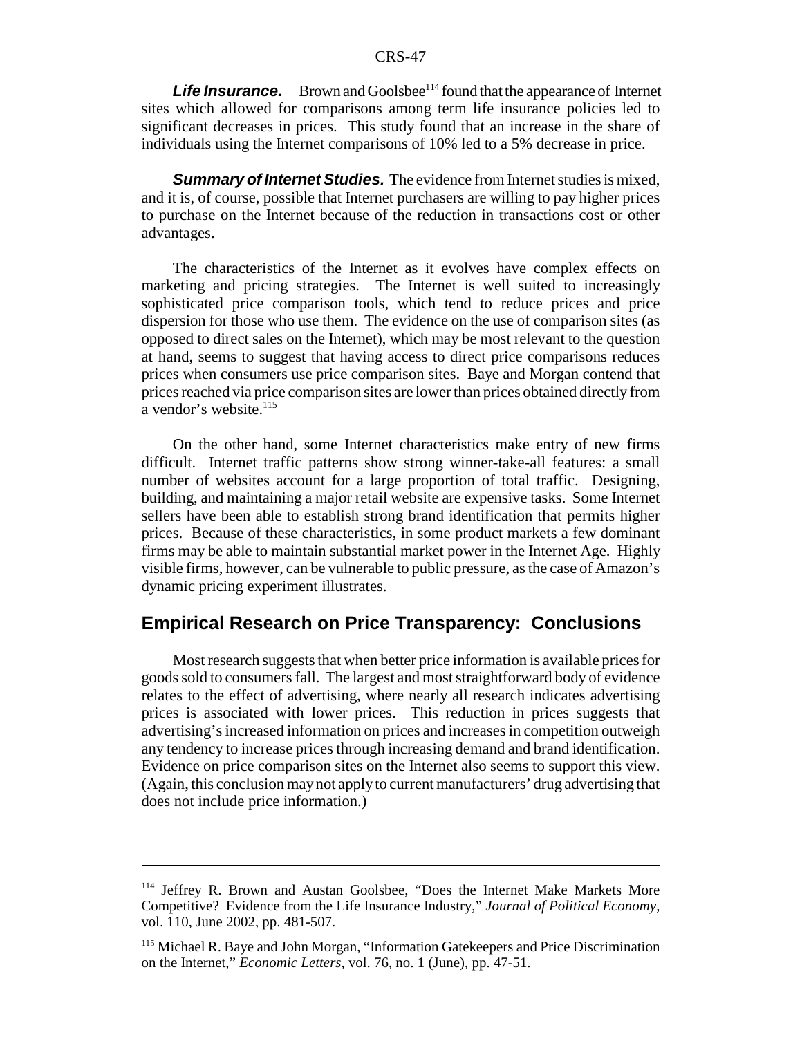***Life Insurance.*** Brown and Goolsbee[114] found that the appearance of Internet sites which allowed for comparisons among term life insurance policies led to significant decreases in prices. This study found that an increase in the share of individuals using the Internet comparisons of 10% led to a 5% decrease in price.

***Summary of Internet Studies.*** The evidence from Internet studies is mixed, and it is, of course, possible that Internet purchasers are willing to pay higher prices to purchase on the Internet because of the reduction in transactions cost or other advantages.

The characteristics of the Internet as it evolves have complex effects on marketing and pricing strategies. The Internet is well suited to increasingly sophisticated price comparison tools, which tend to reduce prices and price dispersion for those who use them. The evidence on the use of comparison sites (as opposed to direct sales on the Internet), which may be most relevant to the question at hand, seems to suggest that having access to direct price comparisons reduces prices when consumers use price comparison sites. Baye and Morgan contend that prices reached via price comparison sites are lower than prices obtained directly from a vendor's website.[115]

On the other hand, some Internet characteristics make entry of new firms difficult. Internet traffic patterns show strong winner-take-all features: a small number of websites account for a large proportion of total traffic. Designing, building, and maintaining a major retail website are expensive tasks. Some Internet sellers have been able to establish strong brand identification that permits higher prices. Because of these characteristics, in some product markets a few dominant firms may be able to maintain substantial market power in the Internet Age. Highly visible firms, however, can be vulnerable to public pressure, as the case of Amazon's dynamic pricing experiment illustrates.

## Empirical Research on Price Transparency: Conclusions

Most research suggests that when better price information is available prices for goods sold to consumers fall. The largest and most straightforward body of evidence relates to the effect of advertising, where nearly all research indicates advertising prices is associated with lower prices. This reduction in prices suggests that advertising's increased information on prices and increases in competition outweigh any tendency to increase prices through increasing demand and brand identification. Evidence on price comparison sites on the Internet also seems to support this view. (Again, this conclusion may not apply to current manufacturers' drug advertising that does not include price information.)

---

[114] Jeffrey R. Brown and Austan Goolsbee, "Does the Internet Make Markets More Competitive? Evidence from the Life Insurance Industry," *Journal of Political Economy*, vol. 110, June 2002, pp. 481-507.

[115] Michael R. Baye and John Morgan, "Information Gatekeepers and Price Discrimination on the Internet," *Economic Letters*, vol. 76, no. 1 (June), pp. 47-51.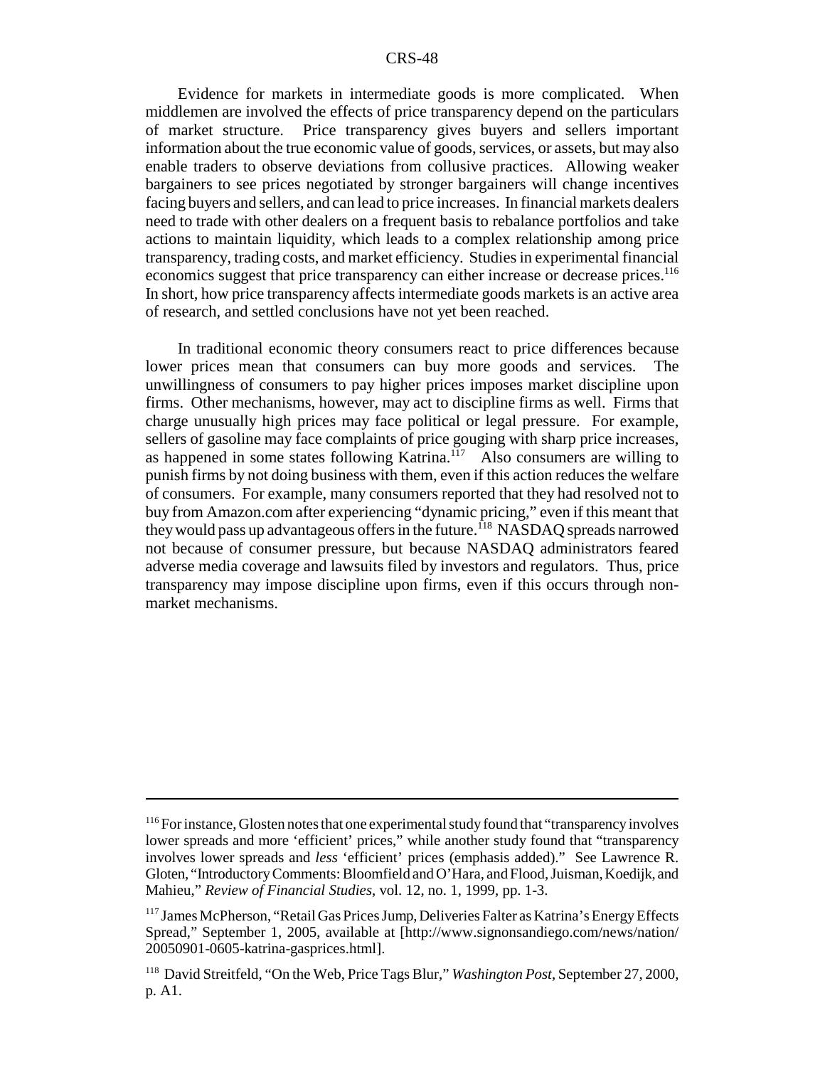Evidence for markets in intermediate goods is more complicated. When middlemen are involved the effects of price transparency depend on the particulars of market structure. Price transparency gives buyers and sellers important information about the true economic value of goods, services, or assets, but may also enable traders to observe deviations from collusive practices. Allowing weaker bargainers to see prices negotiated by stronger bargainers will change incentives facing buyers and sellers, and can lead to price increases. In financial markets dealers need to trade with other dealers on a frequent basis to rebalance portfolios and take actions to maintain liquidity, which leads to a complex relationship among price transparency, trading costs, and market efficiency. Studies in experimental financial economics suggest that price transparency can either increase or decrease prices.[116] In short, how price transparency affects intermediate goods markets is an active area of research, and settled conclusions have not yet been reached.

In traditional economic theory consumers react to price differences because lower prices mean that consumers can buy more goods and services. The unwillingness of consumers to pay higher prices imposes market discipline upon firms. Other mechanisms, however, may act to discipline firms as well. Firms that charge unusually high prices may face political or legal pressure. For example, sellers of gasoline may face complaints of price gouging with sharp price increases, as happened in some states following Katrina.[117] Also consumers are willing to punish firms by not doing business with them, even if this action reduces the welfare of consumers. For example, many consumers reported that they had resolved not to buy from Amazon.com after experiencing "dynamic pricing," even if this meant that they would pass up advantageous offers in the future.[118] NASDAQ spreads narrowed not because of consumer pressure, but because NASDAQ administrators feared adverse media coverage and lawsuits filed by investors and regulators. Thus, price transparency may impose discipline upon firms, even if this occurs through non-market mechanisms.

---

[116] For instance, Glosten notes that one experimental study found that "transparency involves lower spreads and more 'efficient' prices," while another study found that "transparency involves lower spreads and *less* 'efficient' prices (emphasis added)." See Lawrence R. Gloten, "Introductory Comments: Bloomfield and O'Hara, and Flood, Juisman, Koedijk, and Mahieu," *Review of Financial Studies*, vol. 12, no. 1, 1999, pp. 1-3.

[117] James McPherson, "Retail Gas Prices Jump, Deliveries Falter as Katrina's Energy Effects Spread," September 1, 2005, available at [http://www.signonsandiego.com/news/nation/20050901-0605-katrina-gasprices.html].

[118] David Streitfeld, "On the Web, Price Tags Blur," *Washington Post*, September 27, 2000, p. A1.